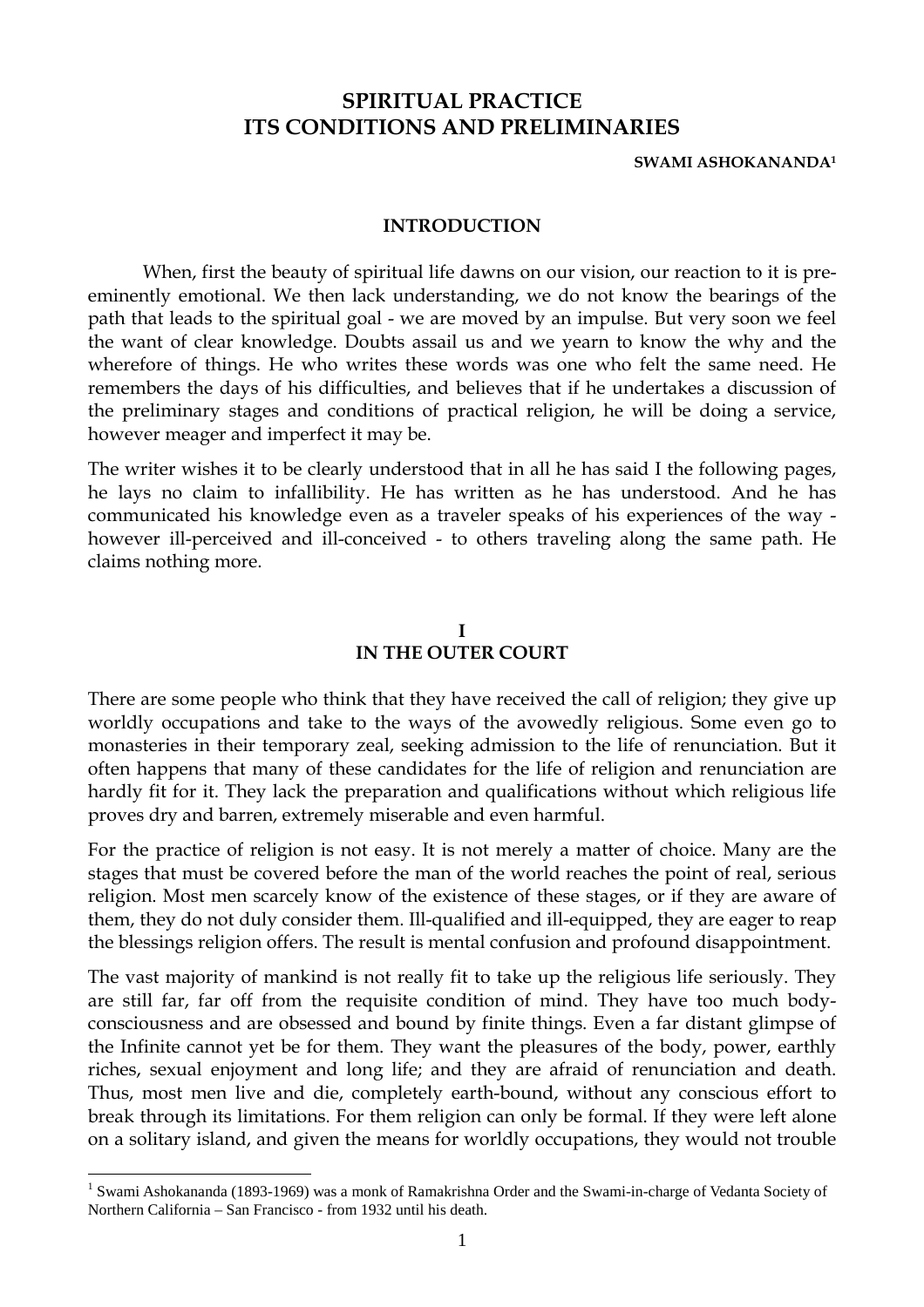# SPIRITUAL PRACTICE
# ITS CONDITIONS AND PRELIMINARIES

**SWAMI ASHOKANANDA[1]**

## INTRODUCTION

When, first the beauty of spiritual life dawns on our vision, our reaction to it is pre-eminently emotional. We then lack understanding, we do not know the bearings of the path that leads to the spiritual goal - we are moved by an impulse. But very soon we feel the want of clear knowledge. Doubts assail us and we yearn to know the why and the wherefore of things. He who writes these words was one who felt the same need. He remembers the days of his difficulties, and believes that if he undertakes a discussion of the preliminary stages and conditions of practical religion, he will be doing a service, however meager and imperfect it may be.

The writer wishes it to be clearly understood that in all he has said I the following pages, he lays no claim to infallibility. He has written as he has understood. And he has communicated his knowledge even as a traveler speaks of his experiences of the way - however ill-perceived and ill-conceived - to others traveling along the same path. He claims nothing more.

## I
## IN THE OUTER COURT

There are some people who think that they have received the call of religion; they give up worldly occupations and take to the ways of the avowedly religious. Some even go to monasteries in their temporary zeal, seeking admission to the life of renunciation. But it often happens that many of these candidates for the life of religion and renunciation are hardly fit for it. They lack the preparation and qualifications without which religious life proves dry and barren, extremely miserable and even harmful.

For the practice of religion is not easy. It is not merely a matter of choice. Many are the stages that must be covered before the man of the world reaches the point of real, serious religion. Most men scarcely know of the existence of these stages, or if they are aware of them, they do not duly consider them. Ill-qualified and ill-equipped, they are eager to reap the blessings religion offers. The result is mental confusion and profound disappointment.

The vast majority of mankind is not really fit to take up the religious life seriously. They are still far, far off from the requisite condition of mind. They have too much body-consciousness and are obsessed and bound by finite things. Even a far distant glimpse of the Infinite cannot yet be for them. They want the pleasures of the body, power, earthly riches, sexual enjoyment and long life; and they are afraid of renunciation and death. Thus, most men live and die, completely earth-bound, without any conscious effort to break through its limitations. For them religion can only be formal. If they were left alone on a solitary island, and given the means for worldly occupations, they would not trouble

[1] Swami Ashokananda (1893-1969) was a monk of Ramakrishna Order and the Swami-in-charge of Vedanta Society of Northern California – San Francisco - from 1932 until his death.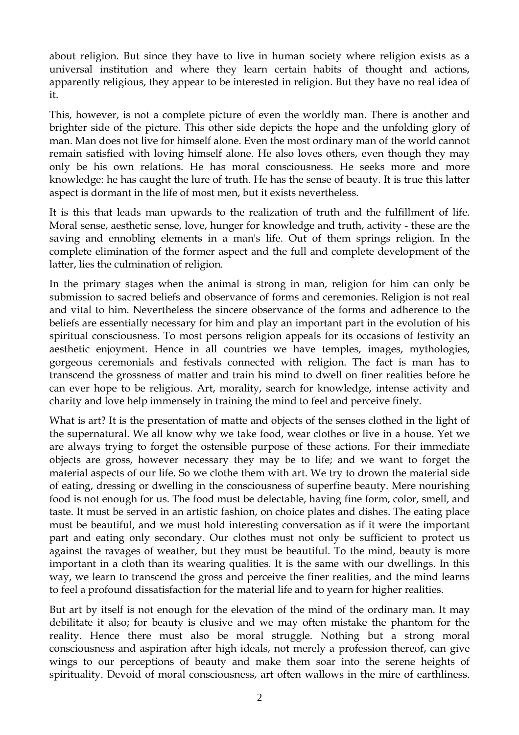about religion. But since they have to live in human society where religion exists as a universal institution and where they learn certain habits of thought and actions, apparently religious, they appear to be interested in religion. But they have no real idea of it.

This, however, is not a complete picture of even the worldly man. There is another and brighter side of the picture. This other side depicts the hope and the unfolding glory of man. Man does not live for himself alone. Even the most ordinary man of the world cannot remain satisfied with loving himself alone. He also loves others, even though they may only be his own relations. He has moral consciousness. He seeks more and more knowledge: he has caught the lure of truth. He has the sense of beauty. It is true this latter aspect is dormant in the life of most men, but it exists nevertheless.

It is this that leads man upwards to the realization of truth and the fulfillment of life. Moral sense, aesthetic sense, love, hunger for knowledge and truth, activity - these are the saving and ennobling elements in a man's life. Out of them springs religion. In the complete elimination of the former aspect and the full and complete development of the latter, lies the culmination of religion.

In the primary stages when the animal is strong in man, religion for him can only be submission to sacred beliefs and observance of forms and ceremonies. Religion is not real and vital to him. Nevertheless the sincere observance of the forms and adherence to the beliefs are essentially necessary for him and play an important part in the evolution of his spiritual consciousness. To most persons religion appeals for its occasions of festivity an aesthetic enjoyment. Hence in all countries we have temples, images, mythologies, gorgeous ceremonials and festivals connected with religion. The fact is man has to transcend the grossness of matter and train his mind to dwell on finer realities before he can ever hope to be religious. Art, morality, search for knowledge, intense activity and charity and love help immensely in training the mind to feel and perceive finely.

What is art? It is the presentation of matte and objects of the senses clothed in the light of the supernatural. We all know why we take food, wear clothes or live in a house. Yet we are always trying to forget the ostensible purpose of these actions. For their immediate objects are gross, however necessary they may be to life; and we want to forget the material aspects of our life. So we clothe them with art. We try to drown the material side of eating, dressing or dwelling in the consciousness of superfine beauty. Mere nourishing food is not enough for us. The food must be delectable, having fine form, color, smell, and taste. It must be served in an artistic fashion, on choice plates and dishes. The eating place must be beautiful, and we must hold interesting conversation as if it were the important part and eating only secondary. Our clothes must not only be sufficient to protect us against the ravages of weather, but they must be beautiful. To the mind, beauty is more important in a cloth than its wearing qualities. It is the same with our dwellings. In this way, we learn to transcend the gross and perceive the finer realities, and the mind learns to feel a profound dissatisfaction for the material life and to yearn for higher realities.

But art by itself is not enough for the elevation of the mind of the ordinary man. It may debilitate it also; for beauty is elusive and we may often mistake the phantom for the reality. Hence there must also be moral struggle. Nothing but a strong moral consciousness and aspiration after high ideals, not merely a profession thereof, can give wings to our perceptions of beauty and make them soar into the serene heights of spirituality. Devoid of moral consciousness, art often wallows in the mire of earthliness.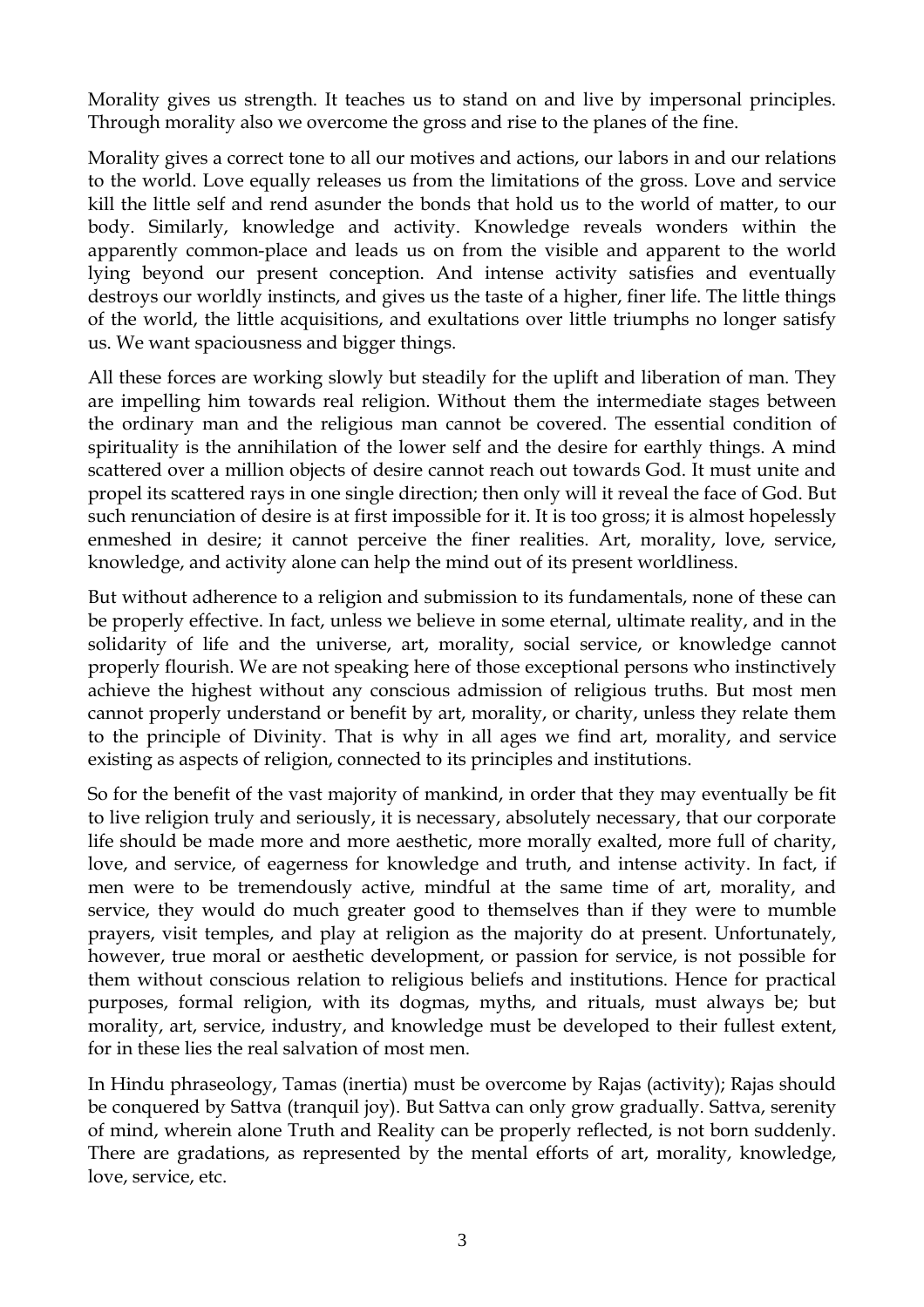Morality gives us strength. It teaches us to stand on and live by impersonal principles. Through morality also we overcome the gross and rise to the planes of the fine.

Morality gives a correct tone to all our motives and actions, our labors in and our relations to the world. Love equally releases us from the limitations of the gross. Love and service kill the little self and rend asunder the bonds that hold us to the world of matter, to our body. Similarly, knowledge and activity. Knowledge reveals wonders within the apparently common-place and leads us on from the visible and apparent to the world lying beyond our present conception. And intense activity satisfies and eventually destroys our worldly instincts, and gives us the taste of a higher, finer life. The little things of the world, the little acquisitions, and exultations over little triumphs no longer satisfy us. We want spaciousness and bigger things.

All these forces are working slowly but steadily for the uplift and liberation of man. They are impelling him towards real religion. Without them the intermediate stages between the ordinary man and the religious man cannot be covered. The essential condition of spirituality is the annihilation of the lower self and the desire for earthly things. A mind scattered over a million objects of desire cannot reach out towards God. It must unite and propel its scattered rays in one single direction; then only will it reveal the face of God. But such renunciation of desire is at first impossible for it. It is too gross; it is almost hopelessly enmeshed in desire; it cannot perceive the finer realities. Art, morality, love, service, knowledge, and activity alone can help the mind out of its present worldliness.

But without adherence to a religion and submission to its fundamentals, none of these can be properly effective. In fact, unless we believe in some eternal, ultimate reality, and in the solidarity of life and the universe, art, morality, social service, or knowledge cannot properly flourish. We are not speaking here of those exceptional persons who instinctively achieve the highest without any conscious admission of religious truths. But most men cannot properly understand or benefit by art, morality, or charity, unless they relate them to the principle of Divinity. That is why in all ages we find art, morality, and service existing as aspects of religion, connected to its principles and institutions.

So for the benefit of the vast majority of mankind, in order that they may eventually be fit to live religion truly and seriously, it is necessary, absolutely necessary, that our corporate life should be made more and more aesthetic, more morally exalted, more full of charity, love, and service, of eagerness for knowledge and truth, and intense activity. In fact, if men were to be tremendously active, mindful at the same time of art, morality, and service, they would do much greater good to themselves than if they were to mumble prayers, visit temples, and play at religion as the majority do at present. Unfortunately, however, true moral or aesthetic development, or passion for service, is not possible for them without conscious relation to religious beliefs and institutions. Hence for practical purposes, formal religion, with its dogmas, myths, and rituals, must always be; but morality, art, service, industry, and knowledge must be developed to their fullest extent, for in these lies the real salvation of most men.

In Hindu phraseology, Tamas (inertia) must be overcome by Rajas (activity); Rajas should be conquered by Sattva (tranquil joy). But Sattva can only grow gradually. Sattva, serenity of mind, wherein alone Truth and Reality can be properly reflected, is not born suddenly. There are gradations, as represented by the mental efforts of art, morality, knowledge, love, service, etc.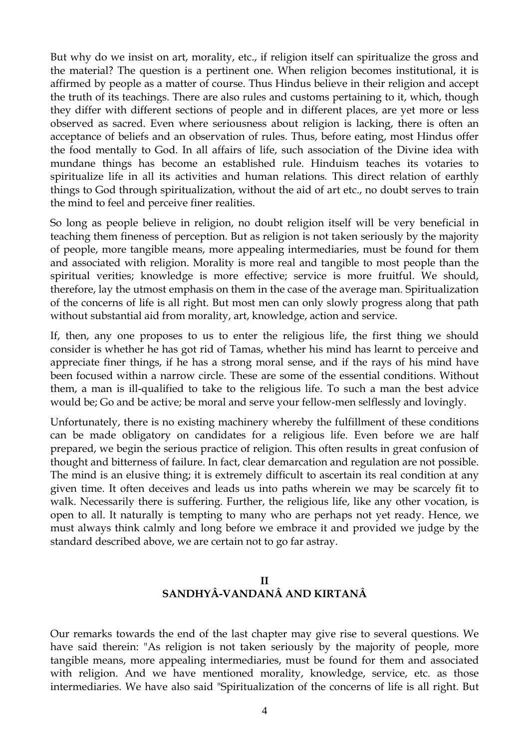But why do we insist on art, morality, etc., if religion itself can spiritualize the gross and the material? The question is a pertinent one. When religion becomes institutional, it is affirmed by people as a matter of course. Thus Hindus believe in their religion and accept the truth of its teachings. There are also rules and customs pertaining to it, which, though they differ with different sections of people and in different places, are yet more or less observed as sacred. Even where seriousness about religion is lacking, there is often an acceptance of beliefs and an observation of rules. Thus, before eating, most Hindus offer the food mentally to God. In all affairs of life, such association of the Divine idea with mundane things has become an established rule. Hinduism teaches its votaries to spiritualize life in all its activities and human relations. This direct relation of earthly things to God through spiritualization, without the aid of art etc., no doubt serves to train the mind to feel and perceive finer realities.

So long as people believe in religion, no doubt religion itself will be very beneficial in teaching them fineness of perception. But as religion is not taken seriously by the majority of people, more tangible means, more appealing intermediaries, must be found for them and associated with religion. Morality is more real and tangible to most people than the spiritual verities; knowledge is more effective; service is more fruitful. We should, therefore, lay the utmost emphasis on them in the case of the average man. Spiritualization of the concerns of life is all right. But most men can only slowly progress along that path without substantial aid from morality, art, knowledge, action and service.

If, then, any one proposes to us to enter the religious life, the first thing we should consider is whether he has got rid of Tamas, whether his mind has learnt to perceive and appreciate finer things, if he has a strong moral sense, and if the rays of his mind have been focused within a narrow circle. These are some of the essential conditions. Without them, a man is ill-qualified to take to the religious life. To such a man the best advice would be; Go and be active; be moral and serve your fellow-men selflessly and lovingly.

Unfortunately, there is no existing machinery whereby the fulfillment of these conditions can be made obligatory on candidates for a religious life. Even before we are half prepared, we begin the serious practice of religion. This often results in great confusion of thought and bitterness of failure. In fact, clear demarcation and regulation are not possible. The mind is an elusive thing; it is extremely difficult to ascertain its real condition at any given time. It often deceives and leads us into paths wherein we may be scarcely fit to walk. Necessarily there is suffering. Further, the religious life, like any other vocation, is open to all. It naturally is tempting to many who are perhaps not yet ready. Hence, we must always think calmly and long before we embrace it and provided we judge by the standard described above, we are certain not to go far astray.

## II
## SANDHYÂ-VANDANÂ AND KIRTANÂ

Our remarks towards the end of the last chapter may give rise to several questions. We have said therein: "As religion is not taken seriously by the majority of people, more tangible means, more appealing intermediaries, must be found for them and associated with religion. And we have mentioned morality, knowledge, service, etc. as those intermediaries. We have also said "Spiritualization of the concerns of life is all right. But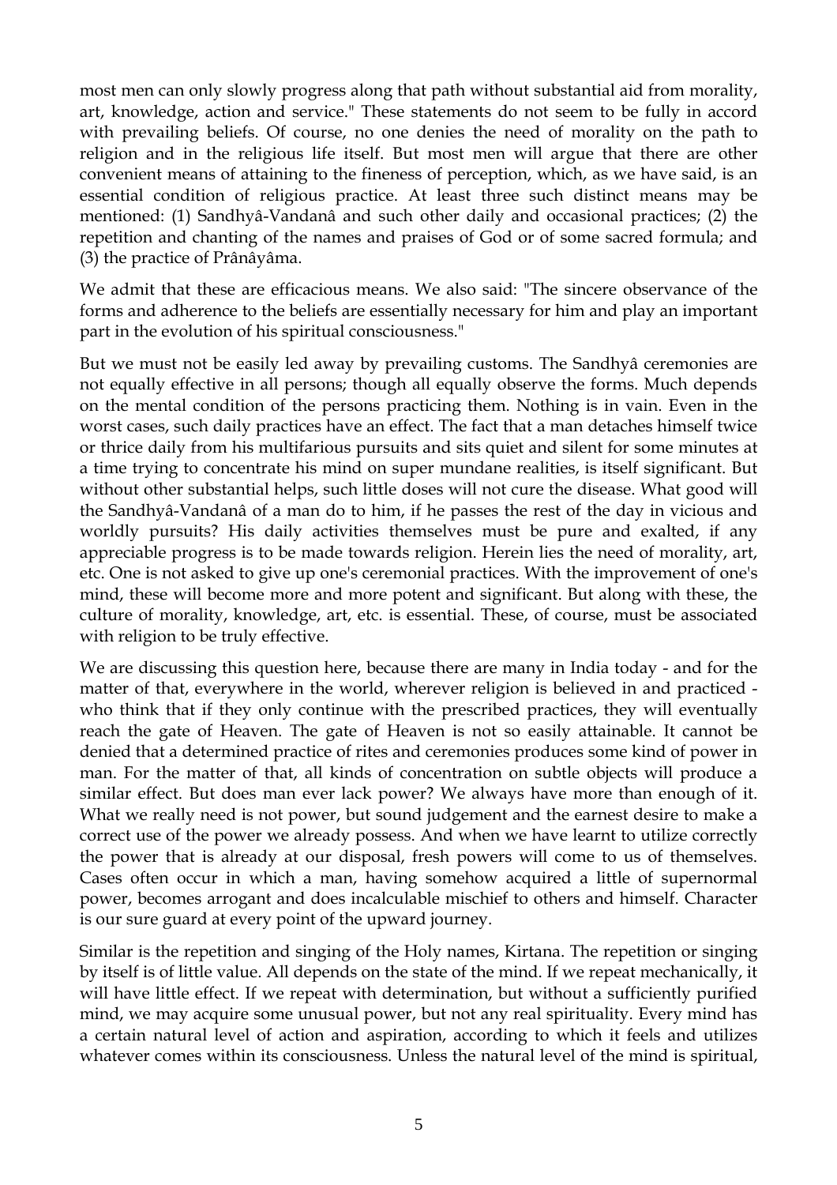most men can only slowly progress along that path without substantial aid from morality, art, knowledge, action and service." These statements do not seem to be fully in accord with prevailing beliefs. Of course, no one denies the need of morality on the path to religion and in the religious life itself. But most men will argue that there are other convenient means of attaining to the fineness of perception, which, as we have said, is an essential condition of religious practice. At least three such distinct means may be mentioned: (1) Sandhyâ-Vandanâ and such other daily and occasional practices; (2) the repetition and chanting of the names and praises of God or of some sacred formula; and (3) the practice of Prânâyâma.

We admit that these are efficacious means. We also said: "The sincere observance of the forms and adherence to the beliefs are essentially necessary for him and play an important part in the evolution of his spiritual consciousness."

But we must not be easily led away by prevailing customs. The Sandhyâ ceremonies are not equally effective in all persons; though all equally observe the forms. Much depends on the mental condition of the persons practicing them. Nothing is in vain. Even in the worst cases, such daily practices have an effect. The fact that a man detaches himself twice or thrice daily from his multifarious pursuits and sits quiet and silent for some minutes at a time trying to concentrate his mind on super mundane realities, is itself significant. But without other substantial helps, such little doses will not cure the disease. What good will the Sandhyâ-Vandanâ of a man do to him, if he passes the rest of the day in vicious and worldly pursuits? His daily activities themselves must be pure and exalted, if any appreciable progress is to be made towards religion. Herein lies the need of morality, art, etc. One is not asked to give up one's ceremonial practices. With the improvement of one's mind, these will become more and more potent and significant. But along with these, the culture of morality, knowledge, art, etc. is essential. These, of course, must be associated with religion to be truly effective.

We are discussing this question here, because there are many in India today - and for the matter of that, everywhere in the world, wherever religion is believed in and practiced - who think that if they only continue with the prescribed practices, they will eventually reach the gate of Heaven. The gate of Heaven is not so easily attainable. It cannot be denied that a determined practice of rites and ceremonies produces some kind of power in man. For the matter of that, all kinds of concentration on subtle objects will produce a similar effect. But does man ever lack power? We always have more than enough of it. What we really need is not power, but sound judgement and the earnest desire to make a correct use of the power we already possess. And when we have learnt to utilize correctly the power that is already at our disposal, fresh powers will come to us of themselves. Cases often occur in which a man, having somehow acquired a little of supernormal power, becomes arrogant and does incalculable mischief to others and himself. Character is our sure guard at every point of the upward journey.

Similar is the repetition and singing of the Holy names, Kirtana. The repetition or singing by itself is of little value. All depends on the state of the mind. If we repeat mechanically, it will have little effect. If we repeat with determination, but without a sufficiently purified mind, we may acquire some unusual power, but not any real spirituality. Every mind has a certain natural level of action and aspiration, according to which it feels and utilizes whatever comes within its consciousness. Unless the natural level of the mind is spiritual,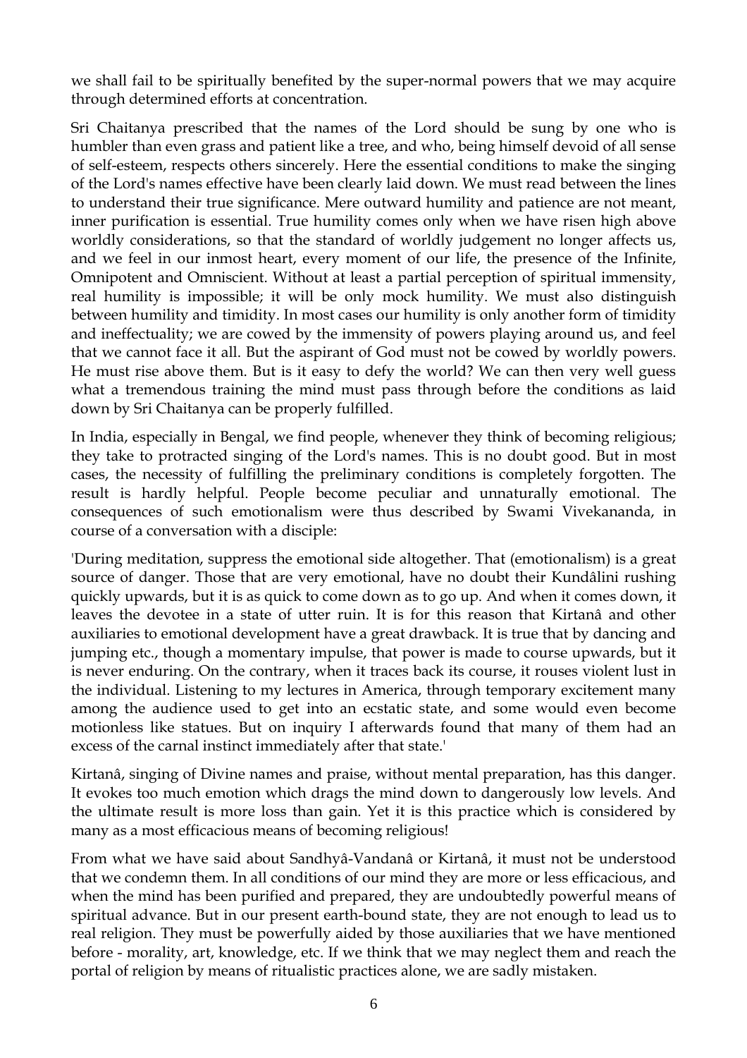we shall fail to be spiritually benefited by the super-normal powers that we may acquire through determined efforts at concentration.

Sri Chaitanya prescribed that the names of the Lord should be sung by one who is humbler than even grass and patient like a tree, and who, being himself devoid of all sense of self-esteem, respects others sincerely. Here the essential conditions to make the singing of the Lord's names effective have been clearly laid down. We must read between the lines to understand their true significance. Mere outward humility and patience are not meant, inner purification is essential. True humility comes only when we have risen high above worldly considerations, so that the standard of worldly judgement no longer affects us, and we feel in our inmost heart, every moment of our life, the presence of the Infinite, Omnipotent and Omniscient. Without at least a partial perception of spiritual immensity, real humility is impossible; it will be only mock humility. We must also distinguish between humility and timidity. In most cases our humility is only another form of timidity and ineffectuality; we are cowed by the immensity of powers playing around us, and feel that we cannot face it all. But the aspirant of God must not be cowed by worldly powers. He must rise above them. But is it easy to defy the world? We can then very well guess what a tremendous training the mind must pass through before the conditions as laid down by Sri Chaitanya can be properly fulfilled.

In India, especially in Bengal, we find people, whenever they think of becoming religious; they take to protracted singing of the Lord's names. This is no doubt good. But in most cases, the necessity of fulfilling the preliminary conditions is completely forgotten. The result is hardly helpful. People become peculiar and unnaturally emotional. The consequences of such emotionalism were thus described by Swami Vivekananda, in course of a conversation with a disciple:

'During meditation, suppress the emotional side altogether. That (emotionalism) is a great source of danger. Those that are very emotional, have no doubt their Kundâlini rushing quickly upwards, but it is as quick to come down as to go up. And when it comes down, it leaves the devotee in a state of utter ruin. It is for this reason that Kirtanâ and other auxiliaries to emotional development have a great drawback. It is true that by dancing and jumping etc., though a momentary impulse, that power is made to course upwards, but it is never enduring. On the contrary, when it traces back its course, it rouses violent lust in the individual. Listening to my lectures in America, through temporary excitement many among the audience used to get into an ecstatic state, and some would even become motionless like statues. But on inquiry I afterwards found that many of them had an excess of the carnal instinct immediately after that state.'

Kirtanâ, singing of Divine names and praise, without mental preparation, has this danger. It evokes too much emotion which drags the mind down to dangerously low levels. And the ultimate result is more loss than gain. Yet it is this practice which is considered by many as a most efficacious means of becoming religious!

From what we have said about Sandhyâ-Vandanâ or Kirtanâ, it must not be understood that we condemn them. In all conditions of our mind they are more or less efficacious, and when the mind has been purified and prepared, they are undoubtedly powerful means of spiritual advance. But in our present earth-bound state, they are not enough to lead us to real religion. They must be powerfully aided by those auxiliaries that we have mentioned before - morality, art, knowledge, etc. If we think that we may neglect them and reach the portal of religion by means of ritualistic practices alone, we are sadly mistaken.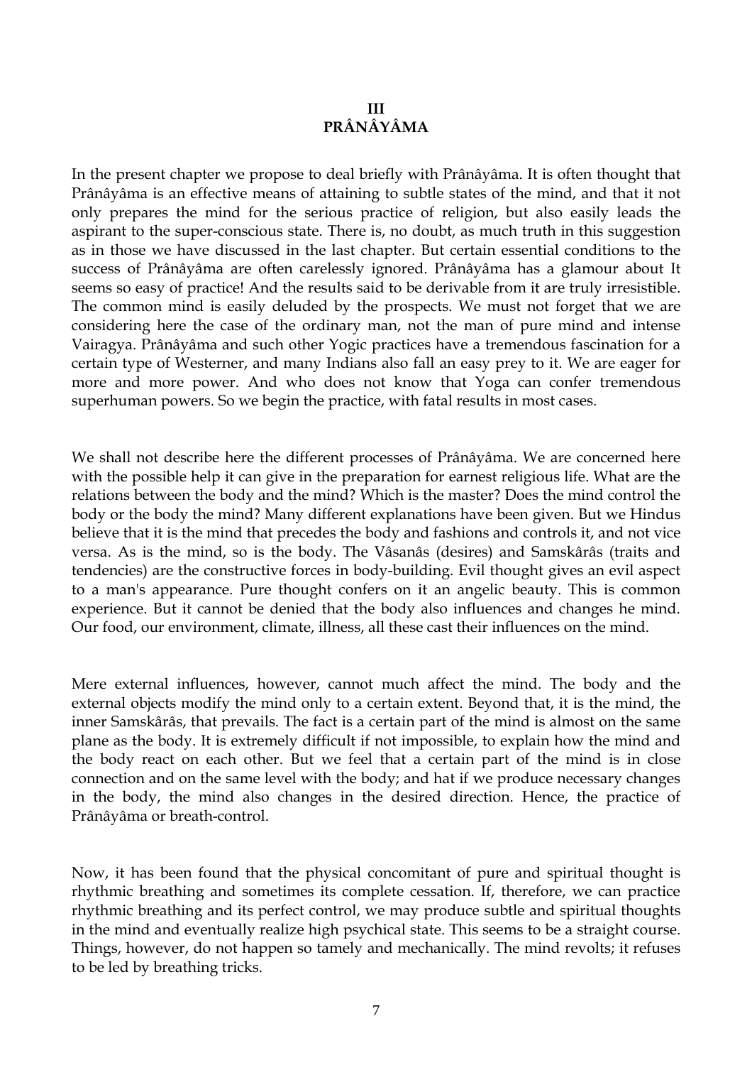# III
# PRÂNÂYÂMA

In the present chapter we propose to deal briefly with Prânâyâma. It is often thought that Prânâyâma is an effective means of attaining to subtle states of the mind, and that it not only prepares the mind for the serious practice of religion, but also easily leads the aspirant to the super-conscious state. There is, no doubt, as much truth in this suggestion as in those we have discussed in the last chapter. But certain essential conditions to the success of Prânâyâma are often carelessly ignored. Prânâyâma has a glamour about It seems so easy of practice! And the results said to be derivable from it are truly irresistible. The common mind is easily deluded by the prospects. We must not forget that we are considering here the case of the ordinary man, not the man of pure mind and intense Vairagya. Prânâyâma and such other Yogic practices have a tremendous fascination for a certain type of Westerner, and many Indians also fall an easy prey to it. We are eager for more and more power. And who does not know that Yoga can confer tremendous superhuman powers. So we begin the practice, with fatal results in most cases.

We shall not describe here the different processes of Prânâyâma. We are concerned here with the possible help it can give in the preparation for earnest religious life. What are the relations between the body and the mind? Which is the master? Does the mind control the body or the body the mind? Many different explanations have been given. But we Hindus believe that it is the mind that precedes the body and fashions and controls it, and not vice versa. As is the mind, so is the body. The Vâsanâs (desires) and Samskârâs (traits and tendencies) are the constructive forces in body-building. Evil thought gives an evil aspect to a man's appearance. Pure thought confers on it an angelic beauty. This is common experience. But it cannot be denied that the body also influences and changes he mind. Our food, our environment, climate, illness, all these cast their influences on the mind.

Mere external influences, however, cannot much affect the mind. The body and the external objects modify the mind only to a certain extent. Beyond that, it is the mind, the inner Samskârâs, that prevails. The fact is a certain part of the mind is almost on the same plane as the body. It is extremely difficult if not impossible, to explain how the mind and the body react on each other. But we feel that a certain part of the mind is in close connection and on the same level with the body; and hat if we produce necessary changes in the body, the mind also changes in the desired direction. Hence, the practice of Prânâyâma or breath-control.

Now, it has been found that the physical concomitant of pure and spiritual thought is rhythmic breathing and sometimes its complete cessation. If, therefore, we can practice rhythmic breathing and its perfect control, we may produce subtle and spiritual thoughts in the mind and eventually realize high psychical state. This seems to be a straight course. Things, however, do not happen so tamely and mechanically. The mind revolts; it refuses to be led by breathing tricks.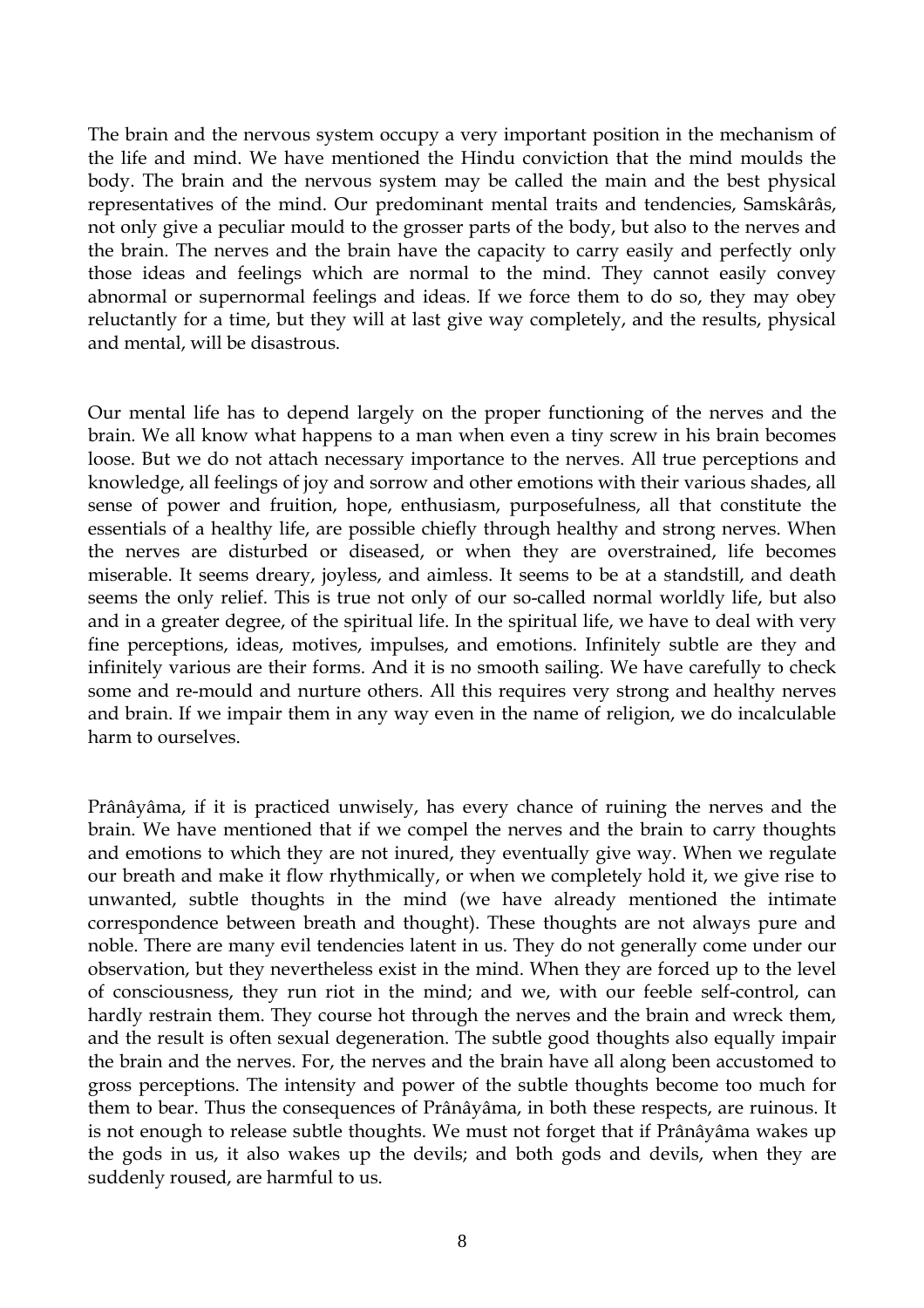The brain and the nervous system occupy a very important position in the mechanism of the life and mind. We have mentioned the Hindu conviction that the mind moulds the body. The brain and the nervous system may be called the main and the best physical representatives of the mind. Our predominant mental traits and tendencies, Samskârâs, not only give a peculiar mould to the grosser parts of the body, but also to the nerves and the brain. The nerves and the brain have the capacity to carry easily and perfectly only those ideas and feelings which are normal to the mind. They cannot easily convey abnormal or supernormal feelings and ideas. If we force them to do so, they may obey reluctantly for a time, but they will at last give way completely, and the results, physical and mental, will be disastrous.

Our mental life has to depend largely on the proper functioning of the nerves and the brain. We all know what happens to a man when even a tiny screw in his brain becomes loose. But we do not attach necessary importance to the nerves. All true perceptions and knowledge, all feelings of joy and sorrow and other emotions with their various shades, all sense of power and fruition, hope, enthusiasm, purposefulness, all that constitute the essentials of a healthy life, are possible chiefly through healthy and strong nerves. When the nerves are disturbed or diseased, or when they are overstrained, life becomes miserable. It seems dreary, joyless, and aimless. It seems to be at a standstill, and death seems the only relief. This is true not only of our so-called normal worldly life, but also and in a greater degree, of the spiritual life. In the spiritual life, we have to deal with very fine perceptions, ideas, motives, impulses, and emotions. Infinitely subtle are they and infinitely various are their forms. And it is no smooth sailing. We have carefully to check some and re-mould and nurture others. All this requires very strong and healthy nerves and brain. If we impair them in any way even in the name of religion, we do incalculable harm to ourselves.

Prânâyâma, if it is practiced unwisely, has every chance of ruining the nerves and the brain. We have mentioned that if we compel the nerves and the brain to carry thoughts and emotions to which they are not inured, they eventually give way. When we regulate our breath and make it flow rhythmically, or when we completely hold it, we give rise to unwanted, subtle thoughts in the mind (we have already mentioned the intimate correspondence between breath and thought). These thoughts are not always pure and noble. There are many evil tendencies latent in us. They do not generally come under our observation, but they nevertheless exist in the mind. When they are forced up to the level of consciousness, they run riot in the mind; and we, with our feeble self-control, can hardly restrain them. They course hot through the nerves and the brain and wreck them, and the result is often sexual degeneration. The subtle good thoughts also equally impair the brain and the nerves. For, the nerves and the brain have all along been accustomed to gross perceptions. The intensity and power of the subtle thoughts become too much for them to bear. Thus the consequences of Prânâyâma, in both these respects, are ruinous. It is not enough to release subtle thoughts. We must not forget that if Prânâyâma wakes up the gods in us, it also wakes up the devils; and both gods and devils, when they are suddenly roused, are harmful to us.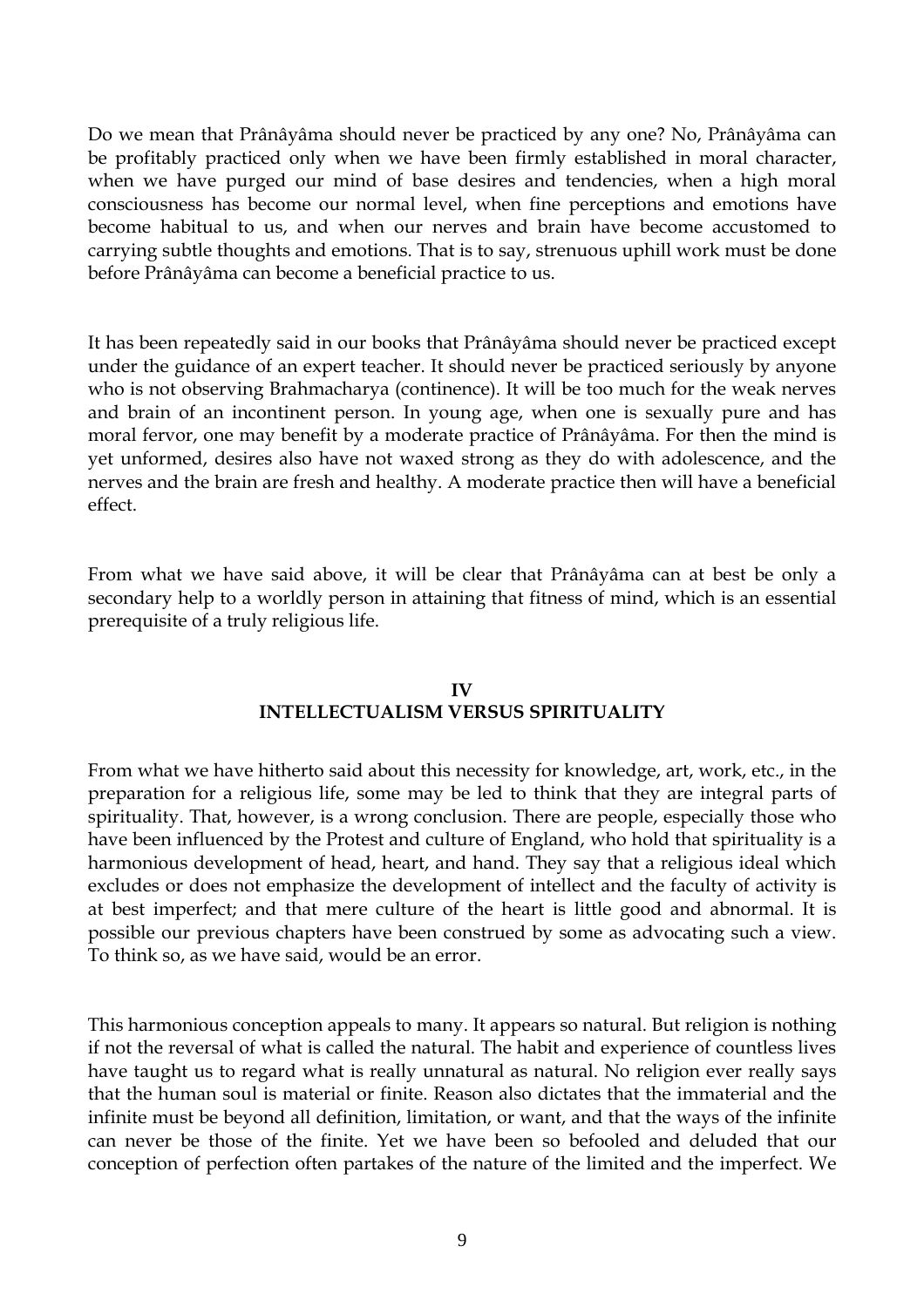Do we mean that Prânâyâma should never be practiced by any one? No, Prânâyâma can be profitably practiced only when we have been firmly established in moral character, when we have purged our mind of base desires and tendencies, when a high moral consciousness has become our normal level, when fine perceptions and emotions have become habitual to us, and when our nerves and brain have become accustomed to carrying subtle thoughts and emotions. That is to say, strenuous uphill work must be done before Prânâyâma can become a beneficial practice to us.

It has been repeatedly said in our books that Prânâyâma should never be practiced except under the guidance of an expert teacher. It should never be practiced seriously by anyone who is not observing Brahmacharya (continence). It will be too much for the weak nerves and brain of an incontinent person. In young age, when one is sexually pure and has moral fervor, one may benefit by a moderate practice of Prânâyâma. For then the mind is yet unformed, desires also have not waxed strong as they do with adolescence, and the nerves and the brain are fresh and healthy. A moderate practice then will have a beneficial effect.

From what we have said above, it will be clear that Prânâyâma can at best be only a secondary help to a worldly person in attaining that fitness of mind, which is an essential prerequisite of a truly religious life.

## IV
## INTELLECTUALISM VERSUS SPIRITUALITY

From what we have hitherto said about this necessity for knowledge, art, work, etc., in the preparation for a religious life, some may be led to think that they are integral parts of spirituality. That, however, is a wrong conclusion. There are people, especially those who have been influenced by the Protest and culture of England, who hold that spirituality is a harmonious development of head, heart, and hand. They say that a religious ideal which excludes or does not emphasize the development of intellect and the faculty of activity is at best imperfect; and that mere culture of the heart is little good and abnormal. It is possible our previous chapters have been construed by some as advocating such a view. To think so, as we have said, would be an error.

This harmonious conception appeals to many. It appears so natural. But religion is nothing if not the reversal of what is called the natural. The habit and experience of countless lives have taught us to regard what is really unnatural as natural. No religion ever really says that the human soul is material or finite. Reason also dictates that the immaterial and the infinite must be beyond all definition, limitation, or want, and that the ways of the infinite can never be those of the finite. Yet we have been so befooled and deluded that our conception of perfection often partakes of the nature of the limited and the imperfect. We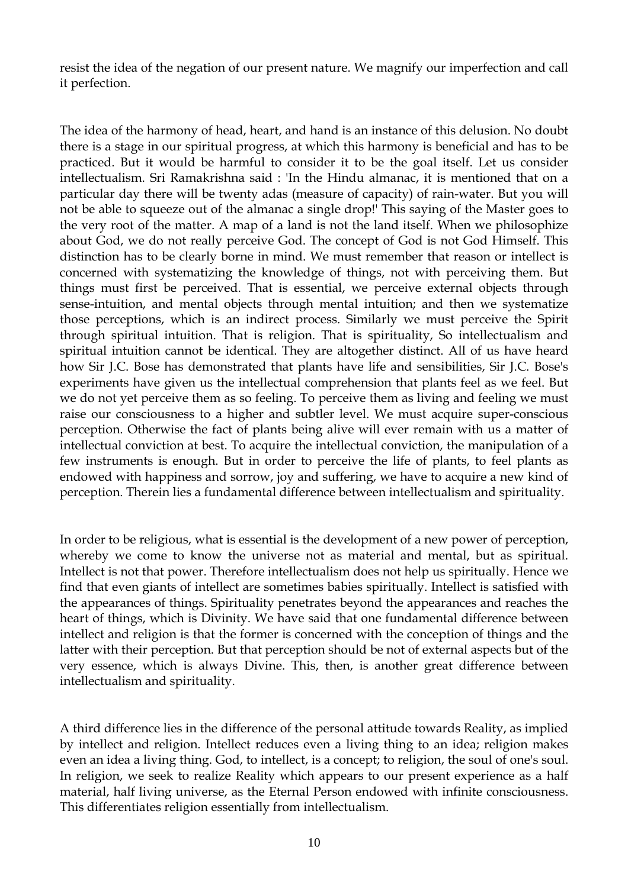resist the idea of the negation of our present nature. We magnify our imperfection and call it perfection.

The idea of the harmony of head, heart, and hand is an instance of this delusion. No doubt there is a stage in our spiritual progress, at which this harmony is beneficial and has to be practiced. But it would be harmful to consider it to be the goal itself. Let us consider intellectualism. Sri Ramakrishna said : 'In the Hindu almanac, it is mentioned that on a particular day there will be twenty adas (measure of capacity) of rain-water. But you will not be able to squeeze out of the almanac a single drop!' This saying of the Master goes to the very root of the matter. A map of a land is not the land itself. When we philosophize about God, we do not really perceive God. The concept of God is not God Himself. This distinction has to be clearly borne in mind. We must remember that reason or intellect is concerned with systematizing the knowledge of things, not with perceiving them. But things must first be perceived. That is essential, we perceive external objects through sense-intuition, and mental objects through mental intuition; and then we systematize those perceptions, which is an indirect process. Similarly we must perceive the Spirit through spiritual intuition. That is religion. That is spirituality, So intellectualism and spiritual intuition cannot be identical. They are altogether distinct. All of us have heard how Sir J.C. Bose has demonstrated that plants have life and sensibilities, Sir J.C. Bose's experiments have given us the intellectual comprehension that plants feel as we feel. But we do not yet perceive them as so feeling. To perceive them as living and feeling we must raise our consciousness to a higher and subtler level. We must acquire super-conscious perception. Otherwise the fact of plants being alive will ever remain with us a matter of intellectual conviction at best. To acquire the intellectual conviction, the manipulation of a few instruments is enough. But in order to perceive the life of plants, to feel plants as endowed with happiness and sorrow, joy and suffering, we have to acquire a new kind of perception. Therein lies a fundamental difference between intellectualism and spirituality.

In order to be religious, what is essential is the development of a new power of perception, whereby we come to know the universe not as material and mental, but as spiritual. Intellect is not that power. Therefore intellectualism does not help us spiritually. Hence we find that even giants of intellect are sometimes babies spiritually. Intellect is satisfied with the appearances of things. Spirituality penetrates beyond the appearances and reaches the heart of things, which is Divinity. We have said that one fundamental difference between intellect and religion is that the former is concerned with the conception of things and the latter with their perception. But that perception should be not of external aspects but of the very essence, which is always Divine. This, then, is another great difference between intellectualism and spirituality.

A third difference lies in the difference of the personal attitude towards Reality, as implied by intellect and religion. Intellect reduces even a living thing to an idea; religion makes even an idea a living thing. God, to intellect, is a concept; to religion, the soul of one's soul. In religion, we seek to realize Reality which appears to our present experience as a half material, half living universe, as the Eternal Person endowed with infinite consciousness. This differentiates religion essentially from intellectualism.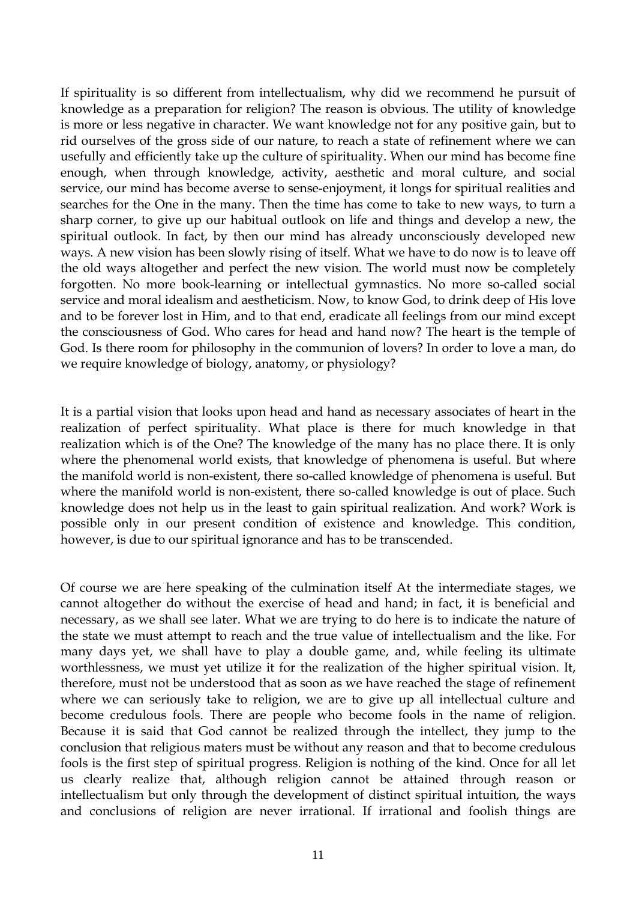If spirituality is so different from intellectualism, why did we recommend he pursuit of knowledge as a preparation for religion? The reason is obvious. The utility of knowledge is more or less negative in character. We want knowledge not for any positive gain, but to rid ourselves of the gross side of our nature, to reach a state of refinement where we can usefully and efficiently take up the culture of spirituality. When our mind has become fine enough, when through knowledge, activity, aesthetic and moral culture, and social service, our mind has become averse to sense-enjoyment, it longs for spiritual realities and searches for the One in the many. Then the time has come to take to new ways, to turn a sharp corner, to give up our habitual outlook on life and things and develop a new, the spiritual outlook. In fact, by then our mind has already unconsciously developed new ways. A new vision has been slowly rising of itself. What we have to do now is to leave off the old ways altogether and perfect the new vision. The world must now be completely forgotten. No more book-learning or intellectual gymnastics. No more so-called social service and moral idealism and aestheticism. Now, to know God, to drink deep of His love and to be forever lost in Him, and to that end, eradicate all feelings from our mind except the consciousness of God. Who cares for head and hand now? The heart is the temple of God. Is there room for philosophy in the communion of lovers? In order to love a man, do we require knowledge of biology, anatomy, or physiology?

It is a partial vision that looks upon head and hand as necessary associates of heart in the realization of perfect spirituality. What place is there for much knowledge in that realization which is of the One? The knowledge of the many has no place there. It is only where the phenomenal world exists, that knowledge of phenomena is useful. But where the manifold world is non-existent, there so-called knowledge of phenomena is useful. But where the manifold world is non-existent, there so-called knowledge is out of place. Such knowledge does not help us in the least to gain spiritual realization. And work? Work is possible only in our present condition of existence and knowledge. This condition, however, is due to our spiritual ignorance and has to be transcended.

Of course we are here speaking of the culmination itself At the intermediate stages, we cannot altogether do without the exercise of head and hand; in fact, it is beneficial and necessary, as we shall see later. What we are trying to do here is to indicate the nature of the state we must attempt to reach and the true value of intellectualism and the like. For many days yet, we shall have to play a double game, and, while feeling its ultimate worthlessness, we must yet utilize it for the realization of the higher spiritual vision. It, therefore, must not be understood that as soon as we have reached the stage of refinement where we can seriously take to religion, we are to give up all intellectual culture and become credulous fools. There are people who become fools in the name of religion. Because it is said that God cannot be realized through the intellect, they jump to the conclusion that religious maters must be without any reason and that to become credulous fools is the first step of spiritual progress. Religion is nothing of the kind. Once for all let us clearly realize that, although religion cannot be attained through reason or intellectualism but only through the development of distinct spiritual intuition, the ways and conclusions of religion are never irrational. If irrational and foolish things are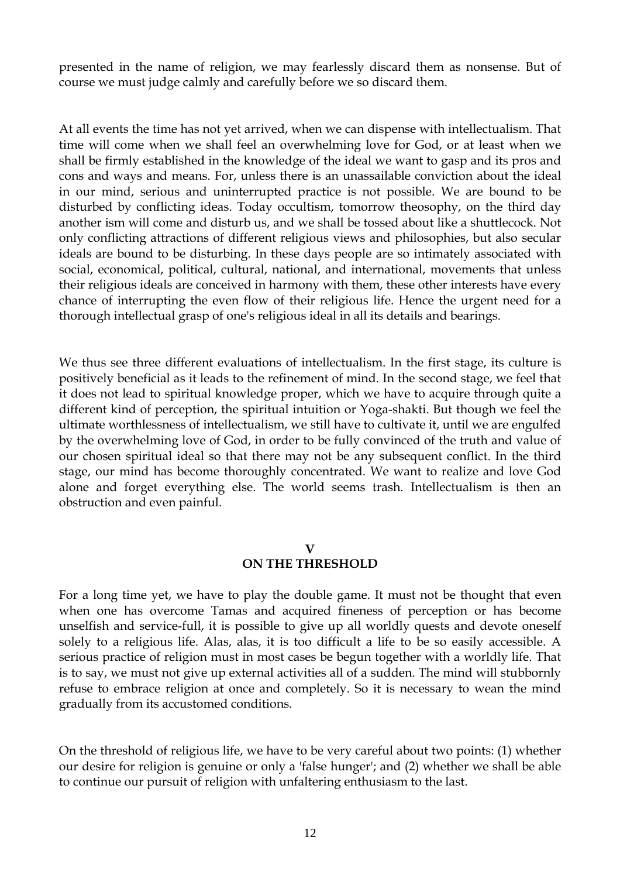presented in the name of religion, we may fearlessly discard them as nonsense. But of course we must judge calmly and carefully before we so discard them.

At all events the time has not yet arrived, when we can dispense with intellectualism. That time will come when we shall feel an overwhelming love for God, or at least when we shall be firmly established in the knowledge of the ideal we want to gasp and its pros and cons and ways and means. For, unless there is an unassailable conviction about the ideal in our mind, serious and uninterrupted practice is not possible. We are bound to be disturbed by conflicting ideas. Today occultism, tomorrow theosophy, on the third day another ism will come and disturb us, and we shall be tossed about like a shuttlecock. Not only conflicting attractions of different religious views and philosophies, but also secular ideals are bound to be disturbing. In these days people are so intimately associated with social, economical, political, cultural, national, and international, movements that unless their religious ideals are conceived in harmony with them, these other interests have every chance of interrupting the even flow of their religious life. Hence the urgent need for a thorough intellectual grasp of one's religious ideal in all its details and bearings.

We thus see three different evaluations of intellectualism. In the first stage, its culture is positively beneficial as it leads to the refinement of mind. In the second stage, we feel that it does not lead to spiritual knowledge proper, which we have to acquire through quite a different kind of perception, the spiritual intuition or Yoga-shakti. But though we feel the ultimate worthlessness of intellectualism, we still have to cultivate it, until we are engulfed by the overwhelming love of God, in order to be fully convinced of the truth and value of our chosen spiritual ideal so that there may not be any subsequent conflict. In the third stage, our mind has become thoroughly concentrated. We want to realize and love God alone and forget everything else. The world seems trash. Intellectualism is then an obstruction and even painful.

## V
## ON THE THRESHOLD

For a long time yet, we have to play the double game. It must not be thought that even when one has overcome Tamas and acquired fineness of perception or has become unselfish and service-full, it is possible to give up all worldly quests and devote oneself solely to a religious life. Alas, alas, it is too difficult a life to be so easily accessible. A serious practice of religion must in most cases be begun together with a worldly life. That is to say, we must not give up external activities all of a sudden. The mind will stubbornly refuse to embrace religion at once and completely. So it is necessary to wean the mind gradually from its accustomed conditions.

On the threshold of religious life, we have to be very careful about two points: (1) whether our desire for religion is genuine or only a 'false hunger'; and (2) whether we shall be able to continue our pursuit of religion with unfaltering enthusiasm to the last.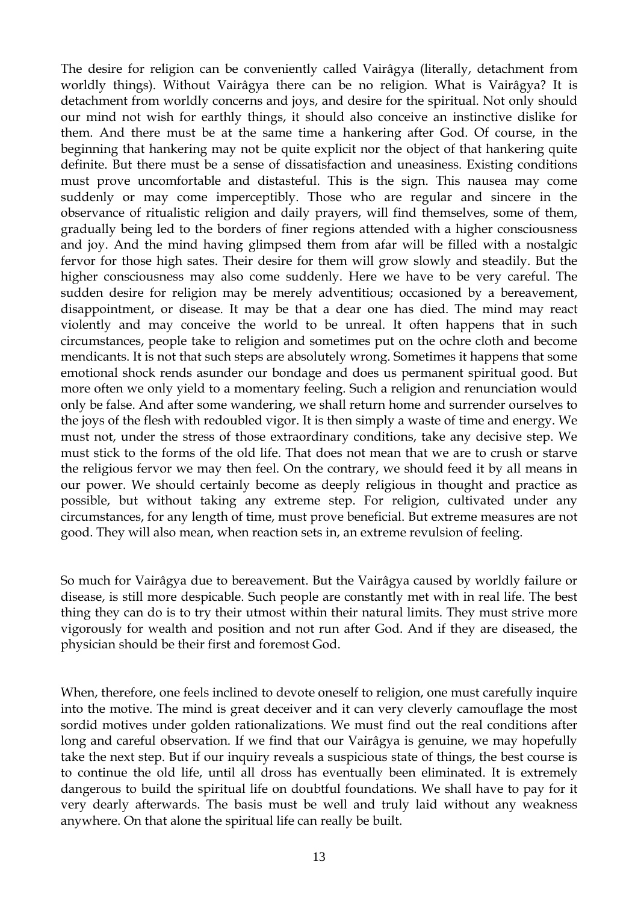The desire for religion can be conveniently called Vairâgya (literally, detachment from worldly things). Without Vairâgya there can be no religion. What is Vairâgya? It is detachment from worldly concerns and joys, and desire for the spiritual. Not only should our mind not wish for earthly things, it should also conceive an instinctive dislike for them. And there must be at the same time a hankering after God. Of course, in the beginning that hankering may not be quite explicit nor the object of that hankering quite definite. But there must be a sense of dissatisfaction and uneasiness. Existing conditions must prove uncomfortable and distasteful. This is the sign. This nausea may come suddenly or may come imperceptibly. Those who are regular and sincere in the observance of ritualistic religion and daily prayers, will find themselves, some of them, gradually being led to the borders of finer regions attended with a higher consciousness and joy. And the mind having glimpsed them from afar will be filled with a nostalgic fervor for those high sates. Their desire for them will grow slowly and steadily. But the higher consciousness may also come suddenly. Here we have to be very careful. The sudden desire for religion may be merely adventitious; occasioned by a bereavement, disappointment, or disease. It may be that a dear one has died. The mind may react violently and may conceive the world to be unreal. It often happens that in such circumstances, people take to religion and sometimes put on the ochre cloth and become mendicants. It is not that such steps are absolutely wrong. Sometimes it happens that some emotional shock rends asunder our bondage and does us permanent spiritual good. But more often we only yield to a momentary feeling. Such a religion and renunciation would only be false. And after some wandering, we shall return home and surrender ourselves to the joys of the flesh with redoubled vigor. It is then simply a waste of time and energy. We must not, under the stress of those extraordinary conditions, take any decisive step. We must stick to the forms of the old life. That does not mean that we are to crush or starve the religious fervor we may then feel. On the contrary, we should feed it by all means in our power. We should certainly become as deeply religious in thought and practice as possible, but without taking any extreme step. For religion, cultivated under any circumstances, for any length of time, must prove beneficial. But extreme measures are not good. They will also mean, when reaction sets in, an extreme revulsion of feeling.

So much for Vairâgya due to bereavement. But the Vairâgya caused by worldly failure or disease, is still more despicable. Such people are constantly met with in real life. The best thing they can do is to try their utmost within their natural limits. They must strive more vigorously for wealth and position and not run after God. And if they are diseased, the physician should be their first and foremost God.

When, therefore, one feels inclined to devote oneself to religion, one must carefully inquire into the motive. The mind is great deceiver and it can very cleverly camouflage the most sordid motives under golden rationalizations. We must find out the real conditions after long and careful observation. If we find that our Vairâgya is genuine, we may hopefully take the next step. But if our inquiry reveals a suspicious state of things, the best course is to continue the old life, until all dross has eventually been eliminated. It is extremely dangerous to build the spiritual life on doubtful foundations. We shall have to pay for it very dearly afterwards. The basis must be well and truly laid without any weakness anywhere. On that alone the spiritual life can really be built.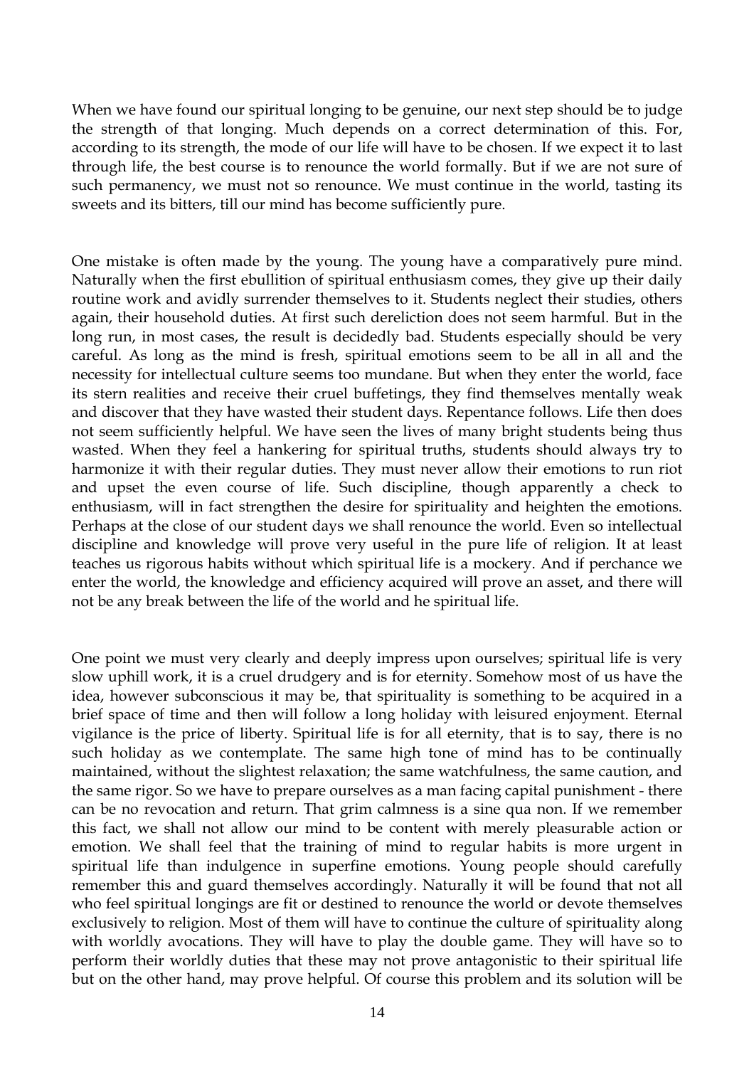When we have found our spiritual longing to be genuine, our next step should be to judge the strength of that longing. Much depends on a correct determination of this. For, according to its strength, the mode of our life will have to be chosen. If we expect it to last through life, the best course is to renounce the world formally. But if we are not sure of such permanency, we must not so renounce. We must continue in the world, tasting its sweets and its bitters, till our mind has become sufficiently pure.

One mistake is often made by the young. The young have a comparatively pure mind. Naturally when the first ebullition of spiritual enthusiasm comes, they give up their daily routine work and avidly surrender themselves to it. Students neglect their studies, others again, their household duties. At first such dereliction does not seem harmful. But in the long run, in most cases, the result is decidedly bad. Students especially should be very careful. As long as the mind is fresh, spiritual emotions seem to be all in all and the necessity for intellectual culture seems too mundane. But when they enter the world, face its stern realities and receive their cruel buffetings, they find themselves mentally weak and discover that they have wasted their student days. Repentance follows. Life then does not seem sufficiently helpful. We have seen the lives of many bright students being thus wasted. When they feel a hankering for spiritual truths, students should always try to harmonize it with their regular duties. They must never allow their emotions to run riot and upset the even course of life. Such discipline, though apparently a check to enthusiasm, will in fact strengthen the desire for spirituality and heighten the emotions. Perhaps at the close of our student days we shall renounce the world. Even so intellectual discipline and knowledge will prove very useful in the pure life of religion. It at least teaches us rigorous habits without which spiritual life is a mockery. And if perchance we enter the world, the knowledge and efficiency acquired will prove an asset, and there will not be any break between the life of the world and he spiritual life.

One point we must very clearly and deeply impress upon ourselves; spiritual life is very slow uphill work, it is a cruel drudgery and is for eternity. Somehow most of us have the idea, however subconscious it may be, that spirituality is something to be acquired in a brief space of time and then will follow a long holiday with leisured enjoyment. Eternal vigilance is the price of liberty. Spiritual life is for all eternity, that is to say, there is no such holiday as we contemplate. The same high tone of mind has to be continually maintained, without the slightest relaxation; the same watchfulness, the same caution, and the same rigor. So we have to prepare ourselves as a man facing capital punishment - there can be no revocation and return. That grim calmness is a sine qua non. If we remember this fact, we shall not allow our mind to be content with merely pleasurable action or emotion. We shall feel that the training of mind to regular habits is more urgent in spiritual life than indulgence in superfine emotions. Young people should carefully remember this and guard themselves accordingly. Naturally it will be found that not all who feel spiritual longings are fit or destined to renounce the world or devote themselves exclusively to religion. Most of them will have to continue the culture of spirituality along with worldly avocations. They will have to play the double game. They will have so to perform their worldly duties that these may not prove antagonistic to their spiritual life but on the other hand, may prove helpful. Of course this problem and its solution will be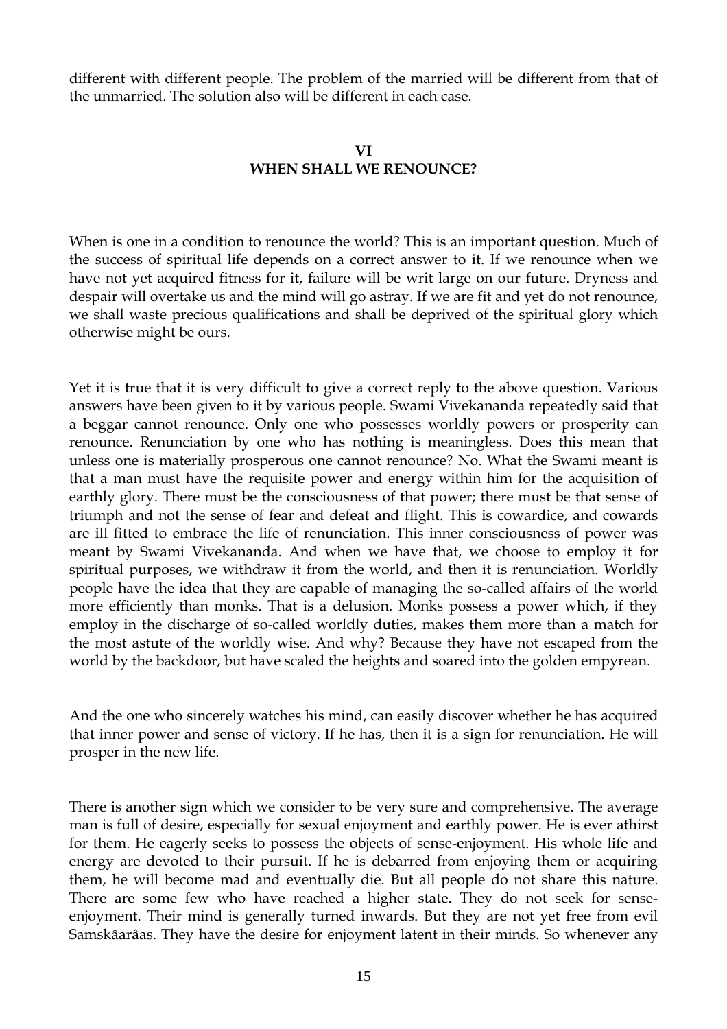different with different people. The problem of the married will be different from that of the unmarried. The solution also will be different in each case.

## VI
## WHEN SHALL WE RENOUNCE?

When is one in a condition to renounce the world? This is an important question. Much of the success of spiritual life depends on a correct answer to it. If we renounce when we have not yet acquired fitness for it, failure will be writ large on our future. Dryness and despair will overtake us and the mind will go astray. If we are fit and yet do not renounce, we shall waste precious qualifications and shall be deprived of the spiritual glory which otherwise might be ours.

Yet it is true that it is very difficult to give a correct reply to the above question. Various answers have been given to it by various people. Swami Vivekananda repeatedly said that a beggar cannot renounce. Only one who possesses worldly powers or prosperity can renounce. Renunciation by one who has nothing is meaningless. Does this mean that unless one is materially prosperous one cannot renounce? No. What the Swami meant is that a man must have the requisite power and energy within him for the acquisition of earthly glory. There must be the consciousness of that power; there must be that sense of triumph and not the sense of fear and defeat and flight. This is cowardice, and cowards are ill fitted to embrace the life of renunciation. This inner consciousness of power was meant by Swami Vivekananda. And when we have that, we choose to employ it for spiritual purposes, we withdraw it from the world, and then it is renunciation. Worldly people have the idea that they are capable of managing the so-called affairs of the world more efficiently than monks. That is a delusion. Monks possess a power which, if they employ in the discharge of so-called worldly duties, makes them more than a match for the most astute of the worldly wise. And why? Because they have not escaped from the world by the backdoor, but have scaled the heights and soared into the golden empyrean.

And the one who sincerely watches his mind, can easily discover whether he has acquired that inner power and sense of victory. If he has, then it is a sign for renunciation. He will prosper in the new life.

There is another sign which we consider to be very sure and comprehensive. The average man is full of desire, especially for sexual enjoyment and earthly power. He is ever athirst for them. He eagerly seeks to possess the objects of sense-enjoyment. His whole life and energy are devoted to their pursuit. If he is debarred from enjoying them or acquiring them, he will become mad and eventually die. But all people do not share this nature. There are some few who have reached a higher state. They do not seek for sense-enjoyment. Their mind is generally turned inwards. But they are not yet free from evil Samskâarâas. They have the desire for enjoyment latent in their minds. So whenever any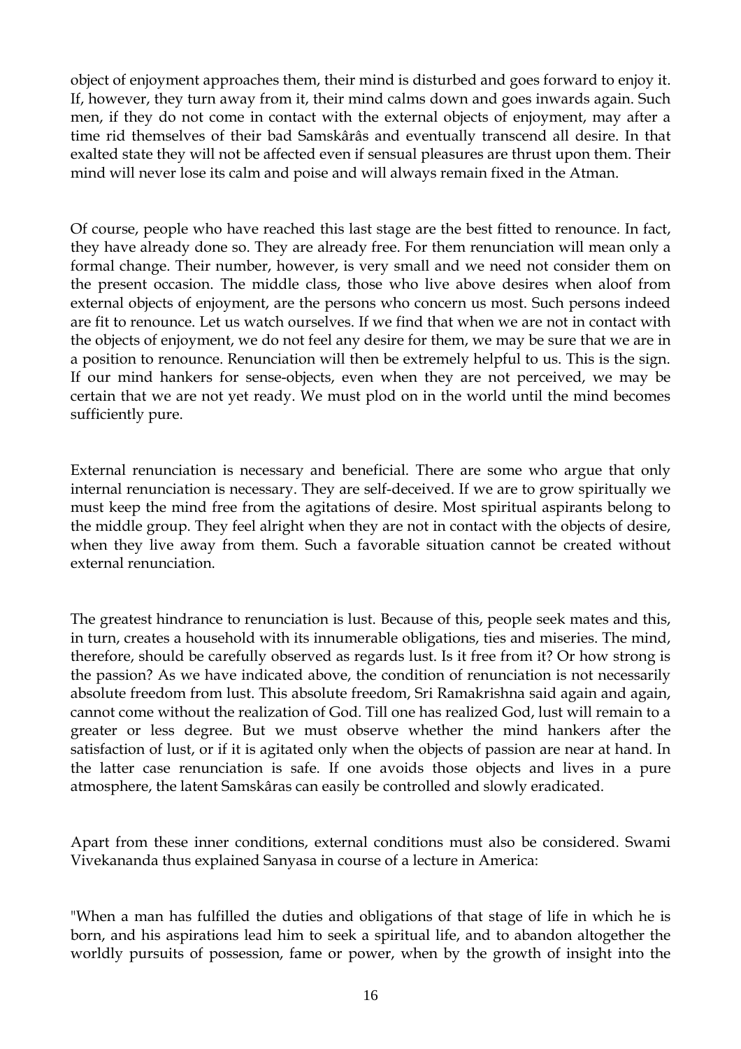object of enjoyment approaches them, their mind is disturbed and goes forward to enjoy it. If, however, they turn away from it, their mind calms down and goes inwards again. Such men, if they do not come in contact with the external objects of enjoyment, may after a time rid themselves of their bad Samskârâs and eventually transcend all desire. In that exalted state they will not be affected even if sensual pleasures are thrust upon them. Their mind will never lose its calm and poise and will always remain fixed in the Atman.

Of course, people who have reached this last stage are the best fitted to renounce. In fact, they have already done so. They are already free. For them renunciation will mean only a formal change. Their number, however, is very small and we need not consider them on the present occasion. The middle class, those who live above desires when aloof from external objects of enjoyment, are the persons who concern us most. Such persons indeed are fit to renounce. Let us watch ourselves. If we find that when we are not in contact with the objects of enjoyment, we do not feel any desire for them, we may be sure that we are in a position to renounce. Renunciation will then be extremely helpful to us. This is the sign. If our mind hankers for sense-objects, even when they are not perceived, we may be certain that we are not yet ready. We must plod on in the world until the mind becomes sufficiently pure.

External renunciation is necessary and beneficial. There are some who argue that only internal renunciation is necessary. They are self-deceived. If we are to grow spiritually we must keep the mind free from the agitations of desire. Most spiritual aspirants belong to the middle group. They feel alright when they are not in contact with the objects of desire, when they live away from them. Such a favorable situation cannot be created without external renunciation.

The greatest hindrance to renunciation is lust. Because of this, people seek mates and this, in turn, creates a household with its innumerable obligations, ties and miseries. The mind, therefore, should be carefully observed as regards lust. Is it free from it? Or how strong is the passion? As we have indicated above, the condition of renunciation is not necessarily absolute freedom from lust. This absolute freedom, Sri Ramakrishna said again and again, cannot come without the realization of God. Till one has realized God, lust will remain to a greater or less degree. But we must observe whether the mind hankers after the satisfaction of lust, or if it is agitated only when the objects of passion are near at hand. In the latter case renunciation is safe. If one avoids those objects and lives in a pure atmosphere, the latent Samskâras can easily be controlled and slowly eradicated.

Apart from these inner conditions, external conditions must also be considered. Swami Vivekananda thus explained Sanyasa in course of a lecture in America:

"When a man has fulfilled the duties and obligations of that stage of life in which he is born, and his aspirations lead him to seek a spiritual life, and to abandon altogether the worldly pursuits of possession, fame or power, when by the growth of insight into the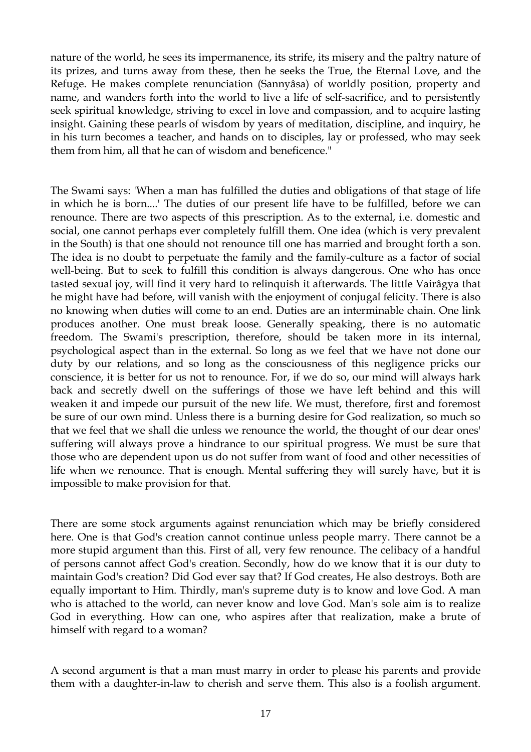nature of the world, he sees its impermanence, its strife, its misery and the paltry nature of its prizes, and turns away from these, then he seeks the True, the Eternal Love, and the Refuge. He makes complete renunciation (Sannyâsa) of worldly position, property and name, and wanders forth into the world to live a life of self-sacrifice, and to persistently seek spiritual knowledge, striving to excel in love and compassion, and to acquire lasting insight. Gaining these pearls of wisdom by years of meditation, discipline, and inquiry, he in his turn becomes a teacher, and hands on to disciples, lay or professed, who may seek them from him, all that he can of wisdom and beneficence."

The Swami says: 'When a man has fulfilled the duties and obligations of that stage of life in which he is born....' The duties of our present life have to be fulfilled, before we can renounce. There are two aspects of this prescription. As to the external, i.e. domestic and social, one cannot perhaps ever completely fulfill them. One idea (which is very prevalent in the South) is that one should not renounce till one has married and brought forth a son. The idea is no doubt to perpetuate the family and the family-culture as a factor of social well-being. But to seek to fulfill this condition is always dangerous. One who has once tasted sexual joy, will find it very hard to relinquish it afterwards. The little Vairâgya that he might have had before, will vanish with the enjoyment of conjugal felicity. There is also no knowing when duties will come to an end. Duties are an interminable chain. One link produces another. One must break loose. Generally speaking, there is no automatic freedom. The Swami's prescription, therefore, should be taken more in its internal, psychological aspect than in the external. So long as we feel that we have not done our duty by our relations, and so long as the consciousness of this negligence pricks our conscience, it is better for us not to renounce. For, if we do so, our mind will always hark back and secretly dwell on the sufferings of those we have left behind and this will weaken it and impede our pursuit of the new life. We must, therefore, first and foremost be sure of our own mind. Unless there is a burning desire for God realization, so much so that we feel that we shall die unless we renounce the world, the thought of our dear ones' suffering will always prove a hindrance to our spiritual progress. We must be sure that those who are dependent upon us do not suffer from want of food and other necessities of life when we renounce. That is enough. Mental suffering they will surely have, but it is impossible to make provision for that.

There are some stock arguments against renunciation which may be briefly considered here. One is that God's creation cannot continue unless people marry. There cannot be a more stupid argument than this. First of all, very few renounce. The celibacy of a handful of persons cannot affect God's creation. Secondly, how do we know that it is our duty to maintain God's creation? Did God ever say that? If God creates, He also destroys. Both are equally important to Him. Thirdly, man's supreme duty is to know and love God. A man who is attached to the world, can never know and love God. Man's sole aim is to realize God in everything. How can one, who aspires after that realization, make a brute of himself with regard to a woman?

A second argument is that a man must marry in order to please his parents and provide them with a daughter-in-law to cherish and serve them. This also is a foolish argument.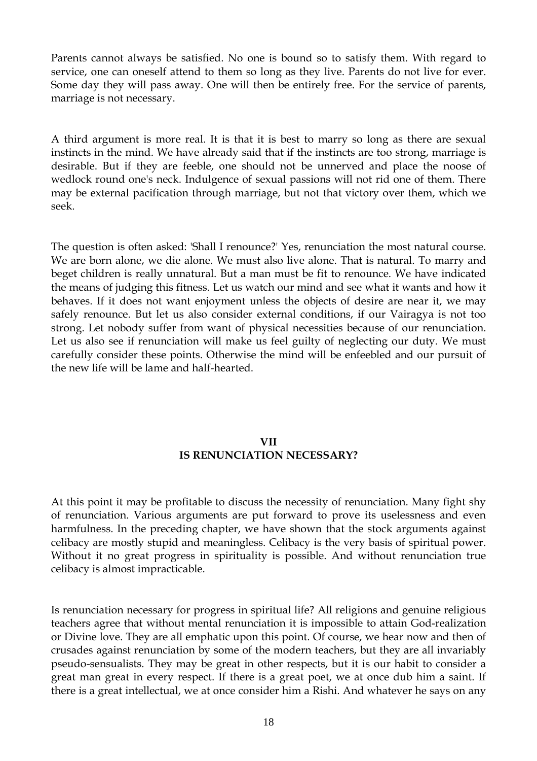Parents cannot always be satisfied. No one is bound so to satisfy them. With regard to service, one can oneself attend to them so long as they live. Parents do not live for ever. Some day they will pass away. One will then be entirely free. For the service of parents, marriage is not necessary.

A third argument is more real. It is that it is best to marry so long as there are sexual instincts in the mind. We have already said that if the instincts are too strong, marriage is desirable. But if they are feeble, one should not be unnerved and place the noose of wedlock round one's neck. Indulgence of sexual passions will not rid one of them. There may be external pacification through marriage, but not that victory over them, which we seek.

The question is often asked: 'Shall I renounce?' Yes, renunciation the most natural course. We are born alone, we die alone. We must also live alone. That is natural. To marry and beget children is really unnatural. But a man must be fit to renounce. We have indicated the means of judging this fitness. Let us watch our mind and see what it wants and how it behaves. If it does not want enjoyment unless the objects of desire are near it, we may safely renounce. But let us also consider external conditions, if our Vairagya is not too strong. Let nobody suffer from want of physical necessities because of our renunciation. Let us also see if renunciation will make us feel guilty of neglecting our duty. We must carefully consider these points. Otherwise the mind will be enfeebled and our pursuit of the new life will be lame and half-hearted.

## VII
## IS RENUNCIATION NECESSARY?

At this point it may be profitable to discuss the necessity of renunciation. Many fight shy of renunciation. Various arguments are put forward to prove its uselessness and even harmfulness. In the preceding chapter, we have shown that the stock arguments against celibacy are mostly stupid and meaningless. Celibacy is the very basis of spiritual power. Without it no great progress in spirituality is possible. And without renunciation true celibacy is almost impracticable.

Is renunciation necessary for progress in spiritual life? All religions and genuine religious teachers agree that without mental renunciation it is impossible to attain God-realization or Divine love. They are all emphatic upon this point. Of course, we hear now and then of crusades against renunciation by some of the modern teachers, but they are all invariably pseudo-sensualists. They may be great in other respects, but it is our habit to consider a great man great in every respect. If there is a great poet, we at once dub him a saint. If there is a great intellectual, we at once consider him a Rishi. And whatever he says on any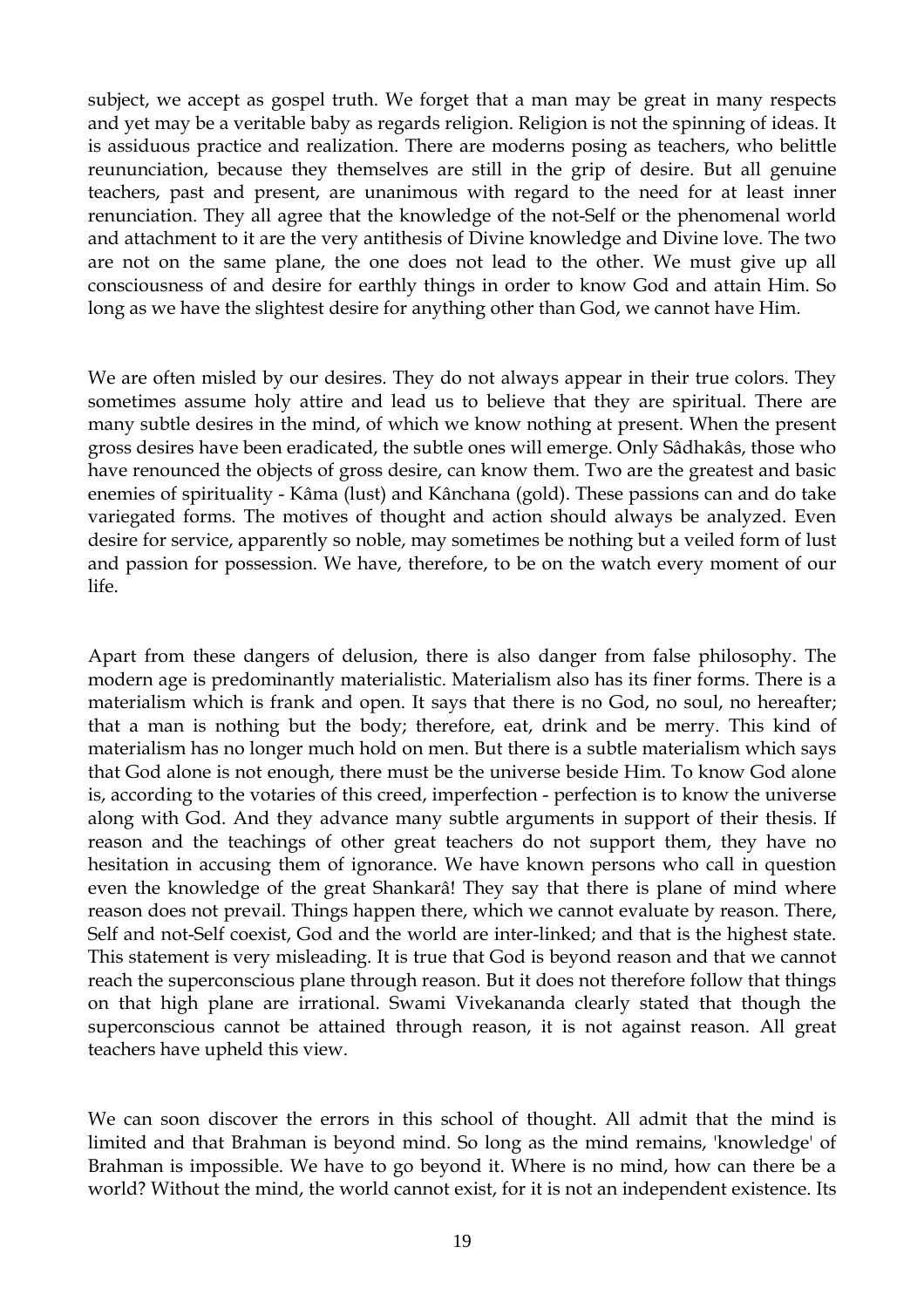subject, we accept as gospel truth. We forget that a man may be great in many respects and yet may be a veritable baby as regards religion. Religion is not the spinning of ideas. It is assiduous practice and realization. There are moderns posing as teachers, who belittle reununciation, because they themselves are still in the grip of desire. But all genuine teachers, past and present, are unanimous with regard to the need for at least inner renunciation. They all agree that the knowledge of the not-Self or the phenomenal world and attachment to it are the very antithesis of Divine knowledge and Divine love. The two are not on the same plane, the one does not lead to the other. We must give up all consciousness of and desire for earthly things in order to know God and attain Him. So long as we have the slightest desire for anything other than God, we cannot have Him.

We are often misled by our desires. They do not always appear in their true colors. They sometimes assume holy attire and lead us to believe that they are spiritual. There are many subtle desires in the mind, of which we know nothing at present. When the present gross desires have been eradicated, the subtle ones will emerge. Only Sâdhakâs, those who have renounced the objects of gross desire, can know them. Two are the greatest and basic enemies of spirituality - Kâma (lust) and Kânchana (gold). These passions can and do take variegated forms. The motives of thought and action should always be analyzed. Even desire for service, apparently so noble, may sometimes be nothing but a veiled form of lust and passion for possession. We have, therefore, to be on the watch every moment of our life.

Apart from these dangers of delusion, there is also danger from false philosophy. The modern age is predominantly materialistic. Materialism also has its finer forms. There is a materialism which is frank and open. It says that there is no God, no soul, no hereafter; that a man is nothing but the body; therefore, eat, drink and be merry. This kind of materialism has no longer much hold on men. But there is a subtle materialism which says that God alone is not enough, there must be the universe beside Him. To know God alone is, according to the votaries of this creed, imperfection - perfection is to know the universe along with God. And they advance many subtle arguments in support of their thesis. If reason and the teachings of other great teachers do not support them, they have no hesitation in accusing them of ignorance. We have known persons who call in question even the knowledge of the great Shankarâ! They say that there is plane of mind where reason does not prevail. Things happen there, which we cannot evaluate by reason. There, Self and not-Self coexist, God and the world are inter-linked; and that is the highest state. This statement is very misleading. It is true that God is beyond reason and that we cannot reach the superconscious plane through reason. But it does not therefore follow that things on that high plane are irrational. Swami Vivekananda clearly stated that though the superconscious cannot be attained through reason, it is not against reason. All great teachers have upheld this view.

We can soon discover the errors in this school of thought. All admit that the mind is limited and that Brahman is beyond mind. So long as the mind remains, 'knowledge' of Brahman is impossible. We have to go beyond it. Where is no mind, how can there be a world? Without the mind, the world cannot exist, for it is not an independent existence. Its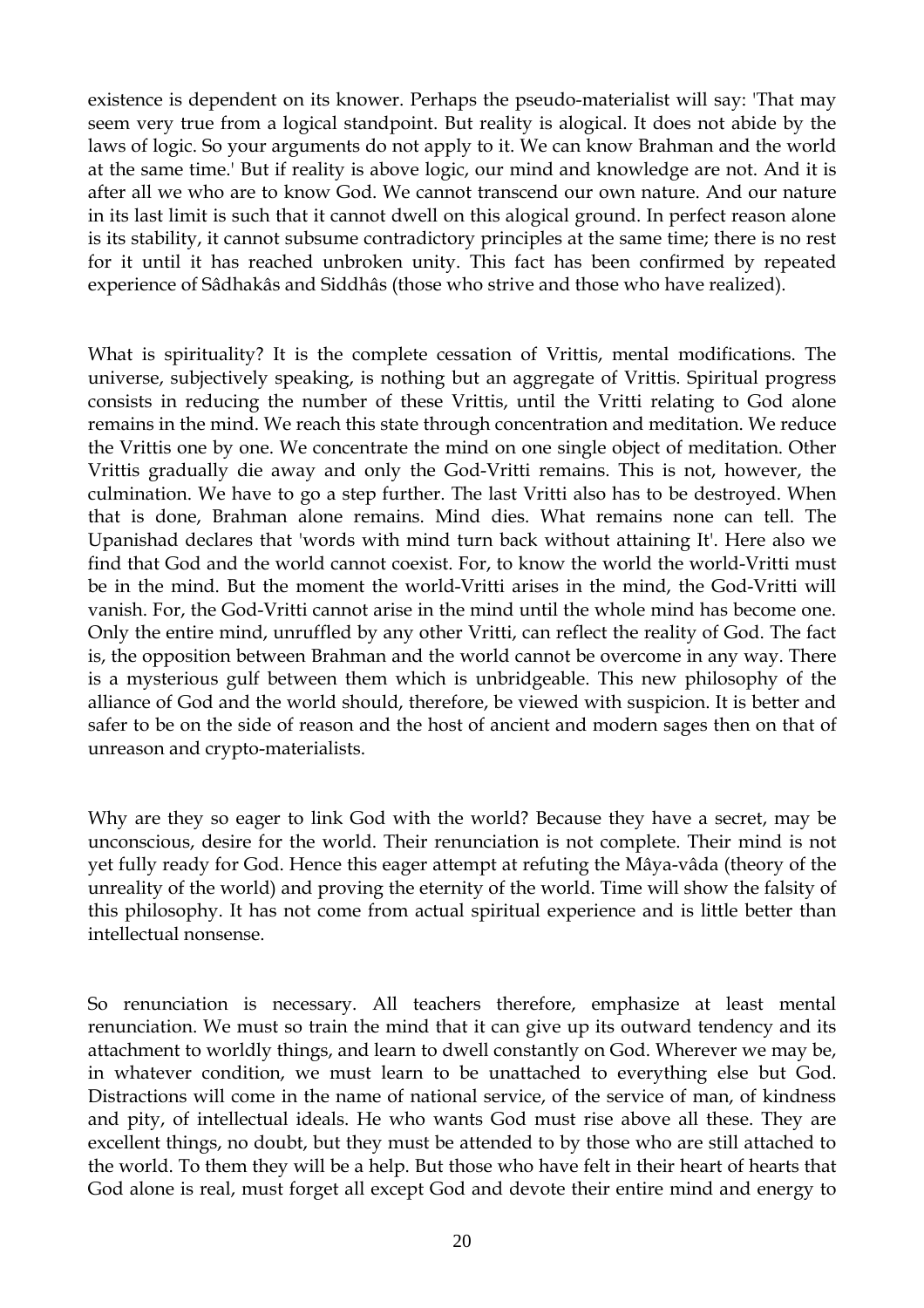existence is dependent on its knower. Perhaps the pseudo-materialist will say: 'That may seem very true from a logical standpoint. But reality is alogical. It does not abide by the laws of logic. So your arguments do not apply to it. We can know Brahman and the world at the same time.' But if reality is above logic, our mind and knowledge are not. And it is after all we who are to know God. We cannot transcend our own nature. And our nature in its last limit is such that it cannot dwell on this alogical ground. In perfect reason alone is its stability, it cannot subsume contradictory principles at the same time; there is no rest for it until it has reached unbroken unity. This fact has been confirmed by repeated experience of Sâdhakâs and Siddhâs (those who strive and those who have realized).

What is spirituality? It is the complete cessation of Vrittis, mental modifications. The universe, subjectively speaking, is nothing but an aggregate of Vrittis. Spiritual progress consists in reducing the number of these Vrittis, until the Vritti relating to God alone remains in the mind. We reach this state through concentration and meditation. We reduce the Vrittis one by one. We concentrate the mind on one single object of meditation. Other Vrittis gradually die away and only the God-Vritti remains. This is not, however, the culmination. We have to go a step further. The last Vritti also has to be destroyed. When that is done, Brahman alone remains. Mind dies. What remains none can tell. The Upanishad declares that 'words with mind turn back without attaining It'. Here also we find that God and the world cannot coexist. For, to know the world the world-Vritti must be in the mind. But the moment the world-Vritti arises in the mind, the God-Vritti will vanish. For, the God-Vritti cannot arise in the mind until the whole mind has become one. Only the entire mind, unruffled by any other Vritti, can reflect the reality of God. The fact is, the opposition between Brahman and the world cannot be overcome in any way. There is a mysterious gulf between them which is unbridgeable. This new philosophy of the alliance of God and the world should, therefore, be viewed with suspicion. It is better and safer to be on the side of reason and the host of ancient and modern sages then on that of unreason and crypto-materialists.

Why are they so eager to link God with the world? Because they have a secret, may be unconscious, desire for the world. Their renunciation is not complete. Their mind is not yet fully ready for God. Hence this eager attempt at refuting the Mâya-vâda (theory of the unreality of the world) and proving the eternity of the world. Time will show the falsity of this philosophy. It has not come from actual spiritual experience and is little better than intellectual nonsense.

So renunciation is necessary. All teachers therefore, emphasize at least mental renunciation. We must so train the mind that it can give up its outward tendency and its attachment to worldly things, and learn to dwell constantly on God. Wherever we may be, in whatever condition, we must learn to be unattached to everything else but God. Distractions will come in the name of national service, of the service of man, of kindness and pity, of intellectual ideals. He who wants God must rise above all these. They are excellent things, no doubt, but they must be attended to by those who are still attached to the world. To them they will be a help. But those who have felt in their heart of hearts that God alone is real, must forget all except God and devote their entire mind and energy to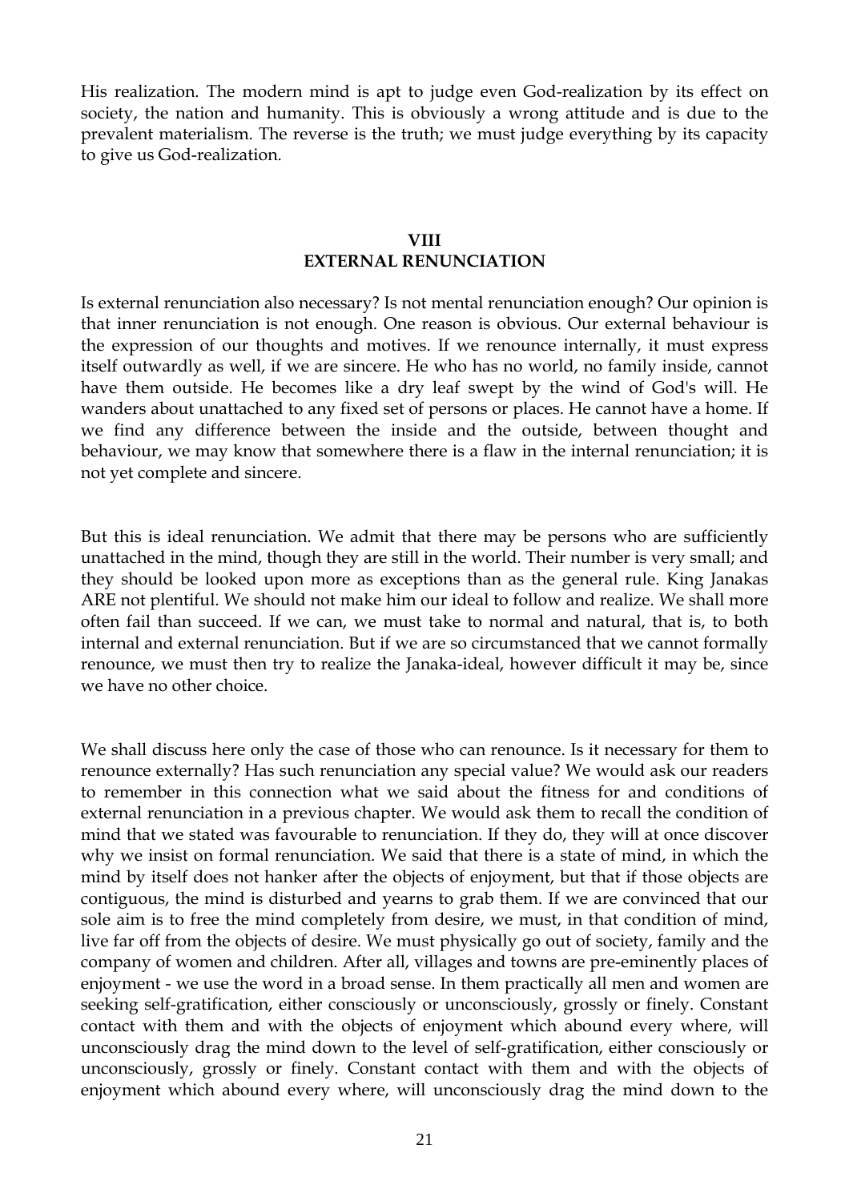His realization. The modern mind is apt to judge even God-realization by its effect on society, the nation and humanity. This is obviously a wrong attitude and is due to the prevalent materialism. The reverse is the truth; we must judge everything by its capacity to give us God-realization.

## VIII
## EXTERNAL RENUNCIATION

Is external renunciation also necessary? Is not mental renunciation enough? Our opinion is that inner renunciation is not enough. One reason is obvious. Our external behaviour is the expression of our thoughts and motives. If we renounce internally, it must express itself outwardly as well, if we are sincere. He who has no world, no family inside, cannot have them outside. He becomes like a dry leaf swept by the wind of God's will. He wanders about unattached to any fixed set of persons or places. He cannot have a home. If we find any difference between the inside and the outside, between thought and behaviour, we may know that somewhere there is a flaw in the internal renunciation; it is not yet complete and sincere.

But this is ideal renunciation. We admit that there may be persons who are sufficiently unattached in the mind, though they are still in the world. Their number is very small; and they should be looked upon more as exceptions than as the general rule. King Janakas ARE not plentiful. We should not make him our ideal to follow and realize. We shall more often fail than succeed. If we can, we must take to normal and natural, that is, to both internal and external renunciation. But if we are so circumstanced that we cannot formally renounce, we must then try to realize the Janaka-ideal, however difficult it may be, since we have no other choice.

We shall discuss here only the case of those who can renounce. Is it necessary for them to renounce externally? Has such renunciation any special value? We would ask our readers to remember in this connection what we said about the fitness for and conditions of external renunciation in a previous chapter. We would ask them to recall the condition of mind that we stated was favourable to renunciation. If they do, they will at once discover why we insist on formal renunciation. We said that there is a state of mind, in which the mind by itself does not hanker after the objects of enjoyment, but that if those objects are contiguous, the mind is disturbed and yearns to grab them. If we are convinced that our sole aim is to free the mind completely from desire, we must, in that condition of mind, live far off from the objects of desire. We must physically go out of society, family and the company of women and children. After all, villages and towns are pre-eminently places of enjoyment - we use the word in a broad sense. In them practically all men and women are seeking self-gratification, either consciously or unconsciously, grossly or finely. Constant contact with them and with the objects of enjoyment which abound every where, will unconsciously drag the mind down to the level of self-gratification, either consciously or unconsciously, grossly or finely. Constant contact with them and with the objects of enjoyment which abound every where, will unconsciously drag the mind down to the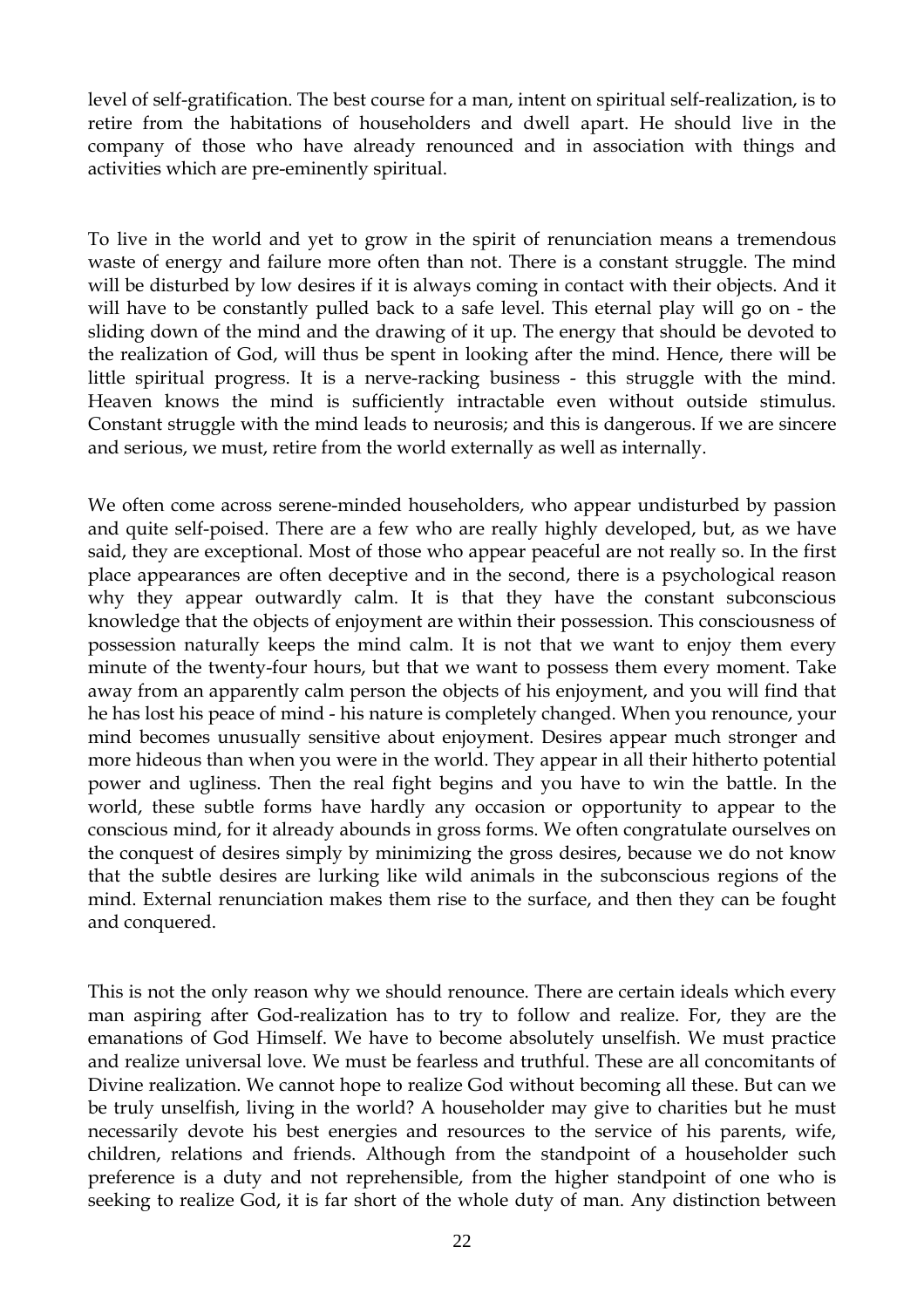level of self-gratification. The best course for a man, intent on spiritual self-realization, is to retire from the habitations of householders and dwell apart. He should live in the company of those who have already renounced and in association with things and activities which are pre-eminently spiritual.

To live in the world and yet to grow in the spirit of renunciation means a tremendous waste of energy and failure more often than not. There is a constant struggle. The mind will be disturbed by low desires if it is always coming in contact with their objects. And it will have to be constantly pulled back to a safe level. This eternal play will go on - the sliding down of the mind and the drawing of it up. The energy that should be devoted to the realization of God, will thus be spent in looking after the mind. Hence, there will be little spiritual progress. It is a nerve-racking business - this struggle with the mind. Heaven knows the mind is sufficiently intractable even without outside stimulus. Constant struggle with the mind leads to neurosis; and this is dangerous. If we are sincere and serious, we must, retire from the world externally as well as internally.

We often come across serene-minded householders, who appear undisturbed by passion and quite self-poised. There are a few who are really highly developed, but, as we have said, they are exceptional. Most of those who appear peaceful are not really so. In the first place appearances are often deceptive and in the second, there is a psychological reason why they appear outwardly calm. It is that they have the constant subconscious knowledge that the objects of enjoyment are within their possession. This consciousness of possession naturally keeps the mind calm. It is not that we want to enjoy them every minute of the twenty-four hours, but that we want to possess them every moment. Take away from an apparently calm person the objects of his enjoyment, and you will find that he has lost his peace of mind - his nature is completely changed. When you renounce, your mind becomes unusually sensitive about enjoyment. Desires appear much stronger and more hideous than when you were in the world. They appear in all their hitherto potential power and ugliness. Then the real fight begins and you have to win the battle. In the world, these subtle forms have hardly any occasion or opportunity to appear to the conscious mind, for it already abounds in gross forms. We often congratulate ourselves on the conquest of desires simply by minimizing the gross desires, because we do not know that the subtle desires are lurking like wild animals in the subconscious regions of the mind. External renunciation makes them rise to the surface, and then they can be fought and conquered.

This is not the only reason why we should renounce. There are certain ideals which every man aspiring after God-realization has to try to follow and realize. For, they are the emanations of God Himself. We have to become absolutely unselfish. We must practice and realize universal love. We must be fearless and truthful. These are all concomitants of Divine realization. We cannot hope to realize God without becoming all these. But can we be truly unselfish, living in the world? A householder may give to charities but he must necessarily devote his best energies and resources to the service of his parents, wife, children, relations and friends. Although from the standpoint of a householder such preference is a duty and not reprehensible, from the higher standpoint of one who is seeking to realize God, it is far short of the whole duty of man. Any distinction between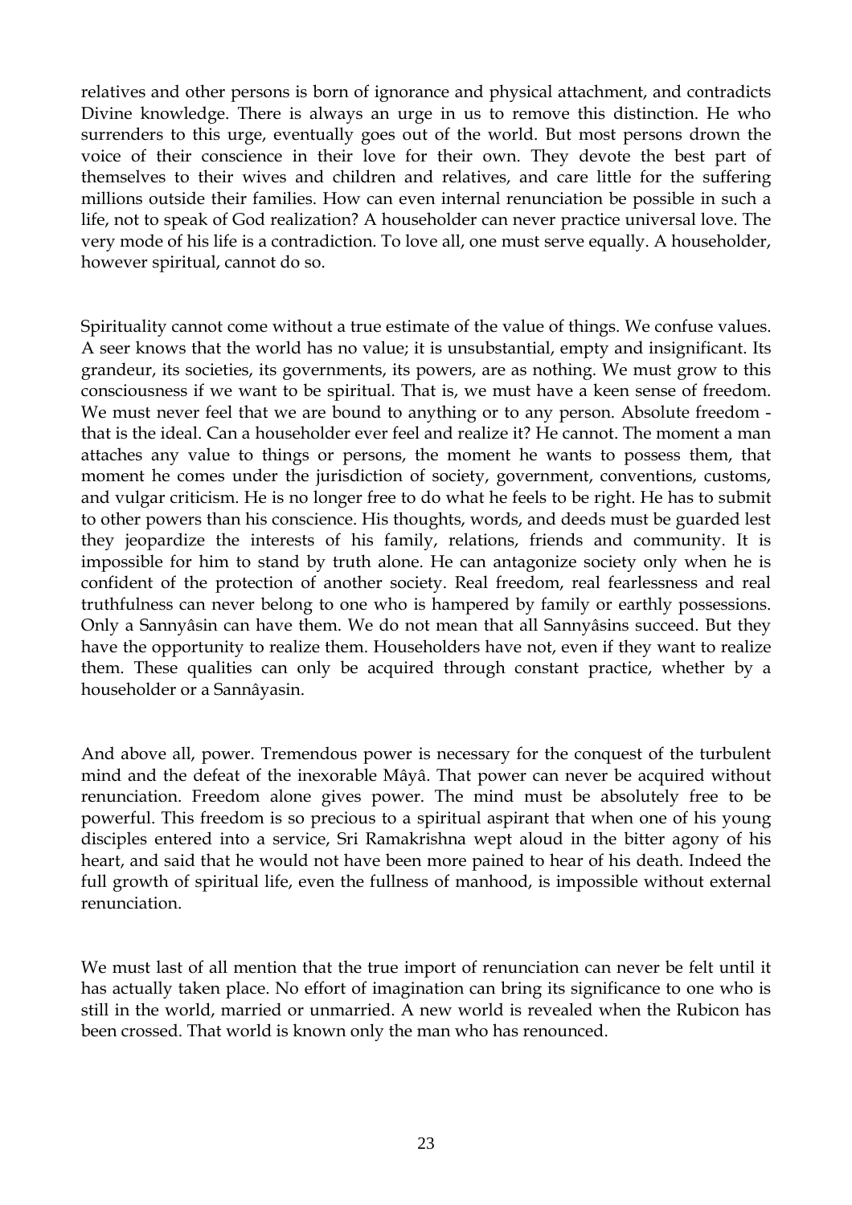relatives and other persons is born of ignorance and physical attachment, and contradicts Divine knowledge. There is always an urge in us to remove this distinction. He who surrenders to this urge, eventually goes out of the world. But most persons drown the voice of their conscience in their love for their own. They devote the best part of themselves to their wives and children and relatives, and care little for the suffering millions outside their families. How can even internal renunciation be possible in such a life, not to speak of God realization? A householder can never practice universal love. The very mode of his life is a contradiction. To love all, one must serve equally. A householder, however spiritual, cannot do so.

Spirituality cannot come without a true estimate of the value of things. We confuse values. A seer knows that the world has no value; it is unsubstantial, empty and insignificant. Its grandeur, its societies, its governments, its powers, are as nothing. We must grow to this consciousness if we want to be spiritual. That is, we must have a keen sense of freedom. We must never feel that we are bound to anything or to any person. Absolute freedom - that is the ideal. Can a householder ever feel and realize it? He cannot. The moment a man attaches any value to things or persons, the moment he wants to possess them, that moment he comes under the jurisdiction of society, government, conventions, customs, and vulgar criticism. He is no longer free to do what he feels to be right. He has to submit to other powers than his conscience. His thoughts, words, and deeds must be guarded lest they jeopardize the interests of his family, relations, friends and community. It is impossible for him to stand by truth alone. He can antagonize society only when he is confident of the protection of another society. Real freedom, real fearlessness and real truthfulness can never belong to one who is hampered by family or earthly possessions. Only a Sannyâsin can have them. We do not mean that all Sannyâsins succeed. But they have the opportunity to realize them. Householders have not, even if they want to realize them. These qualities can only be acquired through constant practice, whether by a householder or a Sannâyasin.

And above all, power. Tremendous power is necessary for the conquest of the turbulent mind and the defeat of the inexorable Mâyâ. That power can never be acquired without renunciation. Freedom alone gives power. The mind must be absolutely free to be powerful. This freedom is so precious to a spiritual aspirant that when one of his young disciples entered into a service, Sri Ramakrishna wept aloud in the bitter agony of his heart, and said that he would not have been more pained to hear of his death. Indeed the full growth of spiritual life, even the fullness of manhood, is impossible without external renunciation.

We must last of all mention that the true import of renunciation can never be felt until it has actually taken place. No effort of imagination can bring its significance to one who is still in the world, married or unmarried. A new world is revealed when the Rubicon has been crossed. That world is known only the man who has renounced.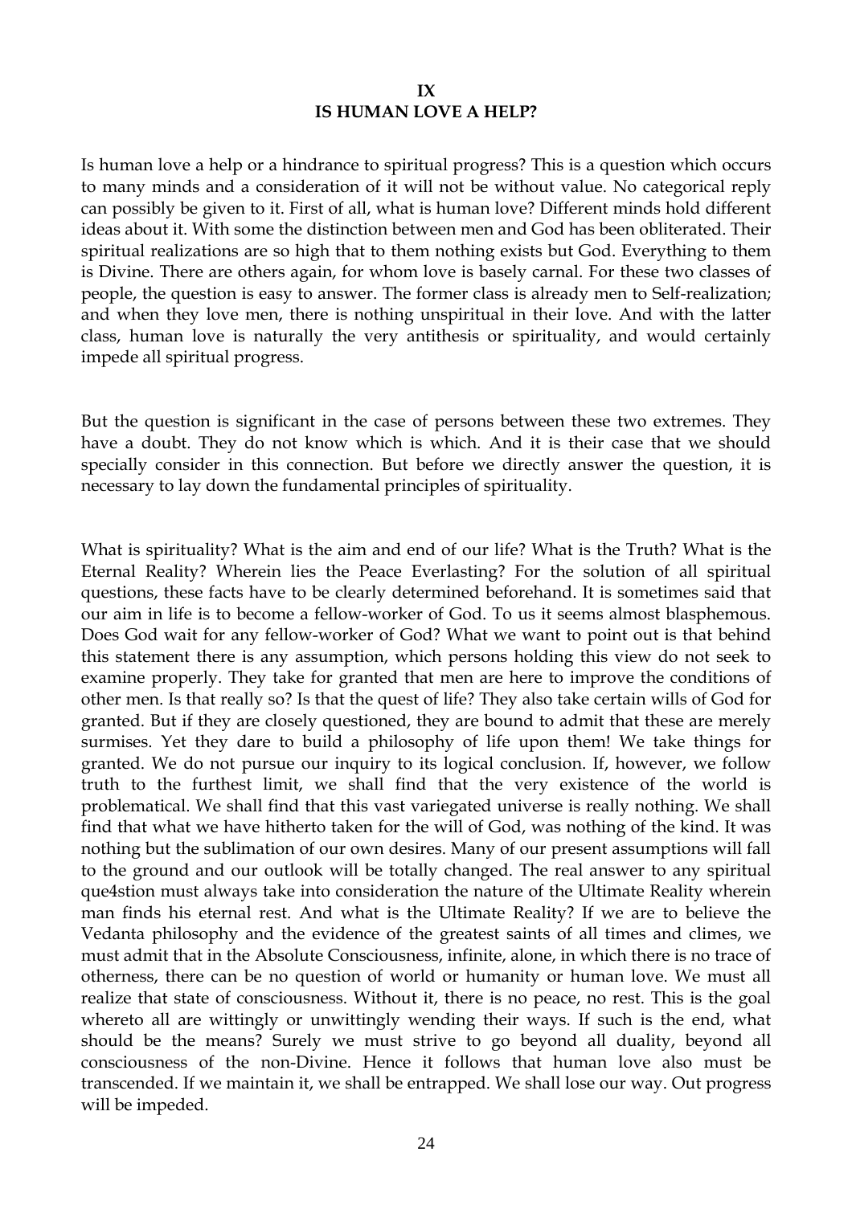## IX
## IS HUMAN LOVE A HELP?

Is human love a help or a hindrance to spiritual progress? This is a question which occurs to many minds and a consideration of it will not be without value. No categorical reply can possibly be given to it. First of all, what is human love? Different minds hold different ideas about it. With some the distinction between men and God has been obliterated. Their spiritual realizations are so high that to them nothing exists but God. Everything to them is Divine. There are others again, for whom love is basely carnal. For these two classes of people, the question is easy to answer. The former class is already men to Self-realization; and when they love men, there is nothing unspiritual in their love. And with the latter class, human love is naturally the very antithesis or spirituality, and would certainly impede all spiritual progress.

But the question is significant in the case of persons between these two extremes. They have a doubt. They do not know which is which. And it is their case that we should specially consider in this connection. But before we directly answer the question, it is necessary to lay down the fundamental principles of spirituality.

What is spirituality? What is the aim and end of our life? What is the Truth? What is the Eternal Reality? Wherein lies the Peace Everlasting? For the solution of all spiritual questions, these facts have to be clearly determined beforehand. It is sometimes said that our aim in life is to become a fellow-worker of God. To us it seems almost blasphemous. Does God wait for any fellow-worker of God? What we want to point out is that behind this statement there is any assumption, which persons holding this view do not seek to examine properly. They take for granted that men are here to improve the conditions of other men. Is that really so? Is that the quest of life? They also take certain wills of God for granted. But if they are closely questioned, they are bound to admit that these are merely surmises. Yet they dare to build a philosophy of life upon them! We take things for granted. We do not pursue our inquiry to its logical conclusion. If, however, we follow truth to the furthest limit, we shall find that the very existence of the world is problematical. We shall find that this vast variegated universe is really nothing. We shall find that what we have hitherto taken for the will of God, was nothing of the kind. It was nothing but the sublimation of our own desires. Many of our present assumptions will fall to the ground and our outlook will be totally changed. The real answer to any spiritual que4stion must always take into consideration the nature of the Ultimate Reality wherein man finds his eternal rest. And what is the Ultimate Reality? If we are to believe the Vedanta philosophy and the evidence of the greatest saints of all times and climes, we must admit that in the Absolute Consciousness, infinite, alone, in which there is no trace of otherness, there can be no question of world or humanity or human love. We must all realize that state of consciousness. Without it, there is no peace, no rest. This is the goal whereto all are wittingly or unwittingly wending their ways. If such is the end, what should be the means? Surely we must strive to go beyond all duality, beyond all consciousness of the non-Divine. Hence it follows that human love also must be transcended. If we maintain it, we shall be entrapped. We shall lose our way. Out progress will be impeded.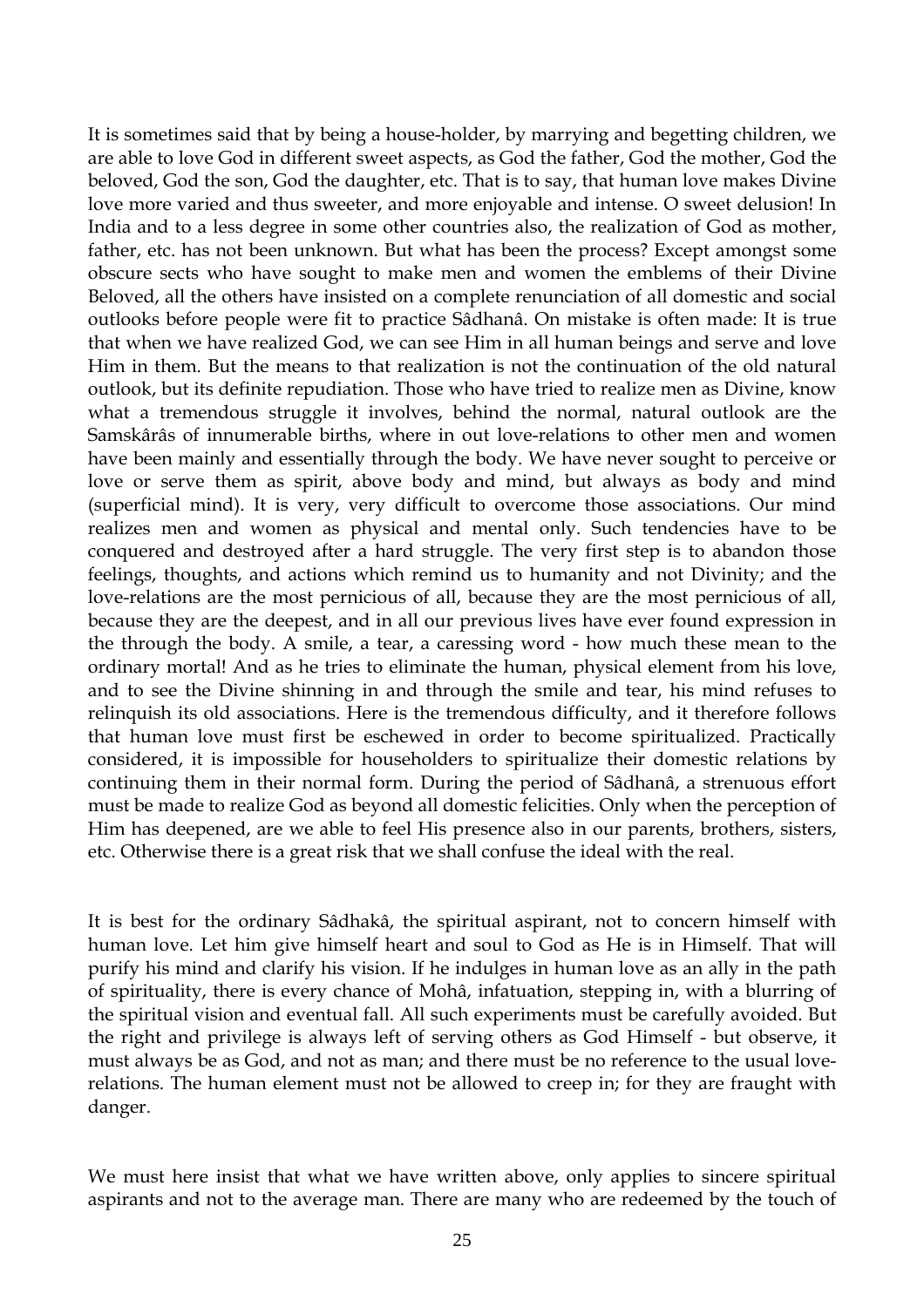It is sometimes said that by being a house-holder, by marrying and begetting children, we are able to love God in different sweet aspects, as God the father, God the mother, God the beloved, God the son, God the daughter, etc. That is to say, that human love makes Divine love more varied and thus sweeter, and more enjoyable and intense. O sweet delusion! In India and to a less degree in some other countries also, the realization of God as mother, father, etc. has not been unknown. But what has been the process? Except amongst some obscure sects who have sought to make men and women the emblems of their Divine Beloved, all the others have insisted on a complete renunciation of all domestic and social outlooks before people were fit to practice Sâdhanâ. On mistake is often made: It is true that when we have realized God, we can see Him in all human beings and serve and love Him in them. But the means to that realization is not the continuation of the old natural outlook, but its definite repudiation. Those who have tried to realize men as Divine, know what a tremendous struggle it involves, behind the normal, natural outlook are the Samskârâs of innumerable births, where in out love-relations to other men and women have been mainly and essentially through the body. We have never sought to perceive or love or serve them as spirit, above body and mind, but always as body and mind (superficial mind). It is very, very difficult to overcome those associations. Our mind realizes men and women as physical and mental only. Such tendencies have to be conquered and destroyed after a hard struggle. The very first step is to abandon those feelings, thoughts, and actions which remind us to humanity and not Divinity; and the love-relations are the most pernicious of all, because they are the most pernicious of all, because they are the deepest, and in all our previous lives have ever found expression in the through the body. A smile, a tear, a caressing word - how much these mean to the ordinary mortal! And as he tries to eliminate the human, physical element from his love, and to see the Divine shinning in and through the smile and tear, his mind refuses to relinquish its old associations. Here is the tremendous difficulty, and it therefore follows that human love must first be eschewed in order to become spiritualized. Practically considered, it is impossible for householders to spiritualize their domestic relations by continuing them in their normal form. During the period of Sâdhanâ, a strenuous effort must be made to realize God as beyond all domestic felicities. Only when the perception of Him has deepened, are we able to feel His presence also in our parents, brothers, sisters, etc. Otherwise there is a great risk that we shall confuse the ideal with the real.

It is best for the ordinary Sâdhakâ, the spiritual aspirant, not to concern himself with human love. Let him give himself heart and soul to God as He is in Himself. That will purify his mind and clarify his vision. If he indulges in human love as an ally in the path of spirituality, there is every chance of Mohâ, infatuation, stepping in, with a blurring of the spiritual vision and eventual fall. All such experiments must be carefully avoided. But the right and privilege is always left of serving others as God Himself - but observe, it must always be as God, and not as man; and there must be no reference to the usual love-relations. The human element must not be allowed to creep in; for they are fraught with danger.

We must here insist that what we have written above, only applies to sincere spiritual aspirants and not to the average man. There are many who are redeemed by the touch of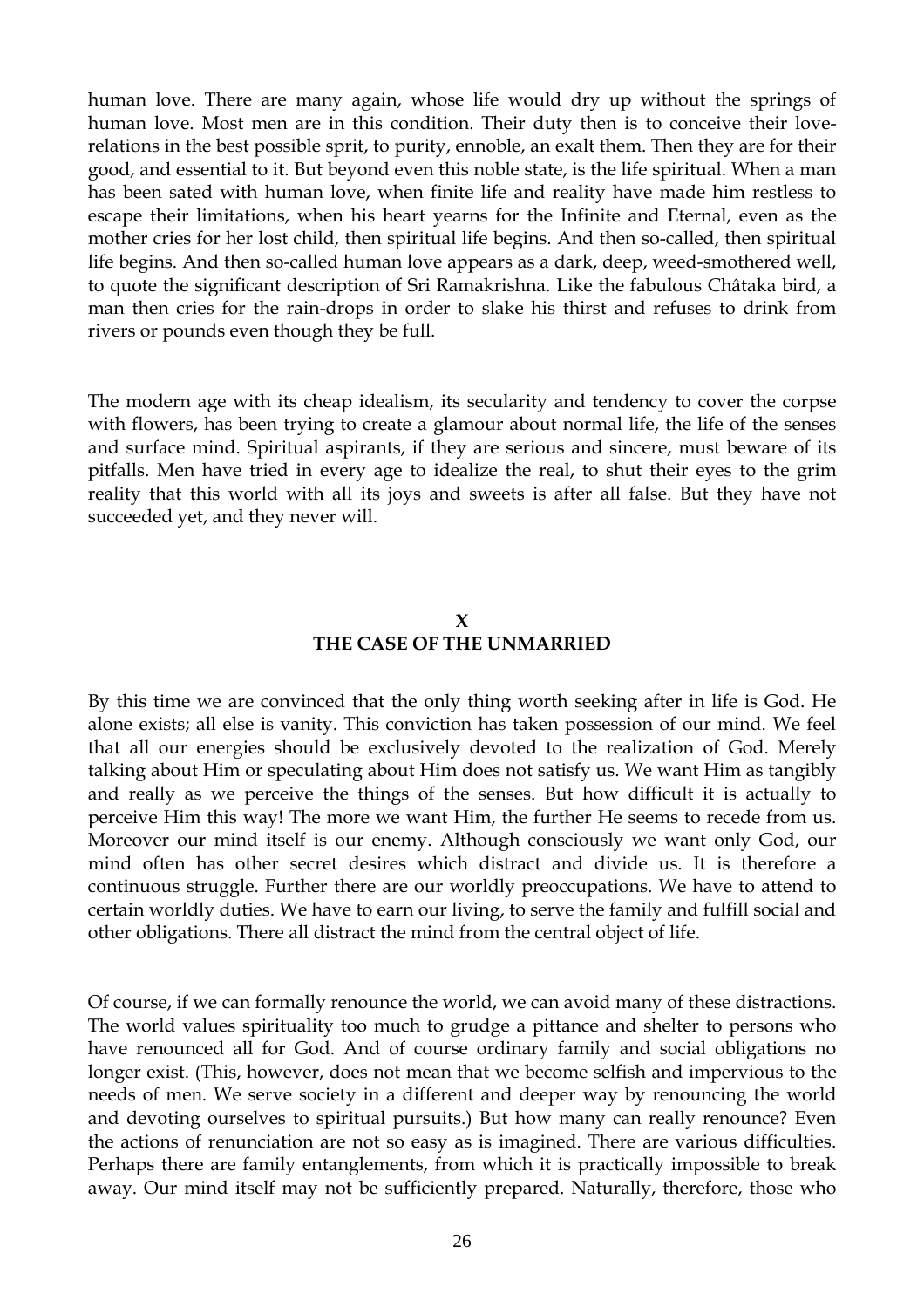human love. There are many again, whose life would dry up without the springs of human love. Most men are in this condition. Their duty then is to conceive their love-relations in the best possible sprit, to purity, ennoble, an exalt them. Then they are for their good, and essential to it. But beyond even this noble state, is the life spiritual. When a man has been sated with human love, when finite life and reality have made him restless to escape their limitations, when his heart yearns for the Infinite and Eternal, even as the mother cries for her lost child, then spiritual life begins. And then so-called, then spiritual life begins. And then so-called human love appears as a dark, deep, weed-smothered well, to quote the significant description of Sri Ramakrishna. Like the fabulous Châtaka bird, a man then cries for the rain-drops in order to slake his thirst and refuses to drink from rivers or pounds even though they be full.

The modern age with its cheap idealism, its secularity and tendency to cover the corpse with flowers, has been trying to create a glamour about normal life, the life of the senses and surface mind. Spiritual aspirants, if they are serious and sincere, must beware of its pitfalls. Men have tried in every age to idealize the real, to shut their eyes to the grim reality that this world with all its joys and sweets is after all false. But they have not succeeded yet, and they never will.

## X
## THE CASE OF THE UNMARRIED

By this time we are convinced that the only thing worth seeking after in life is God. He alone exists; all else is vanity. This conviction has taken possession of our mind. We feel that all our energies should be exclusively devoted to the realization of God. Merely talking about Him or speculating about Him does not satisfy us. We want Him as tangibly and really as we perceive the things of the senses. But how difficult it is actually to perceive Him this way! The more we want Him, the further He seems to recede from us. Moreover our mind itself is our enemy. Although consciously we want only God, our mind often has other secret desires which distract and divide us. It is therefore a continuous struggle. Further there are our worldly preoccupations. We have to attend to certain worldly duties. We have to earn our living, to serve the family and fulfill social and other obligations. There all distract the mind from the central object of life.

Of course, if we can formally renounce the world, we can avoid many of these distractions. The world values spirituality too much to grudge a pittance and shelter to persons who have renounced all for God. And of course ordinary family and social obligations no longer exist. (This, however, does not mean that we become selfish and impervious to the needs of men. We serve society in a different and deeper way by renouncing the world and devoting ourselves to spiritual pursuits.) But how many can really renounce? Even the actions of renunciation are not so easy as is imagined. There are various difficulties. Perhaps there are family entanglements, from which it is practically impossible to break away. Our mind itself may not be sufficiently prepared. Naturally, therefore, those who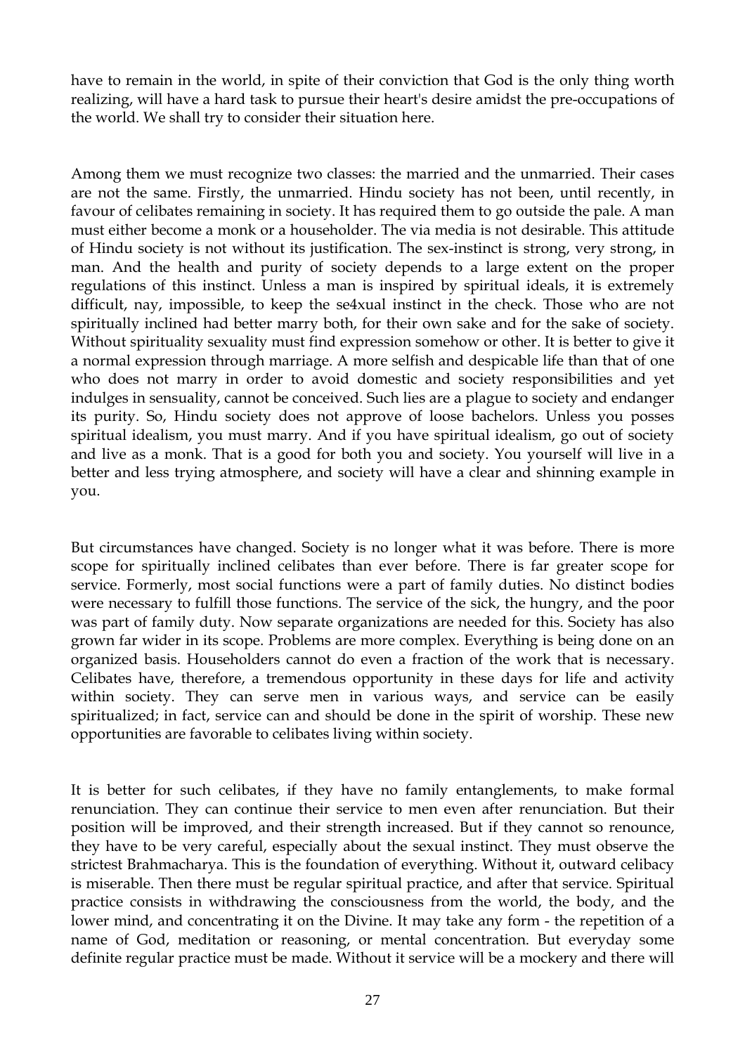have to remain in the world, in spite of their conviction that God is the only thing worth realizing, will have a hard task to pursue their heart's desire amidst the pre-occupations of the world. We shall try to consider their situation here.

Among them we must recognize two classes: the married and the unmarried. Their cases are not the same. Firstly, the unmarried. Hindu society has not been, until recently, in favour of celibates remaining in society. It has required them to go outside the pale. A man must either become a monk or a householder. The via media is not desirable. This attitude of Hindu society is not without its justification. The sex-instinct is strong, very strong, in man. And the health and purity of society depends to a large extent on the proper regulations of this instinct. Unless a man is inspired by spiritual ideals, it is extremely difficult, nay, impossible, to keep the se4xual instinct in the check. Those who are not spiritually inclined had better marry both, for their own sake and for the sake of society. Without spirituality sexuality must find expression somehow or other. It is better to give it a normal expression through marriage. A more selfish and despicable life than that of one who does not marry in order to avoid domestic and society responsibilities and yet indulges in sensuality, cannot be conceived. Such lies are a plague to society and endanger its purity. So, Hindu society does not approve of loose bachelors. Unless you posses spiritual idealism, you must marry. And if you have spiritual idealism, go out of society and live as a monk. That is a good for both you and society. You yourself will live in a better and less trying atmosphere, and society will have a clear and shinning example in you.

But circumstances have changed. Society is no longer what it was before. There is more scope for spiritually inclined celibates than ever before. There is far greater scope for service. Formerly, most social functions were a part of family duties. No distinct bodies were necessary to fulfill those functions. The service of the sick, the hungry, and the poor was part of family duty. Now separate organizations are needed for this. Society has also grown far wider in its scope. Problems are more complex. Everything is being done on an organized basis. Householders cannot do even a fraction of the work that is necessary. Celibates have, therefore, a tremendous opportunity in these days for life and activity within society. They can serve men in various ways, and service can be easily spiritualized; in fact, service can and should be done in the spirit of worship. These new opportunities are favorable to celibates living within society.

It is better for such celibates, if they have no family entanglements, to make formal renunciation. They can continue their service to men even after renunciation. But their position will be improved, and their strength increased. But if they cannot so renounce, they have to be very careful, especially about the sexual instinct. They must observe the strictest Brahmacharya. This is the foundation of everything. Without it, outward celibacy is miserable. Then there must be regular spiritual practice, and after that service. Spiritual practice consists in withdrawing the consciousness from the world, the body, and the lower mind, and concentrating it on the Divine. It may take any form - the repetition of a name of God, meditation or reasoning, or mental concentration. But everyday some definite regular practice must be made. Without it service will be a mockery and there will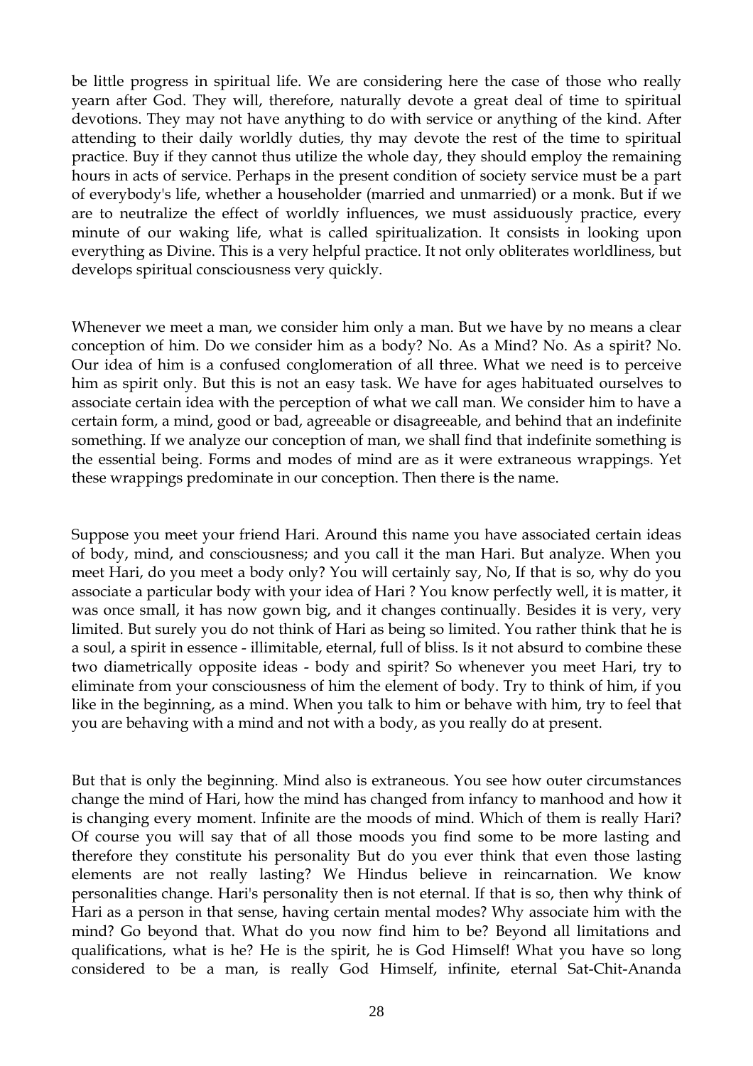be little progress in spiritual life. We are considering here the case of those who really yearn after God. They will, therefore, naturally devote a great deal of time to spiritual devotions. They may not have anything to do with service or anything of the kind. After attending to their daily worldly duties, thy may devote the rest of the time to spiritual practice. Buy if they cannot thus utilize the whole day, they should employ the remaining hours in acts of service. Perhaps in the present condition of society service must be a part of everybody's life, whether a householder (married and unmarried) or a monk. But if we are to neutralize the effect of worldly influences, we must assiduously practice, every minute of our waking life, what is called spiritualization. It consists in looking upon everything as Divine. This is a very helpful practice. It not only obliterates worldliness, but develops spiritual consciousness very quickly.

Whenever we meet a man, we consider him only a man. But we have by no means a clear conception of him. Do we consider him as a body? No. As a Mind? No. As a spirit? No. Our idea of him is a confused conglomeration of all three. What we need is to perceive him as spirit only. But this is not an easy task. We have for ages habituated ourselves to associate certain idea with the perception of what we call man. We consider him to have a certain form, a mind, good or bad, agreeable or disagreeable, and behind that an indefinite something. If we analyze our conception of man, we shall find that indefinite something is the essential being. Forms and modes of mind are as it were extraneous wrappings. Yet these wrappings predominate in our conception. Then there is the name.

Suppose you meet your friend Hari. Around this name you have associated certain ideas of body, mind, and consciousness; and you call it the man Hari. But analyze. When you meet Hari, do you meet a body only? You will certainly say, No, If that is so, why do you associate a particular body with your idea of Hari ? You know perfectly well, it is matter, it was once small, it has now gown big, and it changes continually. Besides it is very, very limited. But surely you do not think of Hari as being so limited. You rather think that he is a soul, a spirit in essence - illimitable, eternal, full of bliss. Is it not absurd to combine these two diametrically opposite ideas - body and spirit? So whenever you meet Hari, try to eliminate from your consciousness of him the element of body. Try to think of him, if you like in the beginning, as a mind. When you talk to him or behave with him, try to feel that you are behaving with a mind and not with a body, as you really do at present.

But that is only the beginning. Mind also is extraneous. You see how outer circumstances change the mind of Hari, how the mind has changed from infancy to manhood and how it is changing every moment. Infinite are the moods of mind. Which of them is really Hari? Of course you will say that of all those moods you find some to be more lasting and therefore they constitute his personality But do you ever think that even those lasting elements are not really lasting? We Hindus believe in reincarnation. We know personalities change. Hari's personality then is not eternal. If that is so, then why think of Hari as a person in that sense, having certain mental modes? Why associate him with the mind? Go beyond that. What do you now find him to be? Beyond all limitations and qualifications, what is he? He is the spirit, he is God Himself! What you have so long considered to be a man, is really God Himself, infinite, eternal Sat-Chit-Ananda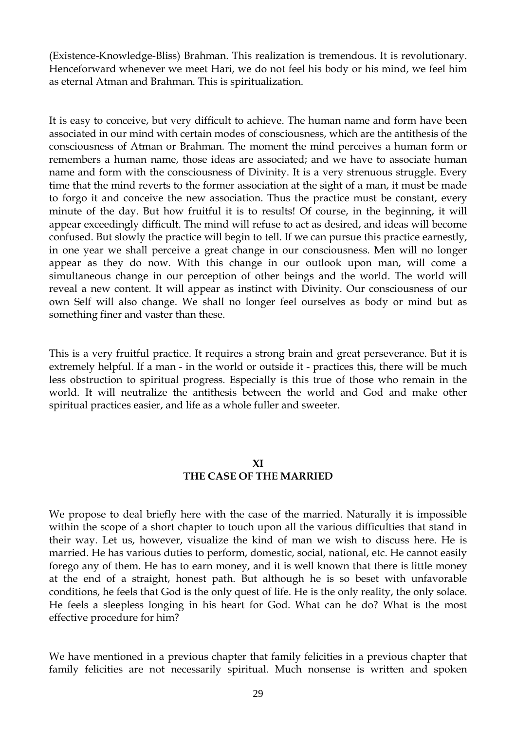(Existence-Knowledge-Bliss) Brahman. This realization is tremendous. It is revolutionary. Henceforward whenever we meet Hari, we do not feel his body or his mind, we feel him as eternal Atman and Brahman. This is spiritualization.

It is easy to conceive, but very difficult to achieve. The human name and form have been associated in our mind with certain modes of consciousness, which are the antithesis of the consciousness of Atman or Brahman. The moment the mind perceives a human form or remembers a human name, those ideas are associated; and we have to associate human name and form with the consciousness of Divinity. It is a very strenuous struggle. Every time that the mind reverts to the former association at the sight of a man, it must be made to forgo it and conceive the new association. Thus the practice must be constant, every minute of the day. But how fruitful it is to results! Of course, in the beginning, it will appear exceedingly difficult. The mind will refuse to act as desired, and ideas will become confused. But slowly the practice will begin to tell. If we can pursue this practice earnestly, in one year we shall perceive a great change in our consciousness. Men will no longer appear as they do now. With this change in our outlook upon man, will come a simultaneous change in our perception of other beings and the world. The world will reveal a new content. It will appear as instinct with Divinity. Our consciousness of our own Self will also change. We shall no longer feel ourselves as body or mind but as something finer and vaster than these.

This is a very fruitful practice. It requires a strong brain and great perseverance. But it is extremely helpful. If a man - in the world or outside it - practices this, there will be much less obstruction to spiritual progress. Especially is this true of those who remain in the world. It will neutralize the antithesis between the world and God and make other spiritual practices easier, and life as a whole fuller and sweeter.

## XI
## THE CASE OF THE MARRIED

We propose to deal briefly here with the case of the married. Naturally it is impossible within the scope of a short chapter to touch upon all the various difficulties that stand in their way. Let us, however, visualize the kind of man we wish to discuss here. He is married. He has various duties to perform, domestic, social, national, etc. He cannot easily forego any of them. He has to earn money, and it is well known that there is little money at the end of a straight, honest path. But although he is so beset with unfavorable conditions, he feels that God is the only quest of life. He is the only reality, the only solace. He feels a sleepless longing in his heart for God. What can he do? What is the most effective procedure for him?

We have mentioned in a previous chapter that family felicities in a previous chapter that family felicities are not necessarily spiritual. Much nonsense is written and spoken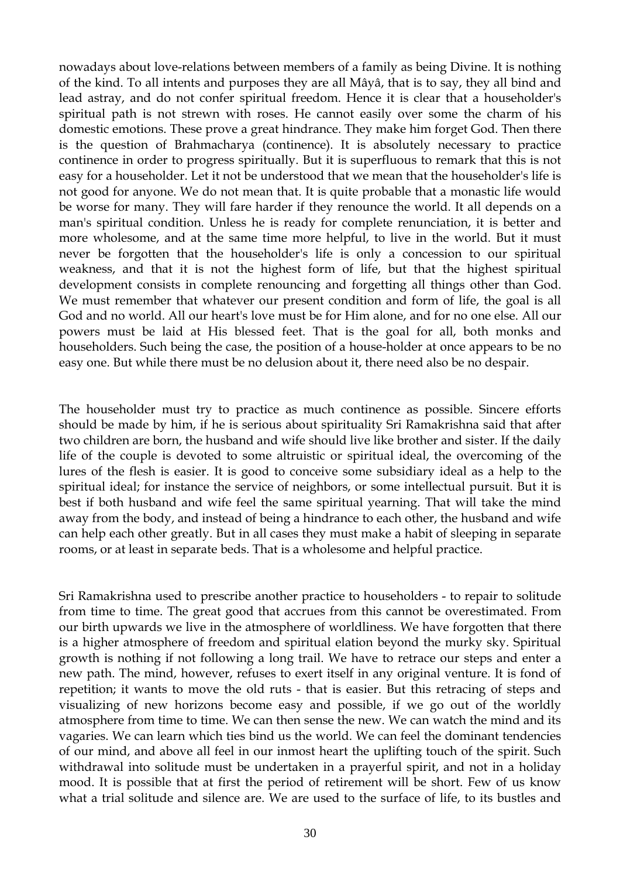nowadays about love-relations between members of a family as being Divine. It is nothing of the kind. To all intents and purposes they are all Mâyâ, that is to say, they all bind and lead astray, and do not confer spiritual freedom. Hence it is clear that a householder's spiritual path is not strewn with roses. He cannot easily over some the charm of his domestic emotions. These prove a great hindrance. They make him forget God. Then there is the question of Brahmacharya (continence). It is absolutely necessary to practice continence in order to progress spiritually. But it is superfluous to remark that this is not easy for a householder. Let it not be understood that we mean that the householder's life is not good for anyone. We do not mean that. It is quite probable that a monastic life would be worse for many. They will fare harder if they renounce the world. It all depends on a man's spiritual condition. Unless he is ready for complete renunciation, it is better and more wholesome, and at the same time more helpful, to live in the world. But it must never be forgotten that the householder's life is only a concession to our spiritual weakness, and that it is not the highest form of life, but that the highest spiritual development consists in complete renouncing and forgetting all things other than God. We must remember that whatever our present condition and form of life, the goal is all God and no world. All our heart's love must be for Him alone, and for no one else. All our powers must be laid at His blessed feet. That is the goal for all, both monks and householders. Such being the case, the position of a house-holder at once appears to be no easy one. But while there must be no delusion about it, there need also be no despair.

The householder must try to practice as much continence as possible. Sincere efforts should be made by him, if he is serious about spirituality Sri Ramakrishna said that after two children are born, the husband and wife should live like brother and sister. If the daily life of the couple is devoted to some altruistic or spiritual ideal, the overcoming of the lures of the flesh is easier. It is good to conceive some subsidiary ideal as a help to the spiritual ideal; for instance the service of neighbors, or some intellectual pursuit. But it is best if both husband and wife feel the same spiritual yearning. That will take the mind away from the body, and instead of being a hindrance to each other, the husband and wife can help each other greatly. But in all cases they must make a habit of sleeping in separate rooms, or at least in separate beds. That is a wholesome and helpful practice.

Sri Ramakrishna used to prescribe another practice to householders - to repair to solitude from time to time. The great good that accrues from this cannot be overestimated. From our birth upwards we live in the atmosphere of worldliness. We have forgotten that there is a higher atmosphere of freedom and spiritual elation beyond the murky sky. Spiritual growth is nothing if not following a long trail. We have to retrace our steps and enter a new path. The mind, however, refuses to exert itself in any original venture. It is fond of repetition; it wants to move the old ruts - that is easier. But this retracing of steps and visualizing of new horizons become easy and possible, if we go out of the worldly atmosphere from time to time. We can then sense the new. We can watch the mind and its vagaries. We can learn which ties bind us the world. We can feel the dominant tendencies of our mind, and above all feel in our inmost heart the uplifting touch of the spirit. Such withdrawal into solitude must be undertaken in a prayerful spirit, and not in a holiday mood. It is possible that at first the period of retirement will be short. Few of us know what a trial solitude and silence are. We are used to the surface of life, to its bustles and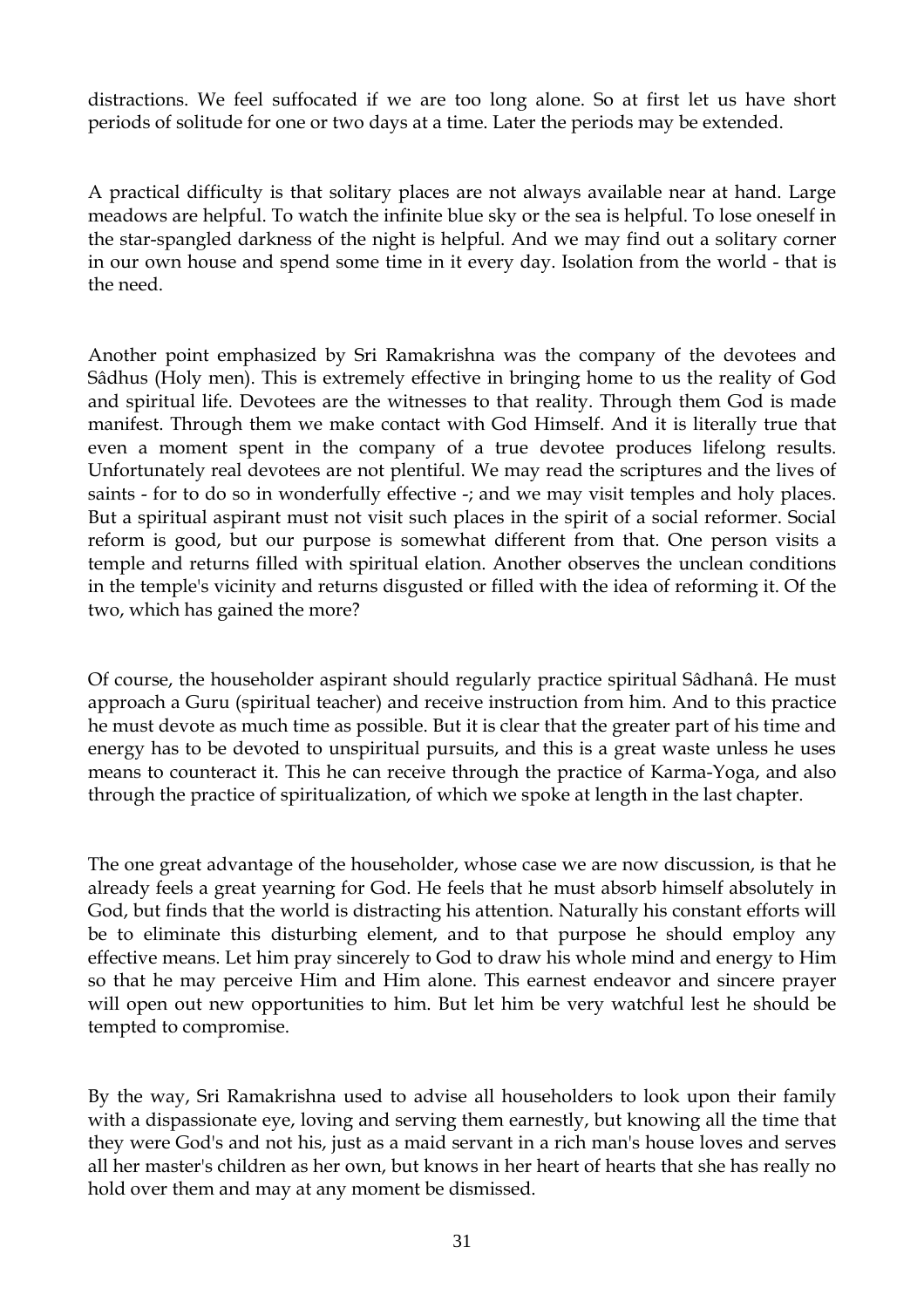distractions. We feel suffocated if we are too long alone. So at first let us have short periods of solitude for one or two days at a time. Later the periods may be extended.

A practical difficulty is that solitary places are not always available near at hand. Large meadows are helpful. To watch the infinite blue sky or the sea is helpful. To lose oneself in the star-spangled darkness of the night is helpful. And we may find out a solitary corner in our own house and spend some time in it every day. Isolation from the world - that is the need.

Another point emphasized by Sri Ramakrishna was the company of the devotees and Sâdhus (Holy men). This is extremely effective in bringing home to us the reality of God and spiritual life. Devotees are the witnesses to that reality. Through them God is made manifest. Through them we make contact with God Himself. And it is literally true that even a moment spent in the company of a true devotee produces lifelong results. Unfortunately real devotees are not plentiful. We may read the scriptures and the lives of saints - for to do so in wonderfully effective -; and we may visit temples and holy places. But a spiritual aspirant must not visit such places in the spirit of a social reformer. Social reform is good, but our purpose is somewhat different from that. One person visits a temple and returns filled with spiritual elation. Another observes the unclean conditions in the temple's vicinity and returns disgusted or filled with the idea of reforming it. Of the two, which has gained the more?

Of course, the householder aspirant should regularly practice spiritual Sâdhanâ. He must approach a Guru (spiritual teacher) and receive instruction from him. And to this practice he must devote as much time as possible. But it is clear that the greater part of his time and energy has to be devoted to unspiritual pursuits, and this is a great waste unless he uses means to counteract it. This he can receive through the practice of Karma-Yoga, and also through the practice of spiritualization, of which we spoke at length in the last chapter.

The one great advantage of the householder, whose case we are now discussion, is that he already feels a great yearning for God. He feels that he must absorb himself absolutely in God, but finds that the world is distracting his attention. Naturally his constant efforts will be to eliminate this disturbing element, and to that purpose he should employ any effective means. Let him pray sincerely to God to draw his whole mind and energy to Him so that he may perceive Him and Him alone. This earnest endeavor and sincere prayer will open out new opportunities to him. But let him be very watchful lest he should be tempted to compromise.

By the way, Sri Ramakrishna used to advise all householders to look upon their family with a dispassionate eye, loving and serving them earnestly, but knowing all the time that they were God's and not his, just as a maid servant in a rich man's house loves and serves all her master's children as her own, but knows in her heart of hearts that she has really no hold over them and may at any moment be dismissed.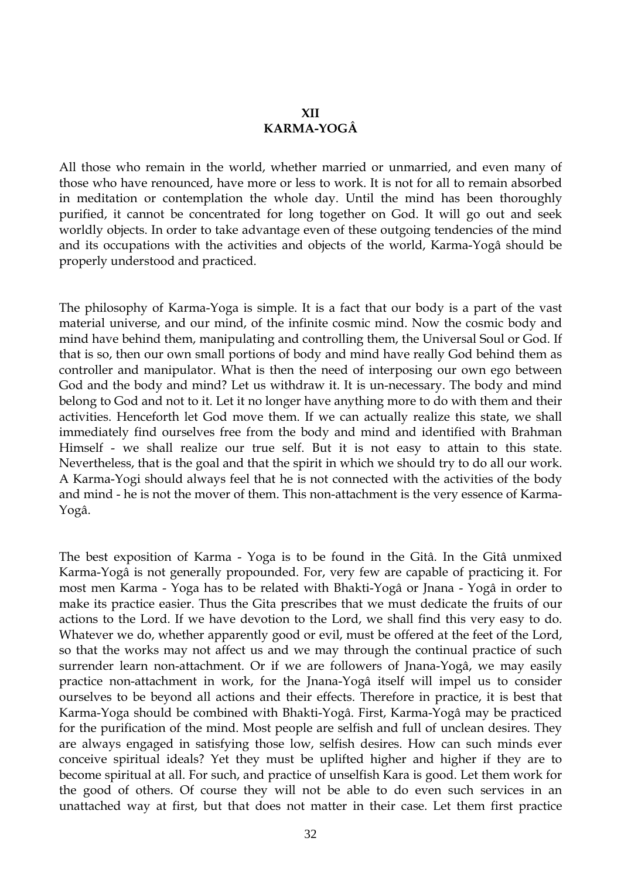# XII
# KARMA-YOGÂ

All those who remain in the world, whether married or unmarried, and even many of those who have renounced, have more or less to work. It is not for all to remain absorbed in meditation or contemplation the whole day. Until the mind has been thoroughly purified, it cannot be concentrated for long together on God. It will go out and seek worldly objects. In order to take advantage even of these outgoing tendencies of the mind and its occupations with the activities and objects of the world, Karma-Yogâ should be properly understood and practiced.

The philosophy of Karma-Yoga is simple. It is a fact that our body is a part of the vast material universe, and our mind, of the infinite cosmic mind. Now the cosmic body and mind have behind them, manipulating and controlling them, the Universal Soul or God. If that is so, then our own small portions of body and mind have really God behind them as controller and manipulator. What is then the need of interposing our own ego between God and the body and mind? Let us withdraw it. It is un-necessary. The body and mind belong to God and not to it. Let it no longer have anything more to do with them and their activities. Henceforth let God move them. If we can actually realize this state, we shall immediately find ourselves free from the body and mind and identified with Brahman Himself - we shall realize our true self. But it is not easy to attain to this state. Nevertheless, that is the goal and that the spirit in which we should try to do all our work. A Karma-Yogi should always feel that he is not connected with the activities of the body and mind - he is not the mover of them. This non-attachment is the very essence of Karma-Yogâ.

The best exposition of Karma - Yoga is to be found in the Gitâ. In the Gitâ unmixed Karma-Yogâ is not generally propounded. For, very few are capable of practicing it. For most men Karma - Yoga has to be related with Bhakti-Yogâ or Jnana - Yogâ in order to make its practice easier. Thus the Gita prescribes that we must dedicate the fruits of our actions to the Lord. If we have devotion to the Lord, we shall find this very easy to do. Whatever we do, whether apparently good or evil, must be offered at the feet of the Lord, so that the works may not affect us and we may through the continual practice of such surrender learn non-attachment. Or if we are followers of Jnana-Yogâ, we may easily practice non-attachment in work, for the Jnana-Yogâ itself will impel us to consider ourselves to be beyond all actions and their effects. Therefore in practice, it is best that Karma-Yoga should be combined with Bhakti-Yogâ. First, Karma-Yogâ may be practiced for the purification of the mind. Most people are selfish and full of unclean desires. They are always engaged in satisfying those low, selfish desires. How can such minds ever conceive spiritual ideals? Yet they must be uplifted higher and higher if they are to become spiritual at all. For such, and practice of unselfish Kara is good. Let them work for the good of others. Of course they will not be able to do even such services in an unattached way at first, but that does not matter in their case. Let them first practice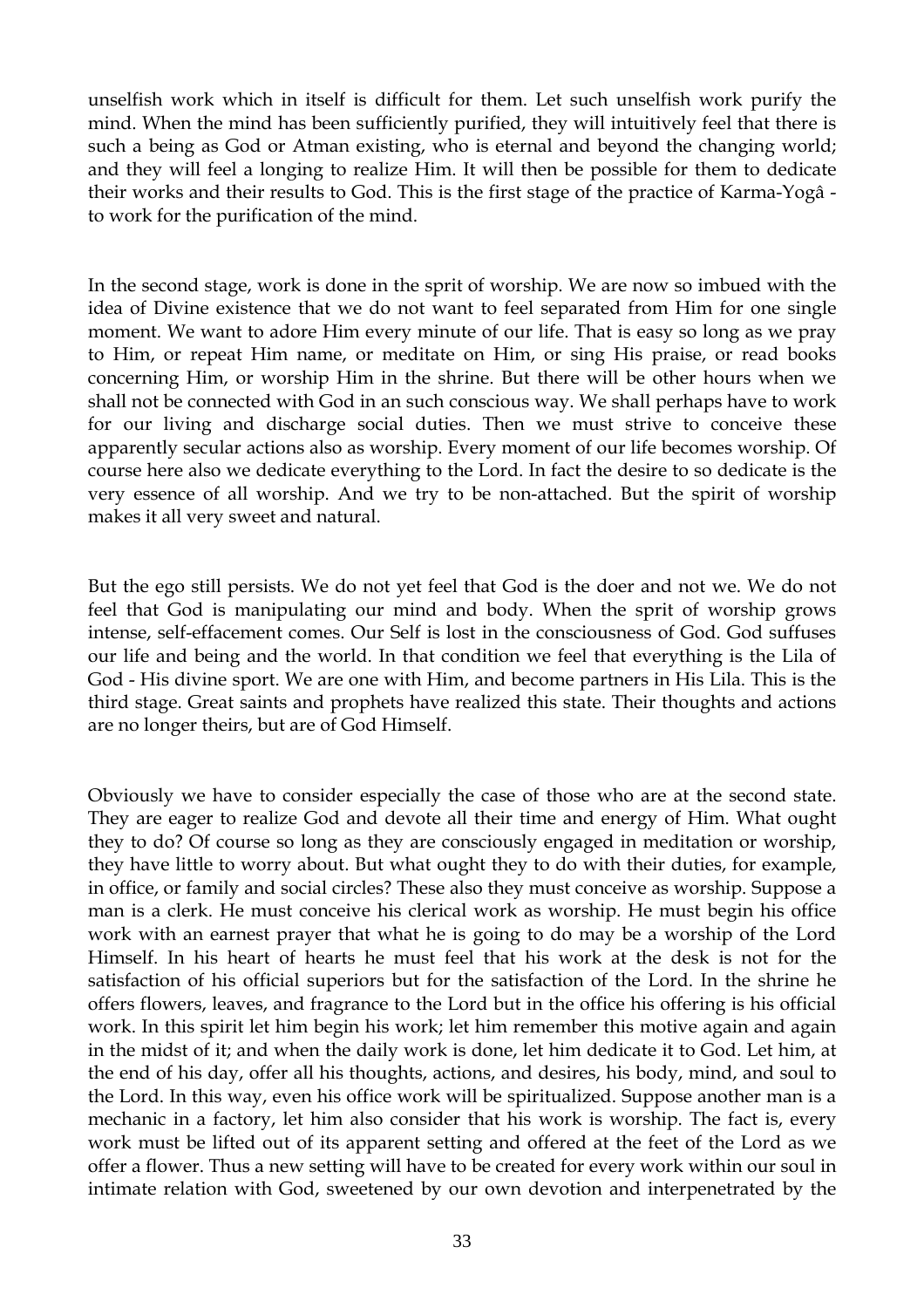unselfish work which in itself is difficult for them. Let such unselfish work purify the mind. When the mind has been sufficiently purified, they will intuitively feel that there is such a being as God or Atman existing, who is eternal and beyond the changing world; and they will feel a longing to realize Him. It will then be possible for them to dedicate their works and their results to God. This is the first stage of the practice of Karma-Yogâ - to work for the purification of the mind.

In the second stage, work is done in the sprit of worship. We are now so imbued with the idea of Divine existence that we do not want to feel separated from Him for one single moment. We want to adore Him every minute of our life. That is easy so long as we pray to Him, or repeat Him name, or meditate on Him, or sing His praise, or read books concerning Him, or worship Him in the shrine. But there will be other hours when we shall not be connected with God in an such conscious way. We shall perhaps have to work for our living and discharge social duties. Then we must strive to conceive these apparently secular actions also as worship. Every moment of our life becomes worship. Of course here also we dedicate everything to the Lord. In fact the desire to so dedicate is the very essence of all worship. And we try to be non-attached. But the spirit of worship makes it all very sweet and natural.

But the ego still persists. We do not yet feel that God is the doer and not we. We do not feel that God is manipulating our mind and body. When the sprit of worship grows intense, self-effacement comes. Our Self is lost in the consciousness of God. God suffuses our life and being and the world. In that condition we feel that everything is the Lila of God - His divine sport. We are one with Him, and become partners in His Lila. This is the third stage. Great saints and prophets have realized this state. Their thoughts and actions are no longer theirs, but are of God Himself.

Obviously we have to consider especially the case of those who are at the second state. They are eager to realize God and devote all their time and energy of Him. What ought they to do? Of course so long as they are consciously engaged in meditation or worship, they have little to worry about. But what ought they to do with their duties, for example, in office, or family and social circles? These also they must conceive as worship. Suppose a man is a clerk. He must conceive his clerical work as worship. He must begin his office work with an earnest prayer that what he is going to do may be a worship of the Lord Himself. In his heart of hearts he must feel that his work at the desk is not for the satisfaction of his official superiors but for the satisfaction of the Lord. In the shrine he offers flowers, leaves, and fragrance to the Lord but in the office his offering is his official work. In this spirit let him begin his work; let him remember this motive again and again in the midst of it; and when the daily work is done, let him dedicate it to God. Let him, at the end of his day, offer all his thoughts, actions, and desires, his body, mind, and soul to the Lord. In this way, even his office work will be spiritualized. Suppose another man is a mechanic in a factory, let him also consider that his work is worship. The fact is, every work must be lifted out of its apparent setting and offered at the feet of the Lord as we offer a flower. Thus a new setting will have to be created for every work within our soul in intimate relation with God, sweetened by our own devotion and interpenetrated by the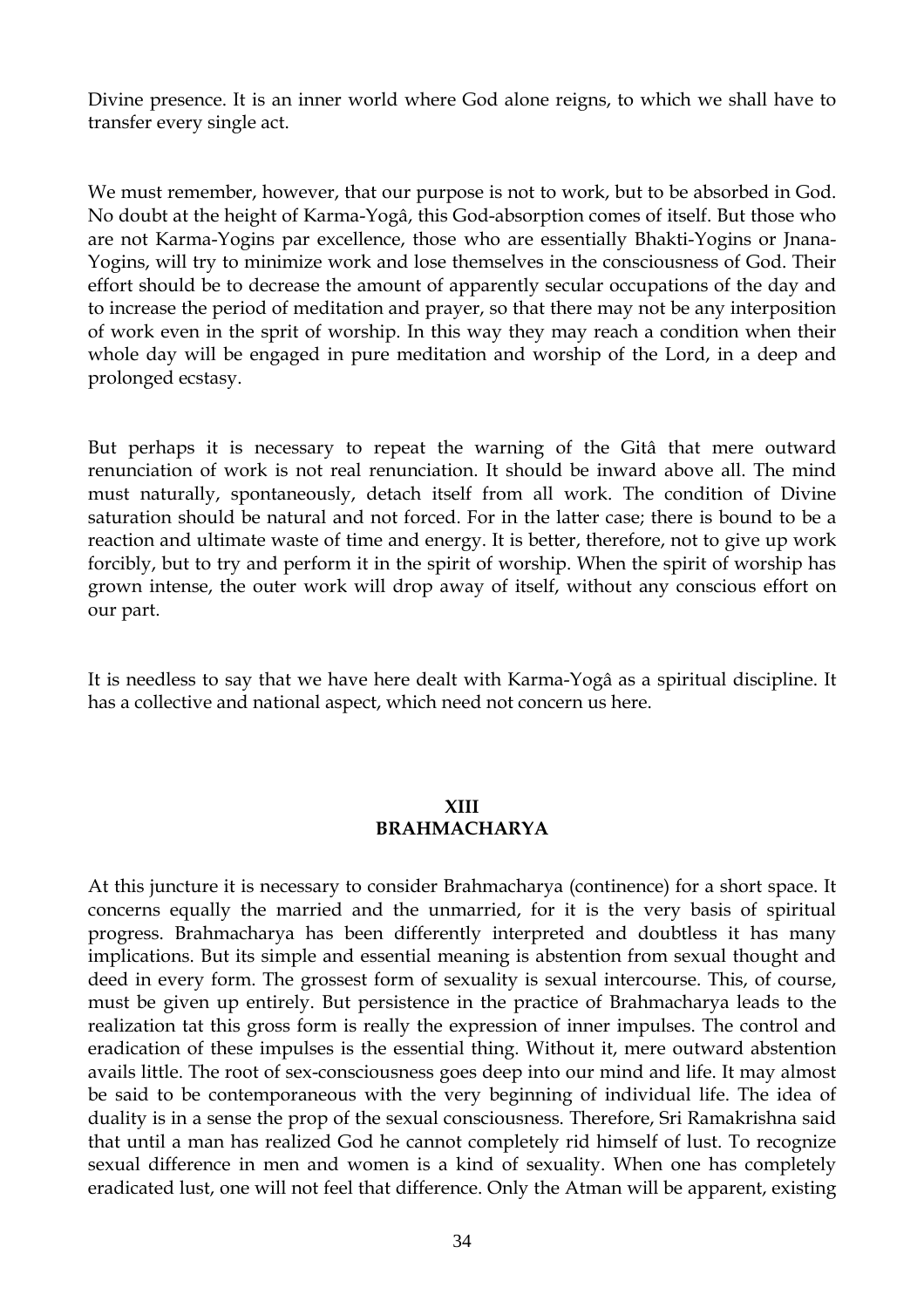Divine presence. It is an inner world where God alone reigns, to which we shall have to transfer every single act.

We must remember, however, that our purpose is not to work, but to be absorbed in God. No doubt at the height of Karma-Yogâ, this God-absorption comes of itself. But those who are not Karma-Yogins par excellence, those who are essentially Bhakti-Yogins or Jnana-Yogins, will try to minimize work and lose themselves in the consciousness of God. Their effort should be to decrease the amount of apparently secular occupations of the day and to increase the period of meditation and prayer, so that there may not be any interposition of work even in the sprit of worship. In this way they may reach a condition when their whole day will be engaged in pure meditation and worship of the Lord, in a deep and prolonged ecstasy.

But perhaps it is necessary to repeat the warning of the Gitâ that mere outward renunciation of work is not real renunciation. It should be inward above all. The mind must naturally, spontaneously, detach itself from all work. The condition of Divine saturation should be natural and not forced. For in the latter case; there is bound to be a reaction and ultimate waste of time and energy. It is better, therefore, not to give up work forcibly, but to try and perform it in the spirit of worship. When the spirit of worship has grown intense, the outer work will drop away of itself, without any conscious effort on our part.

It is needless to say that we have here dealt with Karma-Yogâ as a spiritual discipline. It has a collective and national aspect, which need not concern us here.

## XIII
## BRAHMACHARYA

At this juncture it is necessary to consider Brahmacharya (continence) for a short space. It concerns equally the married and the unmarried, for it is the very basis of spiritual progress. Brahmacharya has been differently interpreted and doubtless it has many implications. But its simple and essential meaning is abstention from sexual thought and deed in every form. The grossest form of sexuality is sexual intercourse. This, of course, must be given up entirely. But persistence in the practice of Brahmacharya leads to the realization tat this gross form is really the expression of inner impulses. The control and eradication of these impulses is the essential thing. Without it, mere outward abstention avails little. The root of sex-consciousness goes deep into our mind and life. It may almost be said to be contemporaneous with the very beginning of individual life. The idea of duality is in a sense the prop of the sexual consciousness. Therefore, Sri Ramakrishna said that until a man has realized God he cannot completely rid himself of lust. To recognize sexual difference in men and women is a kind of sexuality. When one has completely eradicated lust, one will not feel that difference. Only the Atman will be apparent, existing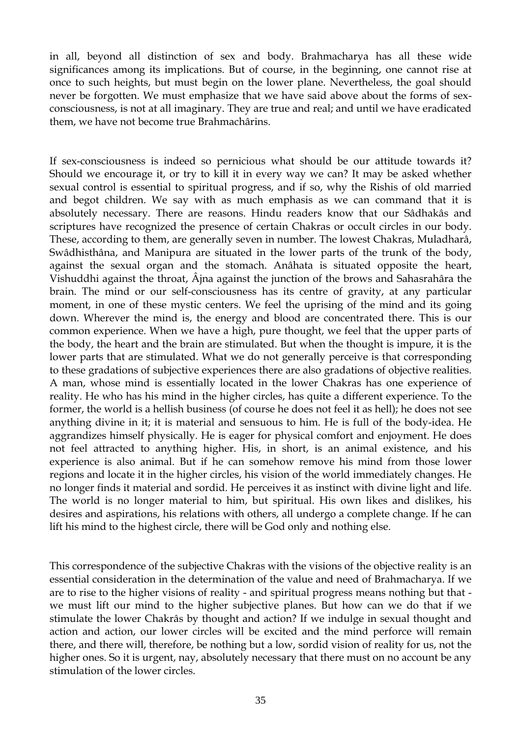in all, beyond all distinction of sex and body. Brahmacharya has all these wide significances among its implications. But of course, in the beginning, one cannot rise at once to such heights, but must begin on the lower plane. Nevertheless, the goal should never be forgotten. We must emphasize that we have said above about the forms of sex-consciousness, is not at all imaginary. They are true and real; and until we have eradicated them, we have not become true Brahmachârins.

If sex-consciousness is indeed so pernicious what should be our attitude towards it? Should we encourage it, or try to kill it in every way we can? It may be asked whether sexual control is essential to spiritual progress, and if so, why the Rishis of old married and begot children. We say with as much emphasis as we can command that it is absolutely necessary. There are reasons. Hindu readers know that our Sâdhakâs and scriptures have recognized the presence of certain Chakras or occult circles in our body. These, according to them, are generally seven in number. The lowest Chakras, Muladharâ, Swâdhisthâna, and Manipura are situated in the lower parts of the trunk of the body, against the sexual organ and the stomach. Anâhata is situated opposite the heart, Vishuddhi against the throat, Âjna against the junction of the brows and Sahasrahâra the brain. The mind or our self-consciousness has its centre of gravity, at any particular moment, in one of these mystic centers. We feel the uprising of the mind and its going down. Wherever the mind is, the energy and blood are concentrated there. This is our common experience. When we have a high, pure thought, we feel that the upper parts of the body, the heart and the brain are stimulated. But when the thought is impure, it is the lower parts that are stimulated. What we do not generally perceive is that corresponding to these gradations of subjective experiences there are also gradations of objective realities. A man, whose mind is essentially located in the lower Chakras has one experience of reality. He who has his mind in the higher circles, has quite a different experience. To the former, the world is a hellish business (of course he does not feel it as hell); he does not see anything divine in it; it is material and sensuous to him. He is full of the body-idea. He aggrandizes himself physically. He is eager for physical comfort and enjoyment. He does not feel attracted to anything higher. His, in short, is an animal existence, and his experience is also animal. But if he can somehow remove his mind from those lower regions and locate it in the higher circles, his vision of the world immediately changes. He no longer finds it material and sordid. He perceives it as instinct with divine light and life. The world is no longer material to him, but spiritual. His own likes and dislikes, his desires and aspirations, his relations with others, all undergo a complete change. If he can lift his mind to the highest circle, there will be God only and nothing else.

This correspondence of the subjective Chakras with the visions of the objective reality is an essential consideration in the determination of the value and need of Brahmacharya. If we are to rise to the higher visions of reality - and spiritual progress means nothing but that - we must lift our mind to the higher subjective planes. But how can we do that if we stimulate the lower Chakrâs by thought and action? If we indulge in sexual thought and action and action, our lower circles will be excited and the mind perforce will remain there, and there will, therefore, be nothing but a low, sordid vision of reality for us, not the higher ones. So it is urgent, nay, absolutely necessary that there must on no account be any stimulation of the lower circles.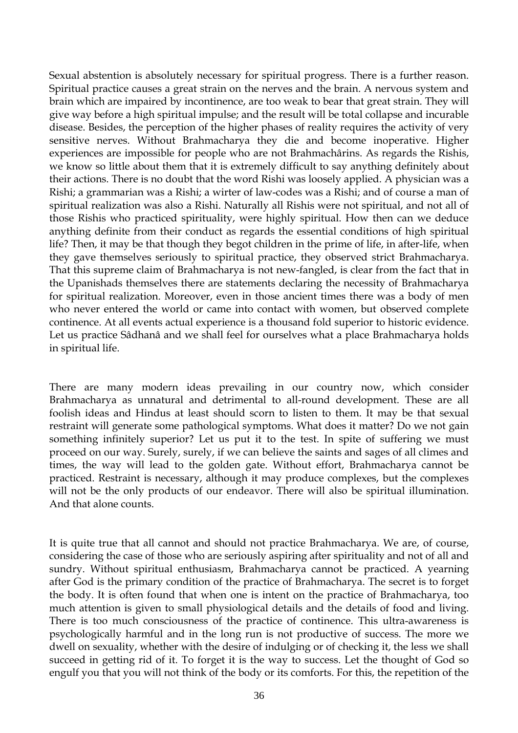Sexual abstention is absolutely necessary for spiritual progress. There is a further reason. Spiritual practice causes a great strain on the nerves and the brain. A nervous system and brain which are impaired by incontinence, are too weak to bear that great strain. They will give way before a high spiritual impulse; and the result will be total collapse and incurable disease. Besides, the perception of the higher phases of reality requires the activity of very sensitive nerves. Without Brahmacharya they die and become inoperative. Higher experiences are impossible for people who are not Brahmachârins. As regards the Rishis, we know so little about them that it is extremely difficult to say anything definitely about their actions. There is no doubt that the word Rishi was loosely applied. A physician was a Rishi; a grammarian was a Rishi; a wirter of law-codes was a Rishi; and of course a man of spiritual realization was also a Rishi. Naturally all Rishis were not spiritual, and not all of those Rishis who practiced spirituality, were highly spiritual. How then can we deduce anything definite from their conduct as regards the essential conditions of high spiritual life? Then, it may be that though they begot children in the prime of life, in after-life, when they gave themselves seriously to spiritual practice, they observed strict Brahmacharya. That this supreme claim of Brahmacharya is not new-fangled, is clear from the fact that in the Upanishads themselves there are statements declaring the necessity of Brahmacharya for spiritual realization. Moreover, even in those ancient times there was a body of men who never entered the world or came into contact with women, but observed complete continence. At all events actual experience is a thousand fold superior to historic evidence. Let us practice Sâdhanâ and we shall feel for ourselves what a place Brahmacharya holds in spiritual life.

There are many modern ideas prevailing in our country now, which consider Brahmacharya as unnatural and detrimental to all-round development. These are all foolish ideas and Hindus at least should scorn to listen to them. It may be that sexual restraint will generate some pathological symptoms. What does it matter? Do we not gain something infinitely superior? Let us put it to the test. In spite of suffering we must proceed on our way. Surely, surely, if we can believe the saints and sages of all climes and times, the way will lead to the golden gate. Without effort, Brahmacharya cannot be practiced. Restraint is necessary, although it may produce complexes, but the complexes will not be the only products of our endeavor. There will also be spiritual illumination. And that alone counts.

It is quite true that all cannot and should not practice Brahmacharya. We are, of course, considering the case of those who are seriously aspiring after spirituality and not of all and sundry. Without spiritual enthusiasm, Brahmacharya cannot be practiced. A yearning after God is the primary condition of the practice of Brahmacharya. The secret is to forget the body. It is often found that when one is intent on the practice of Brahmacharya, too much attention is given to small physiological details and the details of food and living. There is too much consciousness of the practice of continence. This ultra-awareness is psychologically harmful and in the long run is not productive of success. The more we dwell on sexuality, whether with the desire of indulging or of checking it, the less we shall succeed in getting rid of it. To forget it is the way to success. Let the thought of God so engulf you that you will not think of the body or its comforts. For this, the repetition of the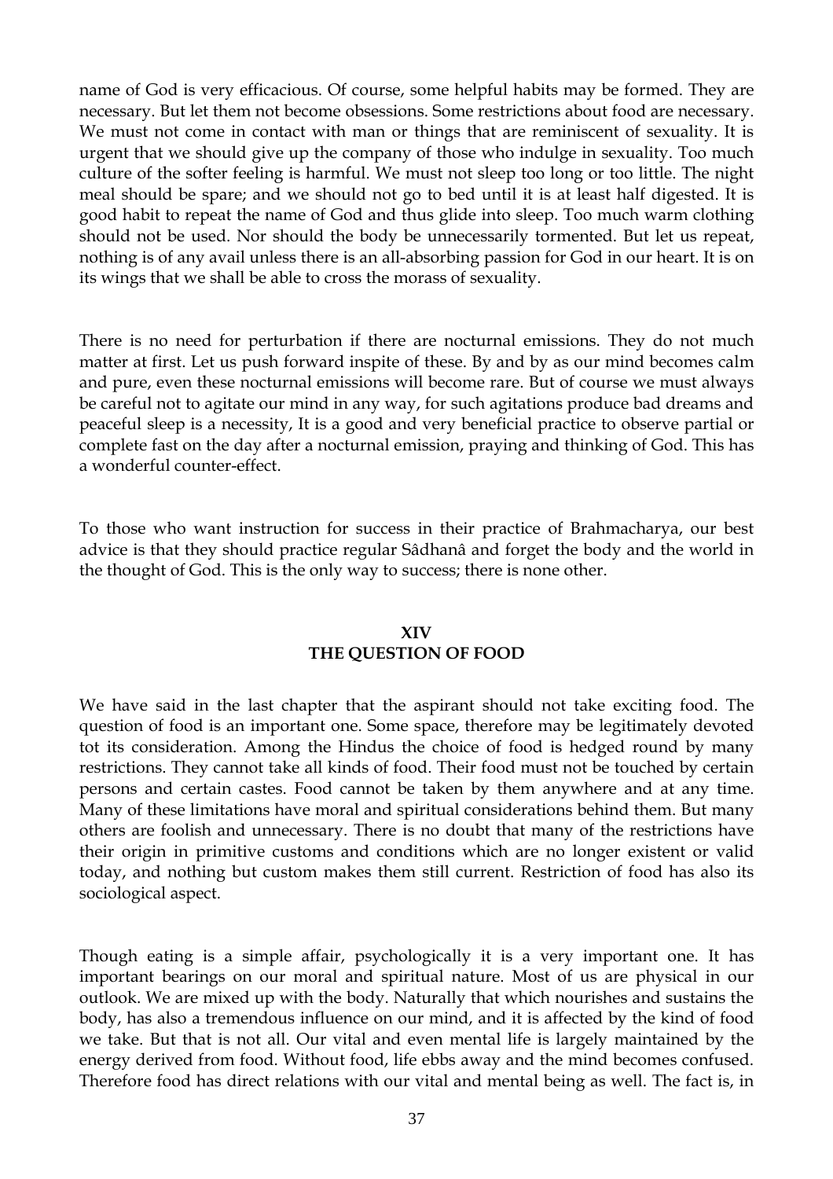name of God is very efficacious. Of course, some helpful habits may be formed. They are necessary. But let them not become obsessions. Some restrictions about food are necessary. We must not come in contact with man or things that are reminiscent of sexuality. It is urgent that we should give up the company of those who indulge in sexuality. Too much culture of the softer feeling is harmful. We must not sleep too long or too little. The night meal should be spare; and we should not go to bed until it is at least half digested. It is good habit to repeat the name of God and thus glide into sleep. Too much warm clothing should not be used. Nor should the body be unnecessarily tormented. But let us repeat, nothing is of any avail unless there is an all-absorbing passion for God in our heart. It is on its wings that we shall be able to cross the morass of sexuality.

There is no need for perturbation if there are nocturnal emissions. They do not much matter at first. Let us push forward inspite of these. By and by as our mind becomes calm and pure, even these nocturnal emissions will become rare. But of course we must always be careful not to agitate our mind in any way, for such agitations produce bad dreams and peaceful sleep is a necessity, It is a good and very beneficial practice to observe partial or complete fast on the day after a nocturnal emission, praying and thinking of God. This has a wonderful counter-effect.

To those who want instruction for success in their practice of Brahmacharya, our best advice is that they should practice regular Sâdhanâ and forget the body and the world in the thought of God. This is the only way to success; there is none other.

## XIV
## THE QUESTION OF FOOD

We have said in the last chapter that the aspirant should not take exciting food. The question of food is an important one. Some space, therefore may be legitimately devoted tot its consideration. Among the Hindus the choice of food is hedged round by many restrictions. They cannot take all kinds of food. Their food must not be touched by certain persons and certain castes. Food cannot be taken by them anywhere and at any time. Many of these limitations have moral and spiritual considerations behind them. But many others are foolish and unnecessary. There is no doubt that many of the restrictions have their origin in primitive customs and conditions which are no longer existent or valid today, and nothing but custom makes them still current. Restriction of food has also its sociological aspect.

Though eating is a simple affair, psychologically it is a very important one. It has important bearings on our moral and spiritual nature. Most of us are physical in our outlook. We are mixed up with the body. Naturally that which nourishes and sustains the body, has also a tremendous influence on our mind, and it is affected by the kind of food we take. But that is not all. Our vital and even mental life is largely maintained by the energy derived from food. Without food, life ebbs away and the mind becomes confused. Therefore food has direct relations with our vital and mental being as well. The fact is, in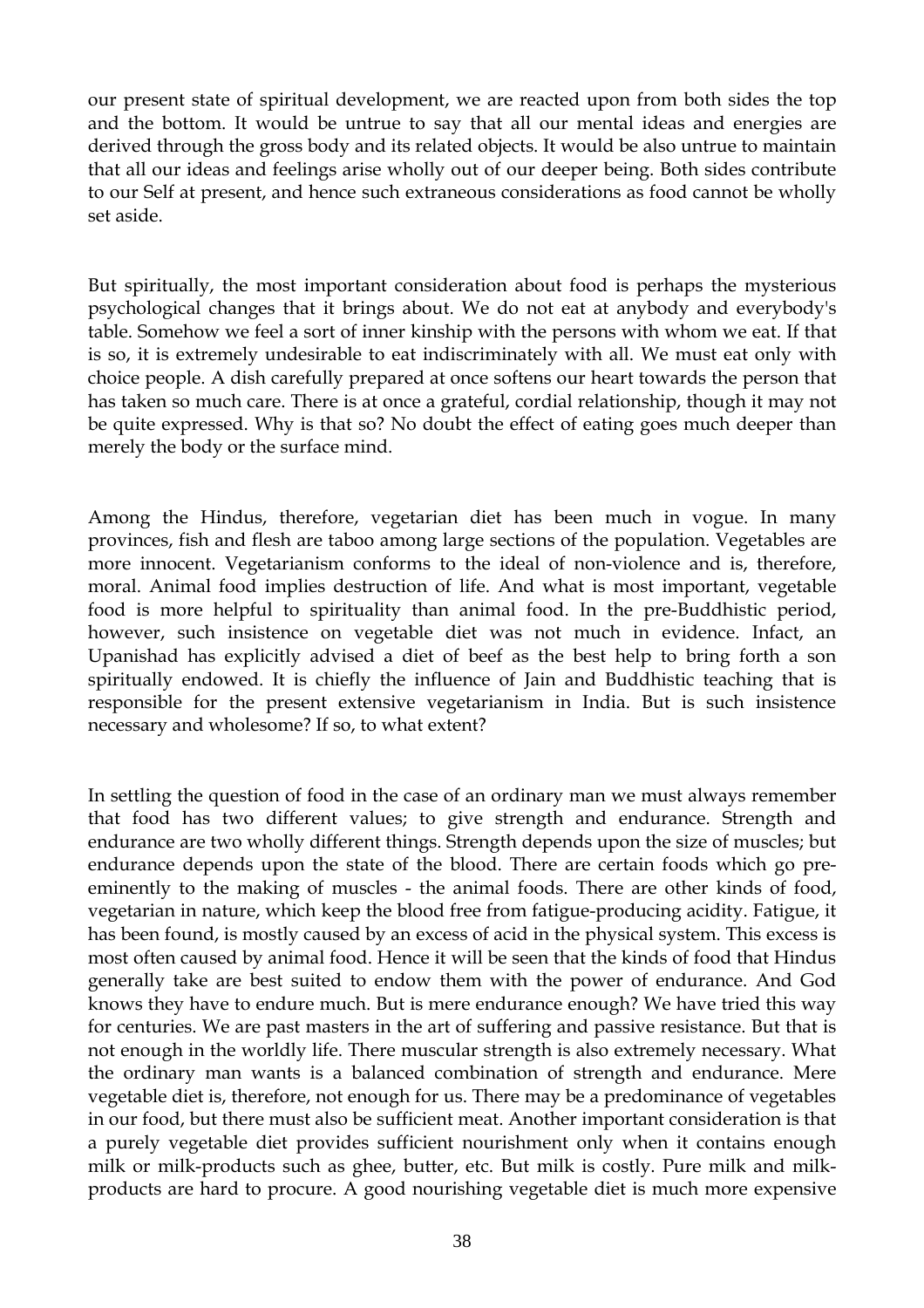our present state of spiritual development, we are reacted upon from both sides the top and the bottom. It would be untrue to say that all our mental ideas and energies are derived through the gross body and its related objects. It would be also untrue to maintain that all our ideas and feelings arise wholly out of our deeper being. Both sides contribute to our Self at present, and hence such extraneous considerations as food cannot be wholly set aside.

But spiritually, the most important consideration about food is perhaps the mysterious psychological changes that it brings about. We do not eat at anybody and everybody's table. Somehow we feel a sort of inner kinship with the persons with whom we eat. If that is so, it is extremely undesirable to eat indiscriminately with all. We must eat only with choice people. A dish carefully prepared at once softens our heart towards the person that has taken so much care. There is at once a grateful, cordial relationship, though it may not be quite expressed. Why is that so? No doubt the effect of eating goes much deeper than merely the body or the surface mind.

Among the Hindus, therefore, vegetarian diet has been much in vogue. In many provinces, fish and flesh are taboo among large sections of the population. Vegetables are more innocent. Vegetarianism conforms to the ideal of non-violence and is, therefore, moral. Animal food implies destruction of life. And what is most important, vegetable food is more helpful to spirituality than animal food. In the pre-Buddhistic period, however, such insistence on vegetable diet was not much in evidence. Infact, an Upanishad has explicitly advised a diet of beef as the best help to bring forth a son spiritually endowed. It is chiefly the influence of Jain and Buddhistic teaching that is responsible for the present extensive vegetarianism in India. But is such insistence necessary and wholesome? If so, to what extent?

In settling the question of food in the case of an ordinary man we must always remember that food has two different values; to give strength and endurance. Strength and endurance are two wholly different things. Strength depends upon the size of muscles; but endurance depends upon the state of the blood. There are certain foods which go pre-eminently to the making of muscles - the animal foods. There are other kinds of food, vegetarian in nature, which keep the blood free from fatigue-producing acidity. Fatigue, it has been found, is mostly caused by an excess of acid in the physical system. This excess is most often caused by animal food. Hence it will be seen that the kinds of food that Hindus generally take are best suited to endow them with the power of endurance. And God knows they have to endure much. But is mere endurance enough? We have tried this way for centuries. We are past masters in the art of suffering and passive resistance. But that is not enough in the worldly life. There muscular strength is also extremely necessary. What the ordinary man wants is a balanced combination of strength and endurance. Mere vegetable diet is, therefore, not enough for us. There may be a predominance of vegetables in our food, but there must also be sufficient meat. Another important consideration is that a purely vegetable diet provides sufficient nourishment only when it contains enough milk or milk-products such as ghee, butter, etc. But milk is costly. Pure milk and milk-products are hard to procure. A good nourishing vegetable diet is much more expensive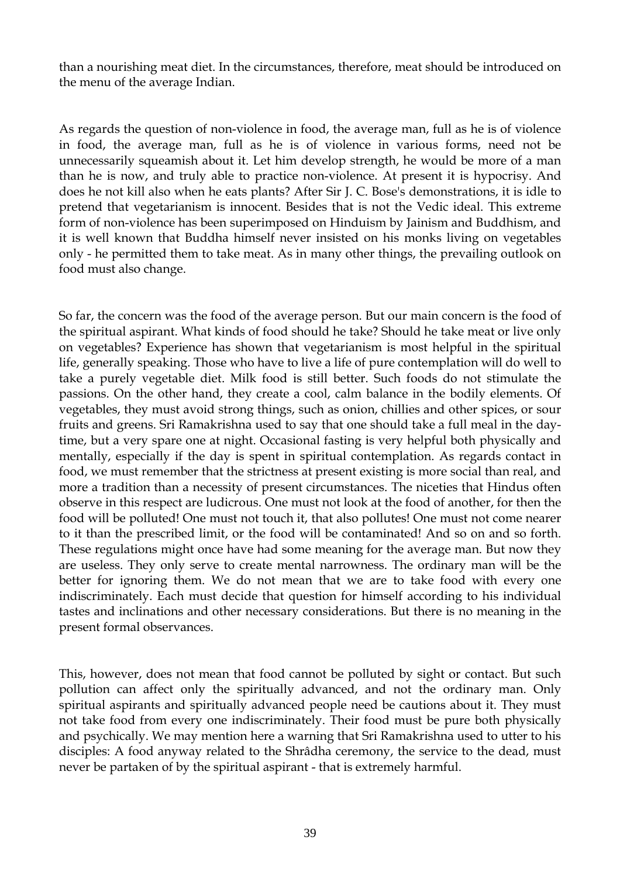than a nourishing meat diet. In the circumstances, therefore, meat should be introduced on the menu of the average Indian.

As regards the question of non-violence in food, the average man, full as he is of violence in food, the average man, full as he is of violence in various forms, need not be unnecessarily squeamish about it. Let him develop strength, he would be more of a man than he is now, and truly able to practice non-violence. At present it is hypocrisy. And does he not kill also when he eats plants? After Sir J. C. Bose's demonstrations, it is idle to pretend that vegetarianism is innocent. Besides that is not the Vedic ideal. This extreme form of non-violence has been superimposed on Hinduism by Jainism and Buddhism, and it is well known that Buddha himself never insisted on his monks living on vegetables only - he permitted them to take meat. As in many other things, the prevailing outlook on food must also change.

So far, the concern was the food of the average person. But our main concern is the food of the spiritual aspirant. What kinds of food should he take? Should he take meat or live only on vegetables? Experience has shown that vegetarianism is most helpful in the spiritual life, generally speaking. Those who have to live a life of pure contemplation will do well to take a purely vegetable diet. Milk food is still better. Such foods do not stimulate the passions. On the other hand, they create a cool, calm balance in the bodily elements. Of vegetables, they must avoid strong things, such as onion, chillies and other spices, or sour fruits and greens. Sri Ramakrishna used to say that one should take a full meal in the day-time, but a very spare one at night. Occasional fasting is very helpful both physically and mentally, especially if the day is spent in spiritual contemplation. As regards contact in food, we must remember that the strictness at present existing is more social than real, and more a tradition than a necessity of present circumstances. The niceties that Hindus often observe in this respect are ludicrous. One must not look at the food of another, for then the food will be polluted! One must not touch it, that also pollutes! One must not come nearer to it than the prescribed limit, or the food will be contaminated! And so on and so forth. These regulations might once have had some meaning for the average man. But now they are useless. They only serve to create mental narrowness. The ordinary man will be the better for ignoring them. We do not mean that we are to take food with every one indiscriminately. Each must decide that question for himself according to his individual tastes and inclinations and other necessary considerations. But there is no meaning in the present formal observances.

This, however, does not mean that food cannot be polluted by sight or contact. But such pollution can affect only the spiritually advanced, and not the ordinary man. Only spiritual aspirants and spiritually advanced people need be cautions about it. They must not take food from every one indiscriminately. Their food must be pure both physically and psychically. We may mention here a warning that Sri Ramakrishna used to utter to his disciples: A food anyway related to the Shrâdha ceremony, the service to the dead, must never be partaken of by the spiritual aspirant - that is extremely harmful.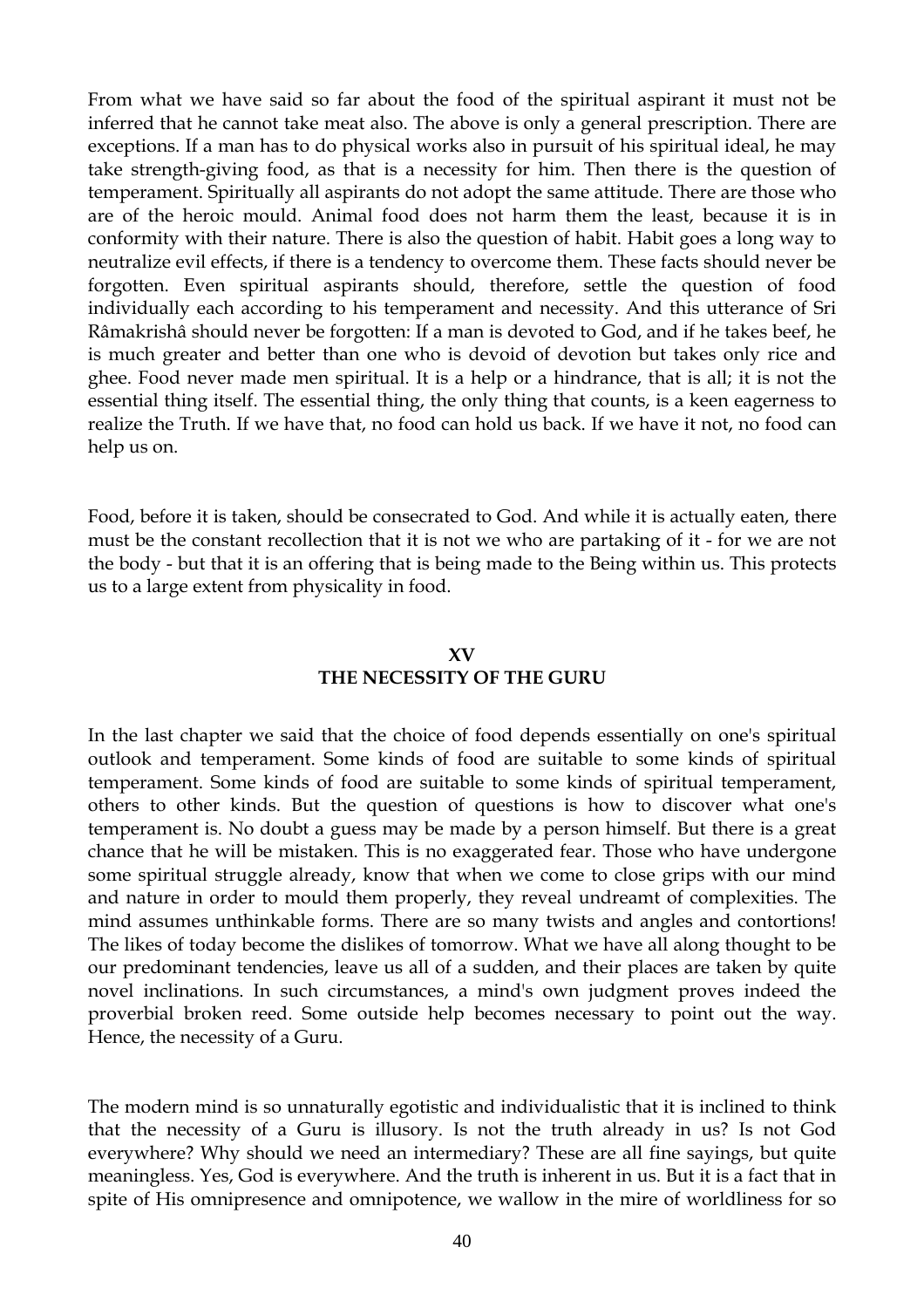From what we have said so far about the food of the spiritual aspirant it must not be inferred that he cannot take meat also. The above is only a general prescription. There are exceptions. If a man has to do physical works also in pursuit of his spiritual ideal, he may take strength-giving food, as that is a necessity for him. Then there is the question of temperament. Spiritually all aspirants do not adopt the same attitude. There are those who are of the heroic mould. Animal food does not harm them the least, because it is in conformity with their nature. There is also the question of habit. Habit goes a long way to neutralize evil effects, if there is a tendency to overcome them. These facts should never be forgotten. Even spiritual aspirants should, therefore, settle the question of food individually each according to his temperament and necessity. And this utterance of Sri Râmakrishâ should never be forgotten: If a man is devoted to God, and if he takes beef, he is much greater and better than one who is devoid of devotion but takes only rice and ghee. Food never made men spiritual. It is a help or a hindrance, that is all; it is not the essential thing itself. The essential thing, the only thing that counts, is a keen eagerness to realize the Truth. If we have that, no food can hold us back. If we have it not, no food can help us on.

Food, before it is taken, should be consecrated to God. And while it is actually eaten, there must be the constant recollection that it is not we who are partaking of it - for we are not the body - but that it is an offering that is being made to the Being within us. This protects us to a large extent from physicality in food.

## XV
## THE NECESSITY OF THE GURU

In the last chapter we said that the choice of food depends essentially on one's spiritual outlook and temperament. Some kinds of food are suitable to some kinds of spiritual temperament. Some kinds of food are suitable to some kinds of spiritual temperament, others to other kinds. But the question of questions is how to discover what one's temperament is. No doubt a guess may be made by a person himself. But there is a great chance that he will be mistaken. This is no exaggerated fear. Those who have undergone some spiritual struggle already, know that when we come to close grips with our mind and nature in order to mould them properly, they reveal undreamt of complexities. The mind assumes unthinkable forms. There are so many twists and angles and contortions! The likes of today become the dislikes of tomorrow. What we have all along thought to be our predominant tendencies, leave us all of a sudden, and their places are taken by quite novel inclinations. In such circumstances, a mind's own judgment proves indeed the proverbial broken reed. Some outside help becomes necessary to point out the way. Hence, the necessity of a Guru.

The modern mind is so unnaturally egotistic and individualistic that it is inclined to think that the necessity of a Guru is illusory. Is not the truth already in us? Is not God everywhere? Why should we need an intermediary? These are all fine sayings, but quite meaningless. Yes, God is everywhere. And the truth is inherent in us. But it is a fact that in spite of His omnipresence and omnipotence, we wallow in the mire of worldliness for so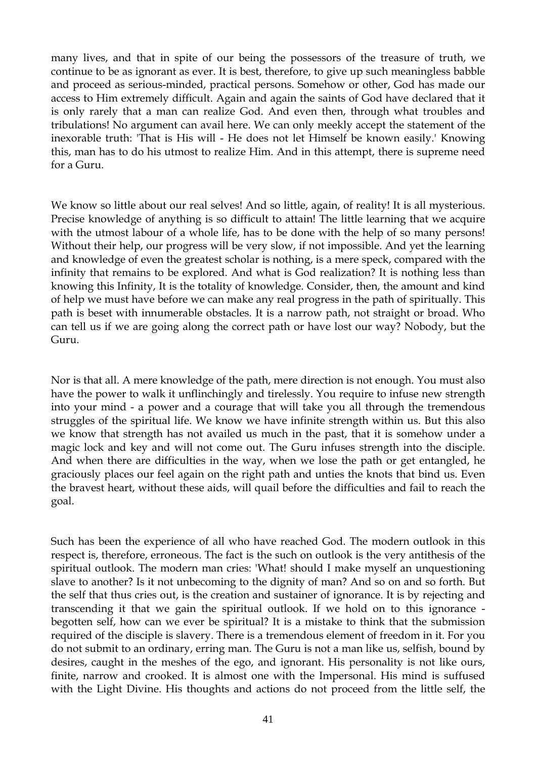many lives, and that in spite of our being the possessors of the treasure of truth, we continue to be as ignorant as ever. It is best, therefore, to give up such meaningless babble and proceed as serious-minded, practical persons. Somehow or other, God has made our access to Him extremely difficult. Again and again the saints of God have declared that it is only rarely that a man can realize God. And even then, through what troubles and tribulations! No argument can avail here. We can only meekly accept the statement of the inexorable truth: 'That is His will - He does not let Himself be known easily.' Knowing this, man has to do his utmost to realize Him. And in this attempt, there is supreme need for a Guru.

We know so little about our real selves! And so little, again, of reality! It is all mysterious. Precise knowledge of anything is so difficult to attain! The little learning that we acquire with the utmost labour of a whole life, has to be done with the help of so many persons! Without their help, our progress will be very slow, if not impossible. And yet the learning and knowledge of even the greatest scholar is nothing, is a mere speck, compared with the infinity that remains to be explored. And what is God realization? It is nothing less than knowing this Infinity, It is the totality of knowledge. Consider, then, the amount and kind of help we must have before we can make any real progress in the path of spiritually. This path is beset with innumerable obstacles. It is a narrow path, not straight or broad. Who can tell us if we are going along the correct path or have lost our way? Nobody, but the Guru.

Nor is that all. A mere knowledge of the path, mere direction is not enough. You must also have the power to walk it unflinchingly and tirelessly. You require to infuse new strength into your mind - a power and a courage that will take you all through the tremendous struggles of the spiritual life. We know we have infinite strength within us. But this also we know that strength has not availed us much in the past, that it is somehow under a magic lock and key and will not come out. The Guru infuses strength into the disciple. And when there are difficulties in the way, when we lose the path or get entangled, he graciously places our feel again on the right path and unties the knots that bind us. Even the bravest heart, without these aids, will quail before the difficulties and fail to reach the goal.

Such has been the experience of all who have reached God. The modern outlook in this respect is, therefore, erroneous. The fact is the such on outlook is the very antithesis of the spiritual outlook. The modern man cries: 'What! should I make myself an unquestioning slave to another? Is it not unbecoming to the dignity of man? And so on and so forth. But the self that thus cries out, is the creation and sustainer of ignorance. It is by rejecting and transcending it that we gain the spiritual outlook. If we hold on to this ignorance - begotten self, how can we ever be spiritual? It is a mistake to think that the submission required of the disciple is slavery. There is a tremendous element of freedom in it. For you do not submit to an ordinary, erring man. The Guru is not a man like us, selfish, bound by desires, caught in the meshes of the ego, and ignorant. His personality is not like ours, finite, narrow and crooked. It is almost one with the Impersonal. His mind is suffused with the Light Divine. His thoughts and actions do not proceed from the little self, the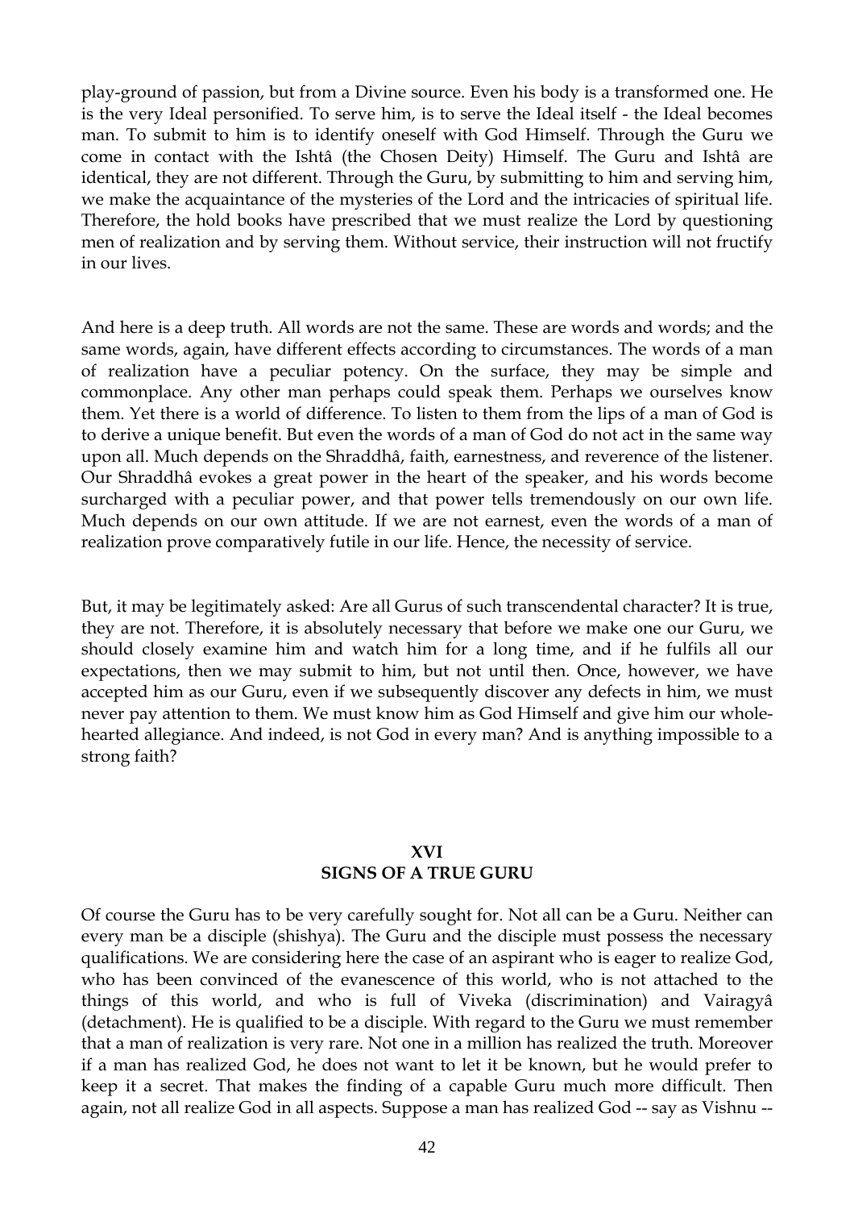play-ground of passion, but from a Divine source. Even his body is a transformed one. He is the very Ideal personified. To serve him, is to serve the Ideal itself - the Ideal becomes man. To submit to him is to identify oneself with God Himself. Through the Guru we come in contact with the Ishtâ (the Chosen Deity) Himself. The Guru and Ishtâ are identical, they are not different. Through the Guru, by submitting to him and serving him, we make the acquaintance of the mysteries of the Lord and the intricacies of spiritual life. Therefore, the hold books have prescribed that we must realize the Lord by questioning men of realization and by serving them. Without service, their instruction will not fructify in our lives.

And here is a deep truth. All words are not the same. These are words and words; and the same words, again, have different effects according to circumstances. The words of a man of realization have a peculiar potency. On the surface, they may be simple and commonplace. Any other man perhaps could speak them. Perhaps we ourselves know them. Yet there is a world of difference. To listen to them from the lips of a man of God is to derive a unique benefit. But even the words of a man of God do not act in the same way upon all. Much depends on the Shraddhâ, faith, earnestness, and reverence of the listener. Our Shraddhâ evokes a great power in the heart of the speaker, and his words become surcharged with a peculiar power, and that power tells tremendously on our own life. Much depends on our own attitude. If we are not earnest, even the words of a man of realization prove comparatively futile in our life. Hence, the necessity of service.

But, it may be legitimately asked: Are all Gurus of such transcendental character? It is true, they are not. Therefore, it is absolutely necessary that before we make one our Guru, we should closely examine him and watch him for a long time, and if he fulfils all our expectations, then we may submit to him, but not until then. Once, however, we have accepted him as our Guru, even if we subsequently discover any defects in him, we must never pay attention to them. We must know him as God Himself and give him our whole-hearted allegiance. And indeed, is not God in every man? And is anything impossible to a strong faith?

## XVI
## SIGNS OF A TRUE GURU

Of course the Guru has to be very carefully sought for. Not all can be a Guru. Neither can every man be a disciple (shishya). The Guru and the disciple must possess the necessary qualifications. We are considering here the case of an aspirant who is eager to realize God, who has been convinced of the evanescence of this world, who is not attached to the things of this world, and who is full of Viveka (discrimination) and Vairagyâ (detachment). He is qualified to be a disciple. With regard to the Guru we must remember that a man of realization is very rare. Not one in a million has realized the truth. Moreover if a man has realized God, he does not want to let it be known, but he would prefer to keep it a secret. That makes the finding of a capable Guru much more difficult. Then again, not all realize God in all aspects. Suppose a man has realized God -- say as Vishnu --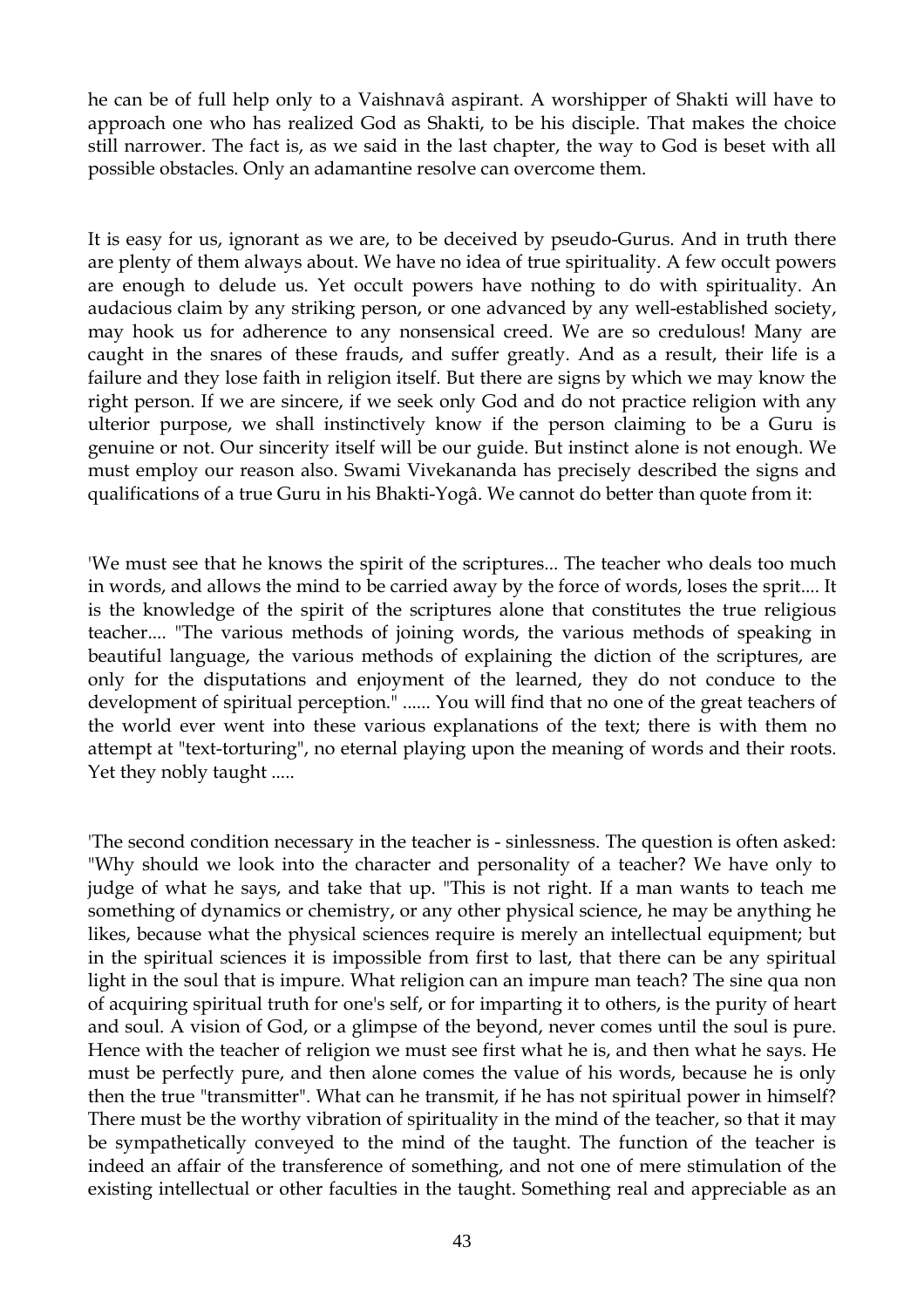he can be of full help only to a Vaishnavâ aspirant. A worshipper of Shakti will have to approach one who has realized God as Shakti, to be his disciple. That makes the choice still narrower. The fact is, as we said in the last chapter, the way to God is beset with all possible obstacles. Only an adamantine resolve can overcome them.

It is easy for us, ignorant as we are, to be deceived by pseudo-Gurus. And in truth there are plenty of them always about. We have no idea of true spirituality. A few occult powers are enough to delude us. Yet occult powers have nothing to do with spirituality. An audacious claim by any striking person, or one advanced by any well-established society, may hook us for adherence to any nonsensical creed. We are so credulous! Many are caught in the snares of these frauds, and suffer greatly. And as a result, their life is a failure and they lose faith in religion itself. But there are signs by which we may know the right person. If we are sincere, if we seek only God and do not practice religion with any ulterior purpose, we shall instinctively know if the person claiming to be a Guru is genuine or not. Our sincerity itself will be our guide. But instinct alone is not enough. We must employ our reason also. Swami Vivekananda has precisely described the signs and qualifications of a true Guru in his Bhakti-Yogâ. We cannot do better than quote from it:

'We must see that he knows the spirit of the scriptures... The teacher who deals too much in words, and allows the mind to be carried away by the force of words, loses the sprit.... It is the knowledge of the spirit of the scriptures alone that constitutes the true religious teacher.... "The various methods of joining words, the various methods of speaking in beautiful language, the various methods of explaining the diction of the scriptures, are only for the disputations and enjoyment of the learned, they do not conduce to the development of spiritual perception." ...... You will find that no one of the great teachers of the world ever went into these various explanations of the text; there is with them no attempt at "text-torturing", no eternal playing upon the meaning of words and their roots. Yet they nobly taught .....

'The second condition necessary in the teacher is - sinlessness. The question is often asked: "Why should we look into the character and personality of a teacher? We have only to judge of what he says, and take that up. "This is not right. If a man wants to teach me something of dynamics or chemistry, or any other physical science, he may be anything he likes, because what the physical sciences require is merely an intellectual equipment; but in the spiritual sciences it is impossible from first to last, that there can be any spiritual light in the soul that is impure. What religion can an impure man teach? The sine qua non of acquiring spiritual truth for one's self, or for imparting it to others, is the purity of heart and soul. A vision of God, or a glimpse of the beyond, never comes until the soul is pure. Hence with the teacher of religion we must see first what he is, and then what he says. He must be perfectly pure, and then alone comes the value of his words, because he is only then the true "transmitter". What can he transmit, if he has not spiritual power in himself? There must be the worthy vibration of spirituality in the mind of the teacher, so that it may be sympathetically conveyed to the mind of the taught. The function of the teacher is indeed an affair of the transference of something, and not one of mere stimulation of the existing intellectual or other faculties in the taught. Something real and appreciable as an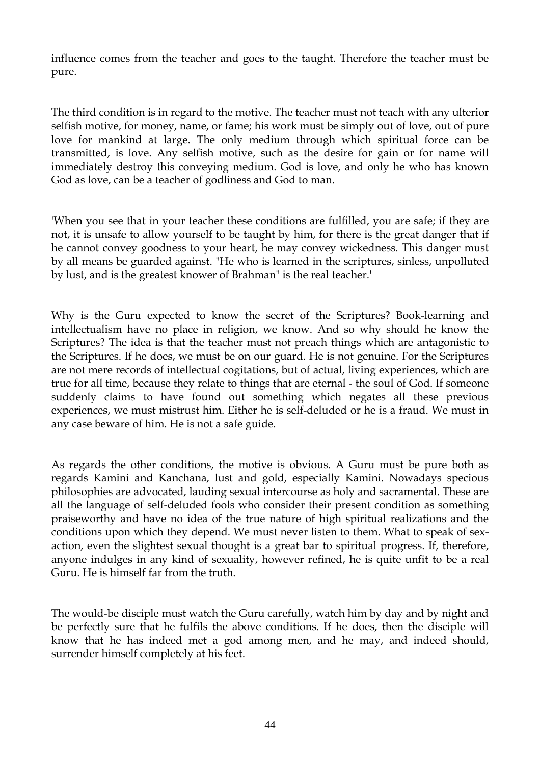influence comes from the teacher and goes to the taught. Therefore the teacher must be pure.

The third condition is in regard to the motive. The teacher must not teach with any ulterior selfish motive, for money, name, or fame; his work must be simply out of love, out of pure love for mankind at large. The only medium through which spiritual force can be transmitted, is love. Any selfish motive, such as the desire for gain or for name will immediately destroy this conveying medium. God is love, and only he who has known God as love, can be a teacher of godliness and God to man.

'When you see that in your teacher these conditions are fulfilled, you are safe; if they are not, it is unsafe to allow yourself to be taught by him, for there is the great danger that if he cannot convey goodness to your heart, he may convey wickedness. This danger must by all means be guarded against. "He who is learned in the scriptures, sinless, unpolluted by lust, and is the greatest knower of Brahman" is the real teacher.'

Why is the Guru expected to know the secret of the Scriptures? Book-learning and intellectualism have no place in religion, we know. And so why should he know the Scriptures? The idea is that the teacher must not preach things which are antagonistic to the Scriptures. If he does, we must be on our guard. He is not genuine. For the Scriptures are not mere records of intellectual cogitations, but of actual, living experiences, which are true for all time, because they relate to things that are eternal - the soul of God. If someone suddenly claims to have found out something which negates all these previous experiences, we must mistrust him. Either he is self-deluded or he is a fraud. We must in any case beware of him. He is not a safe guide.

As regards the other conditions, the motive is obvious. A Guru must be pure both as regards Kamini and Kanchana, lust and gold, especially Kamini. Nowadays specious philosophies are advocated, lauding sexual intercourse as holy and sacramental. These are all the language of self-deluded fools who consider their present condition as something praiseworthy and have no idea of the true nature of high spiritual realizations and the conditions upon which they depend. We must never listen to them. What to speak of sex-action, even the slightest sexual thought is a great bar to spiritual progress. If, therefore, anyone indulges in any kind of sexuality, however refined, he is quite unfit to be a real Guru. He is himself far from the truth.

The would-be disciple must watch the Guru carefully, watch him by day and by night and be perfectly sure that he fulfils the above conditions. If he does, then the disciple will know that he has indeed met a god among men, and he may, and indeed should, surrender himself completely at his feet.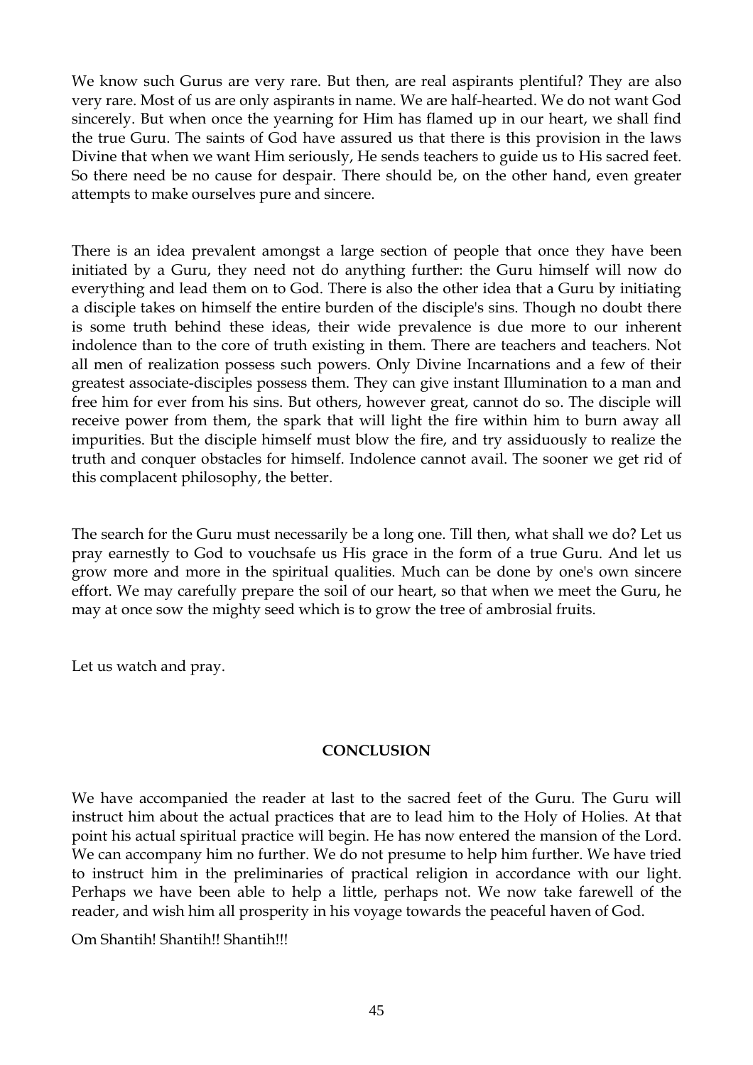We know such Gurus are very rare. But then, are real aspirants plentiful? They are also very rare. Most of us are only aspirants in name. We are half-hearted. We do not want God sincerely. But when once the yearning for Him has flamed up in our heart, we shall find the true Guru. The saints of God have assured us that there is this provision in the laws Divine that when we want Him seriously, He sends teachers to guide us to His sacred feet. So there need be no cause for despair. There should be, on the other hand, even greater attempts to make ourselves pure and sincere.

There is an idea prevalent amongst a large section of people that once they have been initiated by a Guru, they need not do anything further: the Guru himself will now do everything and lead them on to God. There is also the other idea that a Guru by initiating a disciple takes on himself the entire burden of the disciple's sins. Though no doubt there is some truth behind these ideas, their wide prevalence is due more to our inherent indolence than to the core of truth existing in them. There are teachers and teachers. Not all men of realization possess such powers. Only Divine Incarnations and a few of their greatest associate-disciples possess them. They can give instant Illumination to a man and free him for ever from his sins. But others, however great, cannot do so. The disciple will receive power from them, the spark that will light the fire within him to burn away all impurities. But the disciple himself must blow the fire, and try assiduously to realize the truth and conquer obstacles for himself. Indolence cannot avail. The sooner we get rid of this complacent philosophy, the better.

The search for the Guru must necessarily be a long one. Till then, what shall we do? Let us pray earnestly to God to vouchsafe us His grace in the form of a true Guru. And let us grow more and more in the spiritual qualities. Much can be done by one's own sincere effort. We may carefully prepare the soil of our heart, so that when we meet the Guru, he may at once sow the mighty seed which is to grow the tree of ambrosial fruits.

Let us watch and pray.

## CONCLUSION

We have accompanied the reader at last to the sacred feet of the Guru. The Guru will instruct him about the actual practices that are to lead him to the Holy of Holies. At that point his actual spiritual practice will begin. He has now entered the mansion of the Lord. We can accompany him no further. We do not presume to help him further. We have tried to instruct him in the preliminaries of practical religion in accordance with our light. Perhaps we have been able to help a little, perhaps not. We now take farewell of the reader, and wish him all prosperity in his voyage towards the peaceful haven of God.

Om Shantih! Shantih!! Shantih!!!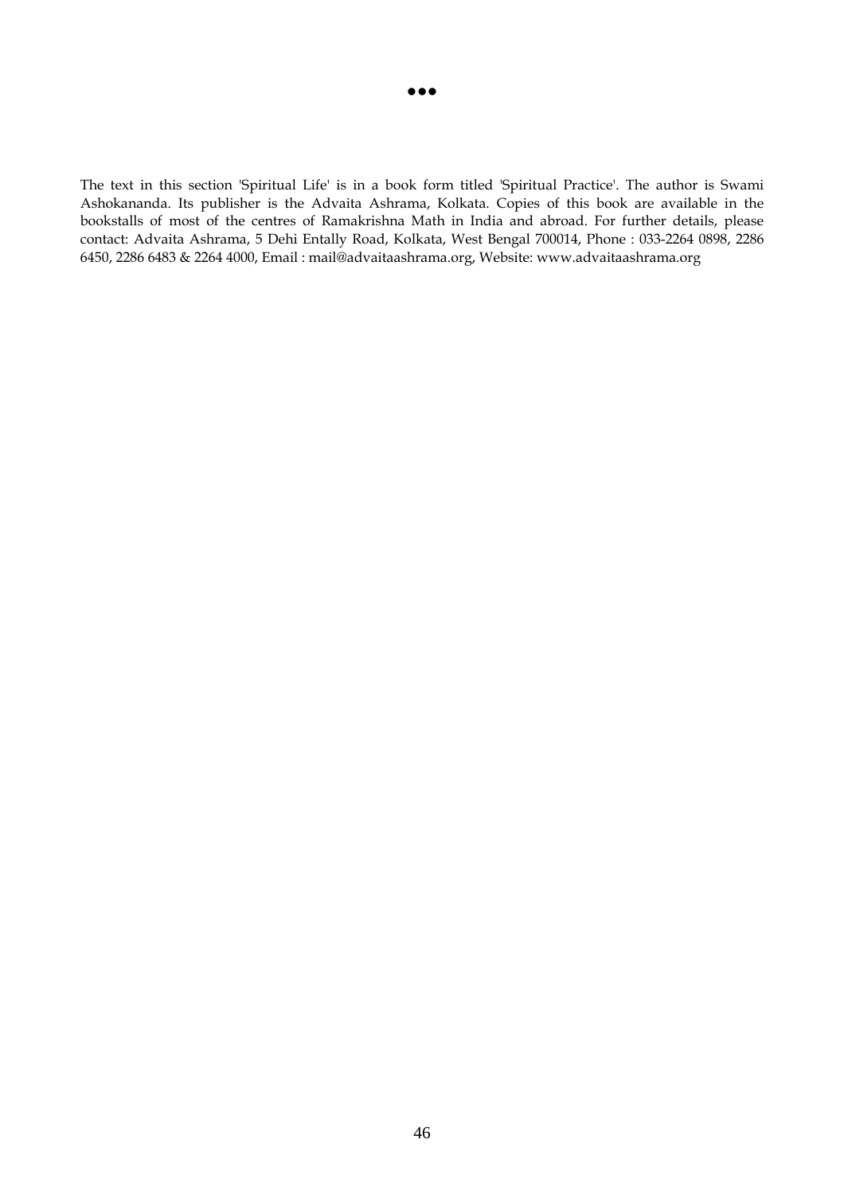●●●

The text in this section 'Spiritual Life' is in a book form titled 'Spiritual Practice'. The author is Swami Ashokananda. Its publisher is the Advaita Ashrama, Kolkata. Copies of this book are available in the bookstalls of most of the centres of Ramakrishna Math in India and abroad. For further details, please contact: Advaita Ashrama, 5 Dehi Entally Road, Kolkata, West Bengal 700014, Phone : 033-2264 0898, 2286 6450, 2286 6483 & 2264 4000, Email : mail@advaitaashrama.org, Website: www.advaitaashrama.org